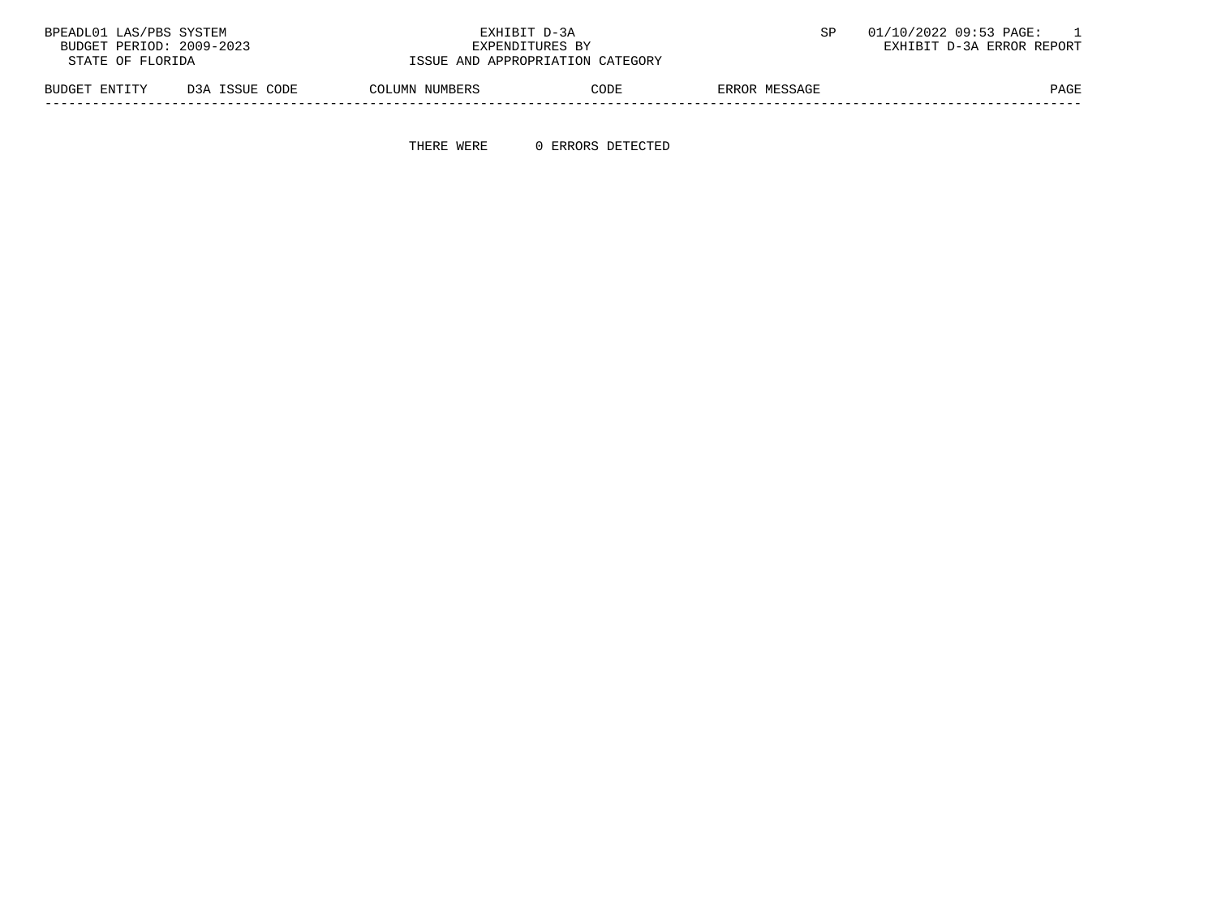BPEADL01 LAS/PBS SYSTEM | EXHIBIT D-3A | SP 01/10/2022 09:53 PAGE: 1
BUDGET PERIOD: 2009-2023 | EXPENDITURES BY | EXHIBIT D-3A ERROR REPORT
STATE OF FLORIDA | ISSUE AND APPROPRIATION CATEGORY

| BUDGET ENTITY | D3A ISSUE CODE | COLUMN NUMBERS | CODE | ERROR MESSAGE | PAGE |
|---|---|---|---|---|---|

THERE WERE 0 ERRORS DETECTED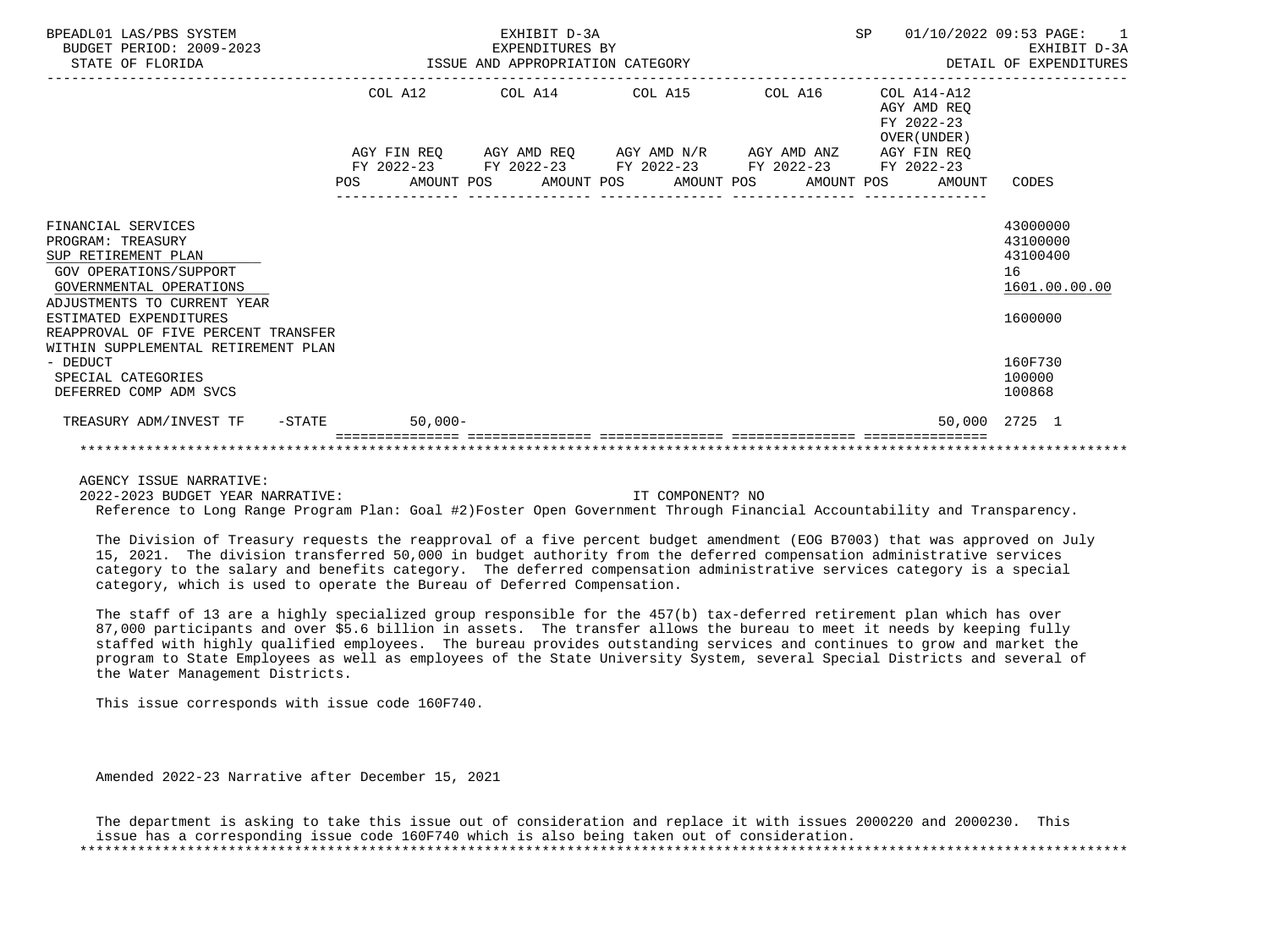BPEADL01 LAS/PBS SYSTEM — EXHIBIT D-3A — SP 01/10/2022 09:53 PAGE: 1
BUDGET PERIOD: 2009-2023 — EXPENDITURES BY — EXHIBIT D-3A
STATE OF FLORIDA — ISSUE AND APPROPRIATION CATEGORY — DETAIL OF EXPENDITURES

| | COL A12 AGY FIN REQ FY 2022-23 POS AMOUNT | COL A14 AGY AMD REQ FY 2022-23 POS AMOUNT | COL A15 AGY AMD N/R FY 2022-23 POS AMOUNT | COL A16 AGY AMD ANZ FY 2022-23 POS AMOUNT | COL A14-A12 AGY AMD REQ FY 2022-23 OVER(UNDER) AGY FIN REQ FY 2022-23 POS AMOUNT | CODES |
|---|---|---|---|---|---|---|
| FINANCIAL SERVICES | | | | | | 43000000 |
| PROGRAM: TREASURY | | | | | | 43100000 |
| SUP RETIREMENT PLAN | | | | | | 43100400 |
| GOV OPERATIONS/SUPPORT | | | | | | 16 |
| GOVERNMENTAL OPERATIONS | | | | | | 1601.00.00.00 |
| ADJUSTMENTS TO CURRENT YEAR ESTIMATED EXPENDITURES | | | | | | 1600000 |
| REAPPROVAL OF FIVE PERCENT TRANSFER WITHIN SUPPLEMENTAL RETIREMENT PLAN - DEDUCT | | | | | | 160F730 |
| SPECIAL CATEGORIES | | | | | | 100000 |
| DEFERRED COMP ADM SVCS | | | | | | 100868 |
| TREASURY ADM/INVEST TF -STATE | 50,000- | | | | 50,000 | 2725 1 |

AGENCY ISSUE NARRATIVE:
2022-2023 BUDGET YEAR NARRATIVE: IT COMPONENT? NO
Reference to Long Range Program Plan: Goal #2)Foster Open Government Through Financial Accountability and Transparency.

The Division of Treasury requests the reapproval of a five percent budget amendment (EOG B7003) that was approved on July 15, 2021. The division transferred 50,000 in budget authority from the deferred compensation administrative services category to the salary and benefits category. The deferred compensation administrative services category is a special category, which is used to operate the Bureau of Deferred Compensation.

The staff of 13 are a highly specialized group responsible for the 457(b) tax-deferred retirement plan which has over 87,000 participants and over $5.6 billion in assets. The transfer allows the bureau to meet it needs by keeping fully staffed with highly qualified employees. The bureau provides outstanding services and continues to grow and market the program to State Employees as well as employees of the State University System, several Special Districts and several of the Water Management Districts.

This issue corresponds with issue code 160F740.

Amended 2022-23 Narrative after December 15, 2021

The department is asking to take this issue out of consideration and replace it with issues 2000220 and 2000230. This issue has a corresponding issue code 160F740 which is also being taken out of consideration.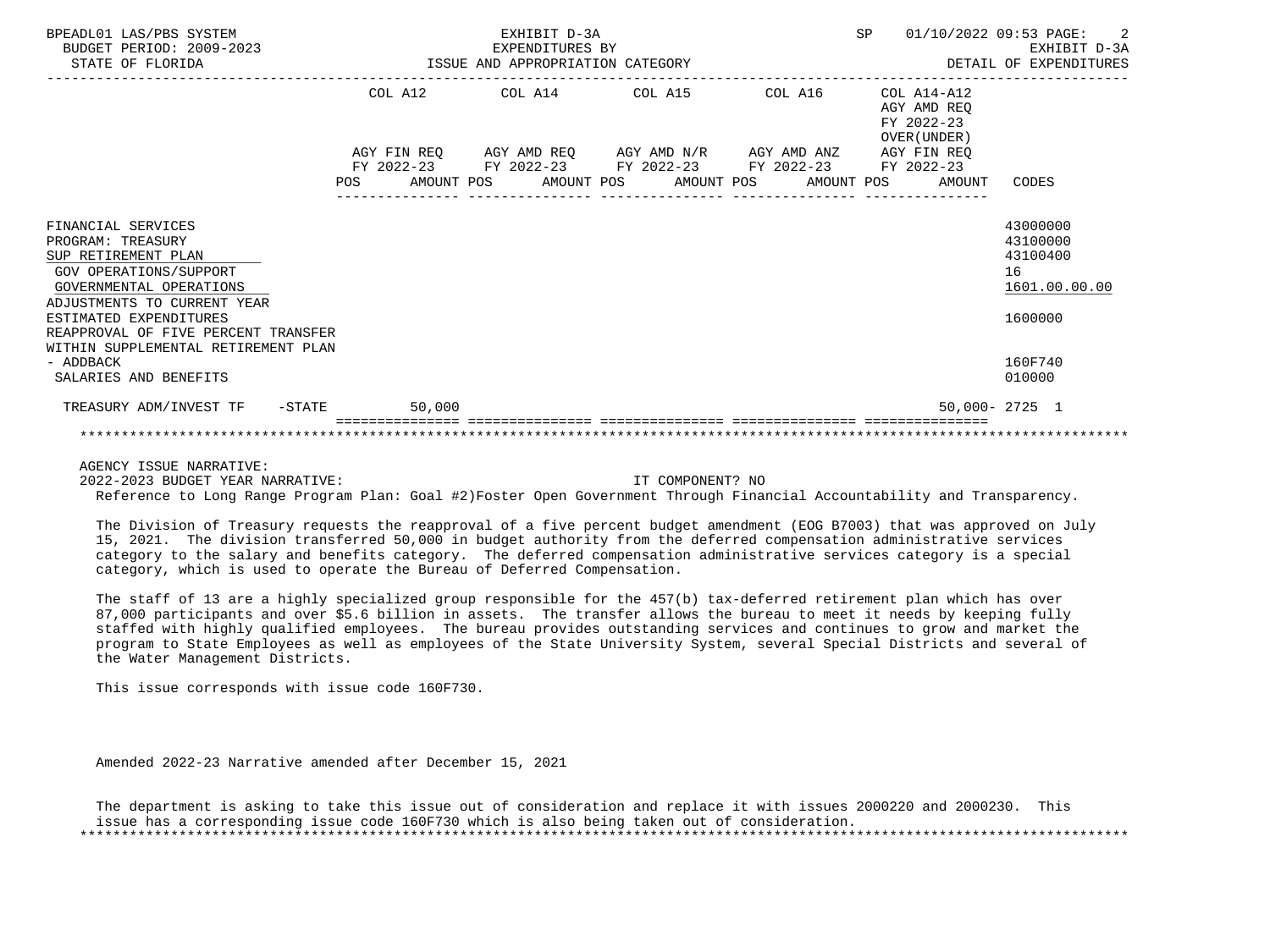BPEADL01 LAS/PBS SYSTEM — EXHIBIT D-3A — EXPENDITURES BY ISSUE AND APPROPRIATION CATEGORY — SP 01/10/2022 09:53
BUDGET PERIOD: 2009-2023 — EXHIBIT D-3A
STATE OF FLORIDA — DETAIL OF EXPENDITURES

| | COL A12 AGY FIN REQ FY 2022-23 POS AMOUNT | COL A14 AGY AMD REQ FY 2022-23 POS AMOUNT | COL A15 AGY AMD N/R FY 2022-23 POS AMOUNT | COL A16 AGY AMD ANZ FY 2022-23 POS AMOUNT | COL A14-A12 AGY AMD REQ FY 2022-23 OVER(UNDER) AGY FIN REQ FY 2022-23 POS AMOUNT | CODES |
|---|---|---|---|---|---|---|
| FINANCIAL SERVICES | | | | | | 43000000 |
| PROGRAM: TREASURY | | | | | | 43100000 |
| SUP RETIREMENT PLAN | | | | | | 43100400 |
| GOV OPERATIONS/SUPPORT | | | | | | 16 |
| GOVERNMENTAL OPERATIONS | | | | | | 1601.00.00.00 |
| ADJUSTMENTS TO CURRENT YEAR ESTIMATED EXPENDITURES | | | | | | 1600000 |
| REAPPROVAL OF FIVE PERCENT TRANSFER WITHIN SUPPLEMENTAL RETIREMENT PLAN - ADDBACK | | | | | | 160F740 |
| SALARIES AND BENEFITS | | | | | | 010000 |
| TREASURY ADM/INVEST TF -STATE | 50,000 | | | | 50,000- | 2725 1 |

AGENCY ISSUE NARRATIVE:
2022-2023 BUDGET YEAR NARRATIVE: IT COMPONENT? NO

Reference to Long Range Program Plan: Goal #2)Foster Open Government Through Financial Accountability and Transparency.

The Division of Treasury requests the reapproval of a five percent budget amendment (EOG B7003) that was approved on July 15, 2021. The division transferred 50,000 in budget authority from the deferred compensation administrative services category to the salary and benefits category. The deferred compensation administrative services category is a special category, which is used to operate the Bureau of Deferred Compensation.

The staff of 13 are a highly specialized group responsible for the 457(b) tax-deferred retirement plan which has over 87,000 participants and over $5.6 billion in assets. The transfer allows the bureau to meet it needs by keeping fully staffed with highly qualified employees. The bureau provides outstanding services and continues to grow and market the program to State Employees as well as employees of the State University System, several Special Districts and several of the Water Management Districts.

This issue corresponds with issue code 160F730.

Amended 2022-23 Narrative amended after December 15, 2021

The department is asking to take this issue out of consideration and replace it with issues 2000220 and 2000230. This issue has a corresponding issue code 160F730 which is also being taken out of consideration.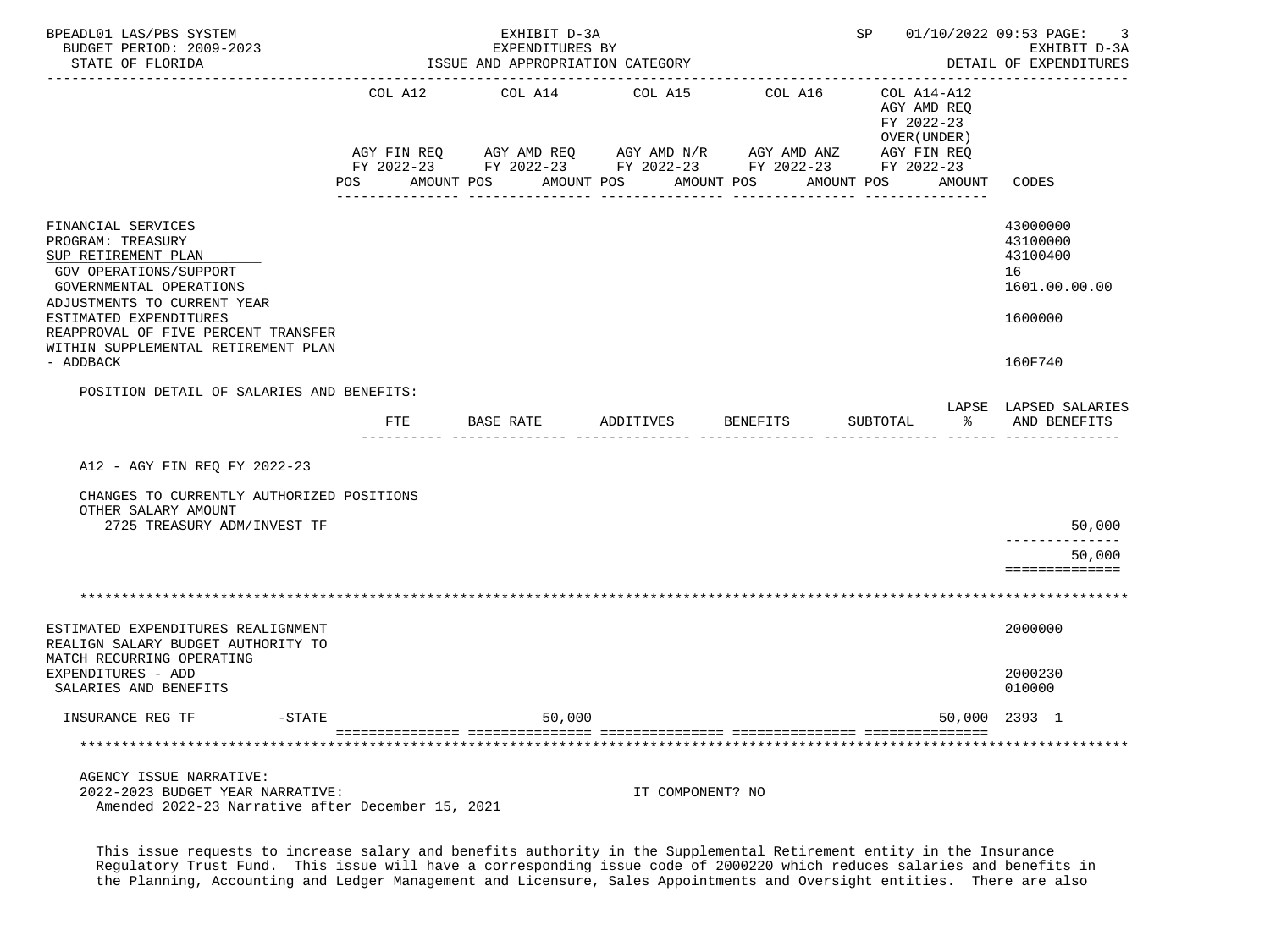BPEADL01 LAS/PBS SYSTEM | EXHIBIT D-3A | SP 01/10/2022 09:53
BUDGET PERIOD: 2009-2023 | EXPENDITURES BY | EXHIBIT D-3A
STATE OF FLORIDA | ISSUE AND APPROPRIATION CATEGORY | DETAIL OF EXPENDITURES

| | COL A12 AGY FIN REQ FY 2022-23 POS AMOUNT | COL A14 AGY AMD REQ FY 2022-23 POS AMOUNT | COL A15 AGY AMD N/R FY 2022-23 POS AMOUNT | COL A16 AGY AMD ANZ FY 2022-23 POS AMOUNT | COL A14-A12 AGY AMD REQ FY 2022-23 OVER(UNDER) AGY FIN REQ FY 2022-23 POS AMOUNT | CODES |
|---|---|---|---|---|---|---|
| FINANCIAL SERVICES | | | | | | 43000000 |
| PROGRAM: TREASURY | | | | | | 43100000 |
| SUP RETIREMENT PLAN | | | | | | 43100400 |
| GOV OPERATIONS/SUPPORT | | | | | | 16 |
| GOVERNMENTAL OPERATIONS | | | | | | 1601.00.00.00 |
| ADJUSTMENTS TO CURRENT YEAR ESTIMATED EXPENDITURES | | | | | | 1600000 |
| REAPPROVAL OF FIVE PERCENT TRANSFER WITHIN SUPPLEMENTAL RETIREMENT PLAN - ADDBACK | | | | | | 160F740 |

POSITION DETAIL OF SALARIES AND BENEFITS:

| | FTE | BASE RATE | ADDITIVES | BENEFITS | SUBTOTAL | LAPSE % | LAPSED SALARIES AND BENEFITS |
|---|---|---|---|---|---|---|---|
| A12 - AGY FIN REQ FY 2022-23 | | | | | | | |
| CHANGES TO CURRENTLY AUTHORIZED POSITIONS | | | | | | | |
| OTHER SALARY AMOUNT | | | | | | | |
| 2725 TREASURY ADM/INVEST TF | | | | | | | 50,000 |
| | | | | | | | 50,000 |

| | COL A12 | COL A14 | COL A15 | COL A16 | COL A14-A12 | CODES |
|---|---|---|---|---|---|---|
| ESTIMATED EXPENDITURES REALIGNMENT | | | | | | 2000000 |
| REALIGN SALARY BUDGET AUTHORITY TO MATCH RECURRING OPERATING EXPENDITURES - ADD | | | | | | 2000230 |
| SALARIES AND BENEFITS | | | | | | 010000 |
| INSURANCE REG TF -STATE | | 50,000 | | | 50,000 | 2393 1 |

AGENCY ISSUE NARRATIVE:
2022-2023 BUDGET YEAR NARRATIVE: IT COMPONENT? NO
Amended 2022-23 Narrative after December 15, 2021

This issue requests to increase salary and benefits authority in the Supplemental Retirement entity in the Insurance Regulatory Trust Fund. This issue will have a corresponding issue code of 2000220 which reduces salaries and benefits in the Planning, Accounting and Ledger Management and Licensure, Sales Appointments and Oversight entities. There are also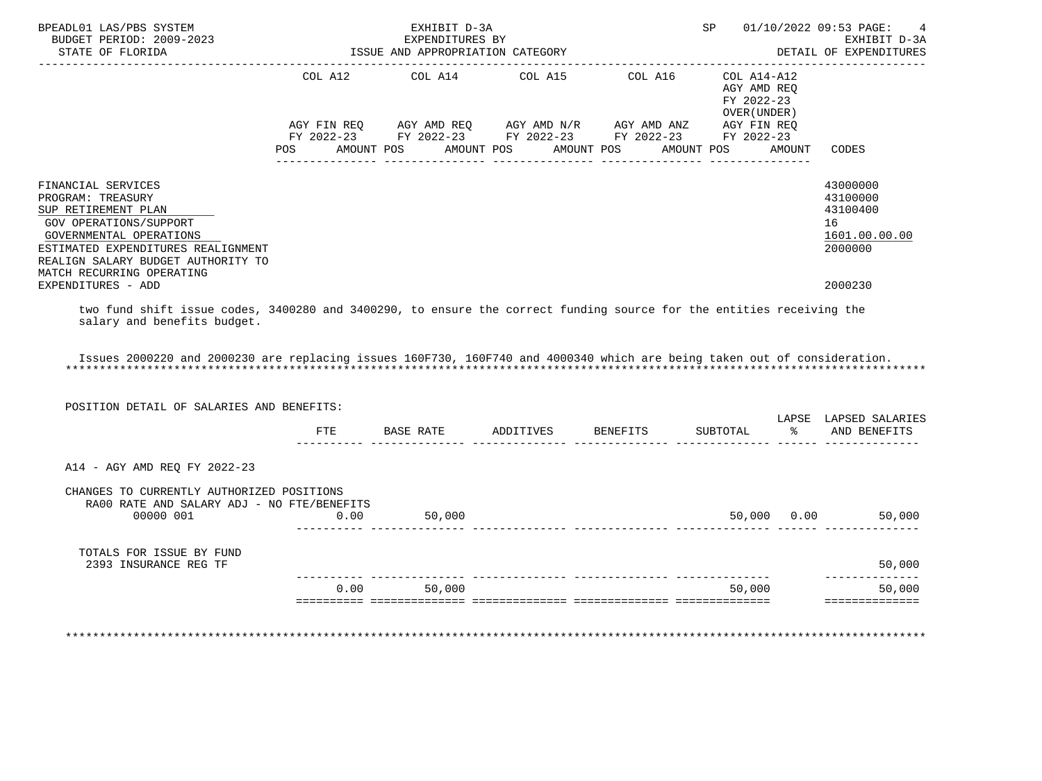FINANCIAL SERVICES — 43000000
PROGRAM: TREASURY — 43100000
SUP RETIREMENT PLAN — 43100400
GOV OPERATIONS/SUPPORT — 16
GOVERNMENTAL OPERATIONS — 1601.00.00.00
ESTIMATED EXPENDITURES REALIGNMENT — 2000000
REALIGN SALARY BUDGET AUTHORITY TO MATCH RECURRING OPERATING EXPENDITURES - ADD — 2000230

| | COL A12 AGY FIN REQ FY 2022-23 POS AMOUNT | COL A14 AGY AMD REQ FY 2022-23 POS AMOUNT | COL A15 AGY AMD N/R FY 2022-23 POS AMOUNT | COL A16 AGY AMD ANZ FY 2022-23 POS AMOUNT | COL A14-A12 AGY AMD REQ FY 2022-23 OVER(UNDER) AGY FIN REQ FY 2022-23 POS AMOUNT | CODES |
|---|---|---|---|---|---|---|

two fund shift issue codes, 3400280 and 3400290, to ensure the correct funding source for the entities receiving the salary and benefits budget.

Issues 2000220 and 2000230 are replacing issues 160F730, 160F740 and 4000340 which are being taken out of consideration.

*******************************************************************************************************************************

POSITION DETAIL OF SALARIES AND BENEFITS:

| | FTE | BASE RATE | ADDITIVES | BENEFITS | SUBTOTAL | LAPSE % | LAPSED SALARIES AND BENEFITS |
|---|---|---|---|---|---|---|---|
| A14 - AGY AMD REQ FY 2022-23 | | | | | | | |
| CHANGES TO CURRENTLY AUTHORIZED POSITIONS | | | | | | | |
| RA00 RATE AND SALARY ADJ - NO FTE/BENEFITS | | | | | | | |
| 00000 001 | 0.00 | 50,000 | | | 50,000 | 0.00 | 50,000 |
| TOTALS FOR ISSUE BY FUND | | | | | | | |
| 2393 INSURANCE REG TF | | | | | | | 50,000 |
| | 0.00 | 50,000 | | | 50,000 | | 50,000 |

*******************************************************************************************************************************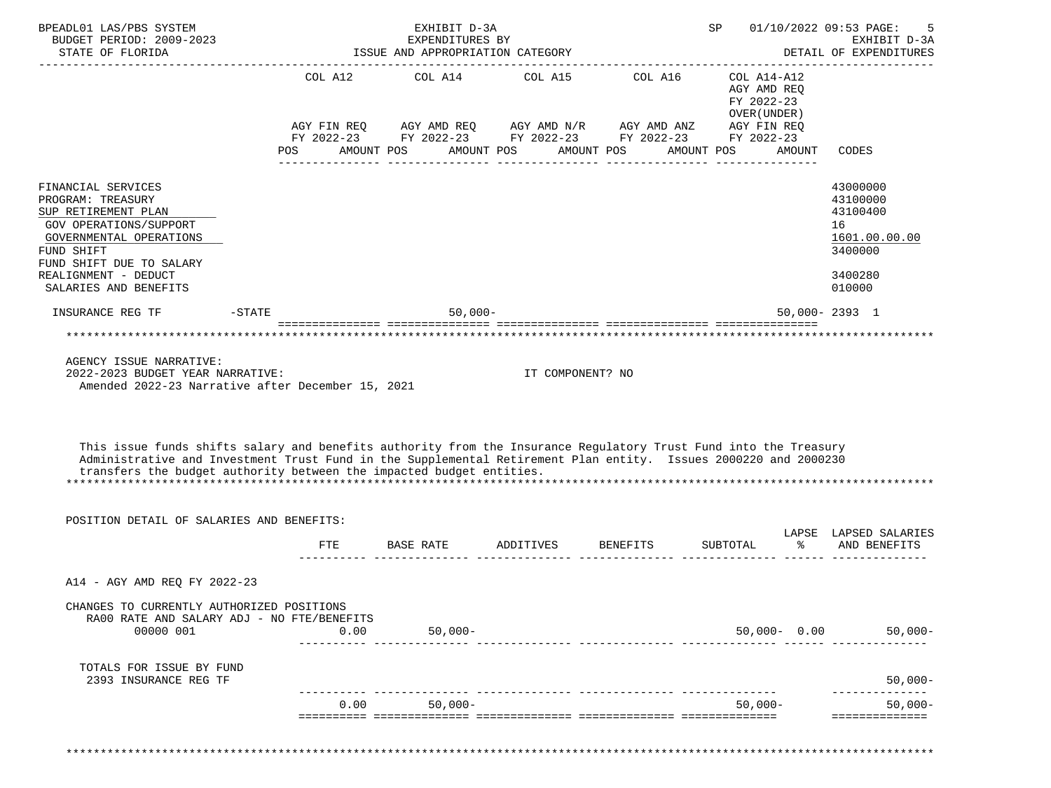BPEADL01 LAS/PBS SYSTEM — EXHIBIT D-3A — EXPENDITURES BY ISSUE AND APPROPRIATION CATEGORY — SP 01/10/2022 09:53
BUDGET PERIOD: 2009-2023 — STATE OF FLORIDA — EXHIBIT D-3A DETAIL OF EXPENDITURES

| | COL A12 AGY FIN REQ FY 2022-23 POS AMOUNT | COL A14 AGY AMD REQ FY 2022-23 POS AMOUNT | COL A15 AGY AMD N/R FY 2022-23 POS AMOUNT | COL A16 AGY AMD ANZ FY 2022-23 POS AMOUNT | COL A14-A12 AGY AMD REQ FY 2022-23 OVER(UNDER) AGY FIN REQ FY 2022-23 POS AMOUNT | CODES |
|---|---|---|---|---|---|---|
| FINANCIAL SERVICES | | | | | | 43000000 |
| PROGRAM: TREASURY | | | | | | 43100000 |
| SUP RETIREMENT PLAN | | | | | | 43100400 |
| GOV OPERATIONS/SUPPORT | | | | | | 16 |
| GOVERNMENTAL OPERATIONS | | | | | | 1601.00.00.00 |
| FUND SHIFT | | | | | | 3400000 |
| FUND SHIFT DUE TO SALARY REALIGNMENT - DEDUCT | | | | | | 3400280 |
| SALARIES AND BENEFITS | | | | | | 010000 |
| INSURANCE REG TF -STATE | | 50,000- | | | 50,000- | 2393 1 |

AGENCY ISSUE NARRATIVE:
2022-2023 BUDGET YEAR NARRATIVE: IT COMPONENT? NO
Amended 2022-23 Narrative after December 15, 2021

This issue funds shifts salary and benefits authority from the Insurance Regulatory Trust Fund into the Treasury Administrative and Investment Trust Fund in the Supplemental Retirement Plan entity. Issues 2000220 and 2000230 transfers the budget authority between the impacted budget entities.

POSITION DETAIL OF SALARIES AND BENEFITS:

| | FTE | BASE RATE | ADDITIVES | BENEFITS | SUBTOTAL | LAPSE % | LAPSED SALARIES AND BENEFITS |
|---|---|---|---|---|---|---|---|
| A14 - AGY AMD REQ FY 2022-23 | | | | | | | |
| CHANGES TO CURRENTLY AUTHORIZED POSITIONS | | | | | | | |
| RA00 RATE AND SALARY ADJ - NO FTE/BENEFITS | | | | | | | |
| 00000 001 | 0.00 | 50,000- | | | 50,000- | 0.00 | 50,000- |
| TOTALS FOR ISSUE BY FUND | | | | | | | |
| 2393 INSURANCE REG TF | | | | | | | 50,000- |
| | 0.00 | 50,000- | | | 50,000- | | 50,000- |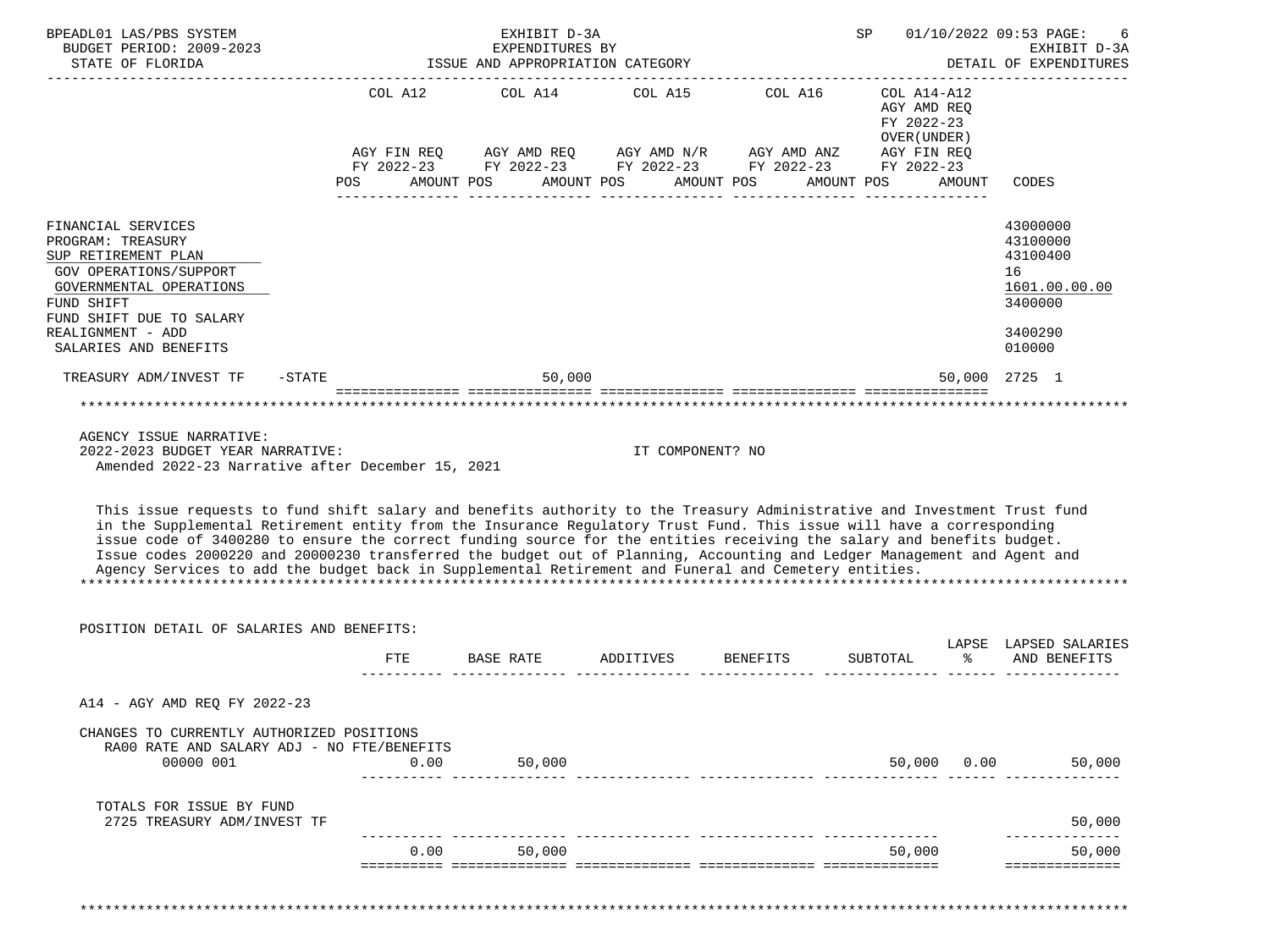BPEADL01 LAS/PBS SYSTEM — EXHIBIT D-3A — EXPENDITURES BY ISSUE AND APPROPRIATION CATEGORY — SP 01/10/2022 09:53

BUDGET PERIOD: 2009-2023 — STATE OF FLORIDA — EXHIBIT D-3A — DETAIL OF EXPENDITURES

| | COL A12 AGY FIN REQ FY 2022-23 POS AMOUNT | COL A14 AGY AMD REQ FY 2022-23 POS AMOUNT | COL A15 AGY AMD N/R FY 2022-23 POS AMOUNT | COL A16 AGY AMD ANZ FY 2022-23 POS AMOUNT | COL A14-A12 AGY AMD REQ FY 2022-23 OVER(UNDER) AGY FIN REQ FY 2022-23 POS AMOUNT | CODES |
|---|---|---|---|---|---|---|
| FINANCIAL SERVICES | | | | | | 43000000 |
| PROGRAM: TREASURY | | | | | | 43100000 |
| SUP RETIREMENT PLAN | | | | | | 43100400 |
| GOV OPERATIONS/SUPPORT | | | | | | 16 |
| GOVERNMENTAL OPERATIONS | | | | | | 1601.00.00.00 |
| FUND SHIFT | | | | | | 3400000 |
| FUND SHIFT DUE TO SALARY REALIGNMENT - ADD | | | | | | 3400290 |
| SALARIES AND BENEFITS | | | | | | 010000 |
| TREASURY ADM/INVEST TF -STATE | | 50,000 | | | 50,000 | 2725 1 |

AGENCY ISSUE NARRATIVE:
2022-2023 BUDGET YEAR NARRATIVE: IT COMPONENT? NO
Amended 2022-23 Narrative after December 15, 2021

This issue requests to fund shift salary and benefits authority to the Treasury Administrative and Investment Trust fund in the Supplemental Retirement entity from the Insurance Regulatory Trust Fund. This issue will have a corresponding issue code of 3400280 to ensure the correct funding source for the entities receiving the salary and benefits budget. Issue codes 2000220 and 20000230 transferred the budget out of Planning, Accounting and Ledger Management and Agent and Agency Services to add the budget back in Supplemental Retirement and Funeral and Cemetery entities.

POSITION DETAIL OF SALARIES AND BENEFITS:

| | FTE | BASE RATE | ADDITIVES | BENEFITS | SUBTOTAL | LAPSE % | LAPSED SALARIES AND BENEFITS |
|---|---|---|---|---|---|---|---|
| A14 - AGY AMD REQ FY 2022-23 | | | | | | | |
| CHANGES TO CURRENTLY AUTHORIZED POSITIONS | | | | | | | |
| RA00 RATE AND SALARY ADJ - NO FTE/BENEFITS | | | | | | | |
| 00000 001 | 0.00 | 50,000 | | | 50,000 | 0.00 | 50,000 |
| TOTALS FOR ISSUE BY FUND | | | | | | | |
| 2725 TREASURY ADM/INVEST TF | | | | | | | 50,000 |
| | 0.00 | 50,000 | | | 50,000 | | 50,000 |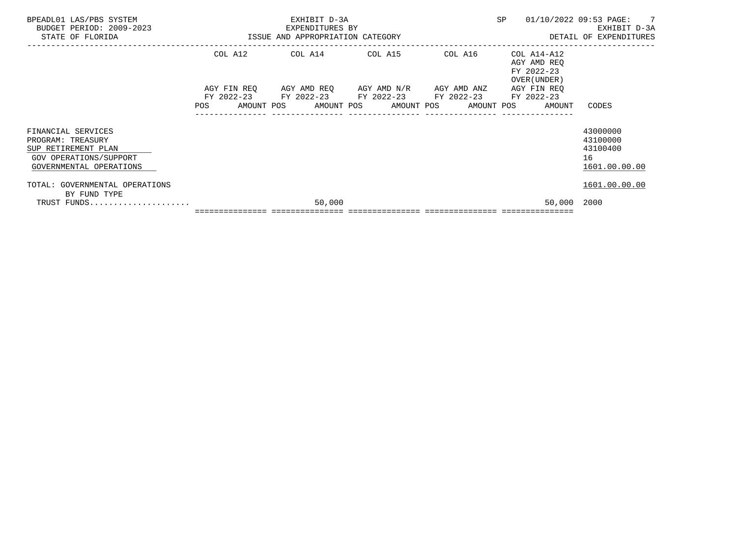BPEADL01 LAS/PBS SYSTEM — EXHIBIT D-3A — SP 01/10/2022 09:53 PAGE: 7
BUDGET PERIOD: 2009-2023 — EXPENDITURES BY — EXHIBIT D-3A
STATE OF FLORIDA — ISSUE AND APPROPRIATION CATEGORY — DETAIL OF EXPENDITURES

| | COL A12 AGY FIN REQ FY 2022-23 POS AMOUNT | COL A14 AGY AMD REQ FY 2022-23 POS AMOUNT | COL A15 AGY AMD N/R FY 2022-23 POS AMOUNT | COL A16 AGY AMD ANZ FY 2022-23 POS AMOUNT | COL A14-A12 AGY AMD REQ FY 2022-23 OVER(UNDER) AGY FIN REQ FY 2022-23 POS AMOUNT | CODES |
|---|---|---|---|---|---|---|
| FINANCIAL SERVICES | | | | | | 43000000 |
| PROGRAM: TREASURY | | | | | | 43100000 |
| SUP RETIREMENT PLAN | | | | | | 43100400 |
| GOV OPERATIONS/SUPPORT | | | | | | 16 |
| GOVERNMENTAL OPERATIONS | | | | | | 1601.00.00.00 |
| TOTAL: GOVERNMENTAL OPERATIONS | | | | | | 1601.00.00.00 |
| BY FUND TYPE | | | | | | |
| TRUST FUNDS..................... | | 50,000 | | | 50,000 | 2000 |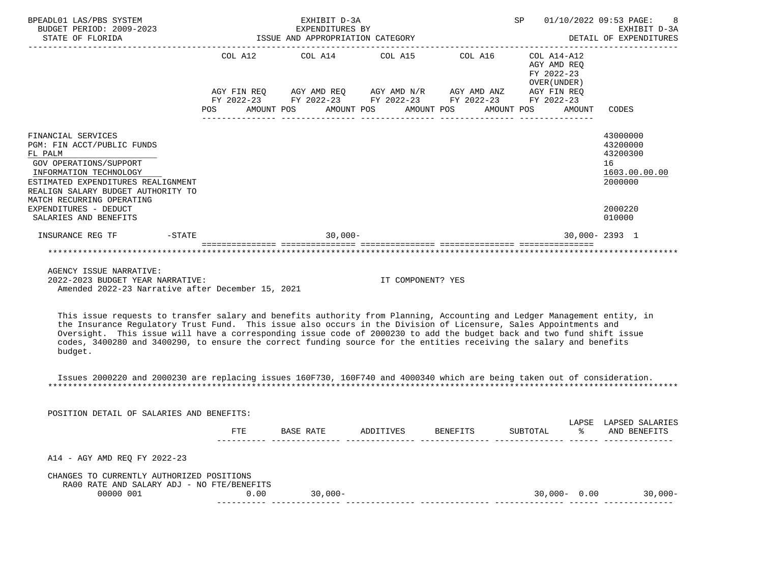BPEADL01 LAS/PBS SYSTEM | EXHIBIT D-3A | SP 01/10/2022 09:53

BUDGET PERIOD: 2009-2023 | EXPENDITURES BY | EXHIBIT D-3A

STATE OF FLORIDA | ISSUE AND APPROPRIATION CATEGORY | DETAIL OF EXPENDITURES

| | COL A12 AGY FIN REQ FY 2022-23 POS AMOUNT | COL A14 AGY AMD REQ FY 2022-23 POS AMOUNT | COL A15 AGY AMD N/R FY 2022-23 POS AMOUNT | COL A16 AGY AMD ANZ FY 2022-23 POS AMOUNT | COL A14-A12 AGY AMD REQ FY 2022-23 OVER(UNDER) AGY FIN REQ FY 2022-23 POS AMOUNT | CODES |
|---|---|---|---|---|---|---|
| FINANCIAL SERVICES | | | | | | 43000000 |
| PGM: FIN ACCT/PUBLIC FUNDS | | | | | | 43200000 |
| FL PALM | | | | | | 43200300 |
| GOV OPERATIONS/SUPPORT | | | | | | 16 |
| INFORMATION TECHNOLOGY | | | | | | 1603.00.00.00 |
| ESTIMATED EXPENDITURES REALIGNMENT | | | | | | 2000000 |
| REALIGN SALARY BUDGET AUTHORITY TO MATCH RECURRING OPERATING EXPENDITURES - DEDUCT | | | | | | 2000220 |
| SALARIES AND BENEFITS | | | | | | 010000 |
| INSURANCE REG TF -STATE | | 30,000- | | | 30,000- | 2393 1 |

AGENCY ISSUE NARRATIVE:

2022-2023 BUDGET YEAR NARRATIVE: IT COMPONENT? YES

Amended 2022-23 Narrative after December 15, 2021

This issue requests to transfer salary and benefits authority from Planning, Accounting and Ledger Management entity, in the Insurance Regulatory Trust Fund. This issue also occurs in the Division of Licensure, Sales Appointments and Oversight. This issue will have a corresponding issue code of 2000230 to add the budget back and two fund shift issue codes, 3400280 and 3400290, to ensure the correct funding source for the entities receiving the salary and benefits budget.

Issues 2000220 and 2000230 are replacing issues 160F730, 160F740 and 4000340 which are being taken out of consideration.

POSITION DETAIL OF SALARIES AND BENEFITS:

| | FTE | BASE RATE | ADDITIVES | BENEFITS | SUBTOTAL | LAPSE % | LAPSED SALARIES AND BENEFITS |
|---|---|---|---|---|---|---|---|
| A14 - AGY AMD REQ FY 2022-23 | | | | | | | |
| CHANGES TO CURRENTLY AUTHORIZED POSITIONS | | | | | | | |
| RA00 RATE AND SALARY ADJ - NO FTE/BENEFITS | | | | | | | |
| 00000 001 | 0.00 | 30,000- | | | 30,000- | 0.00 | 30,000- |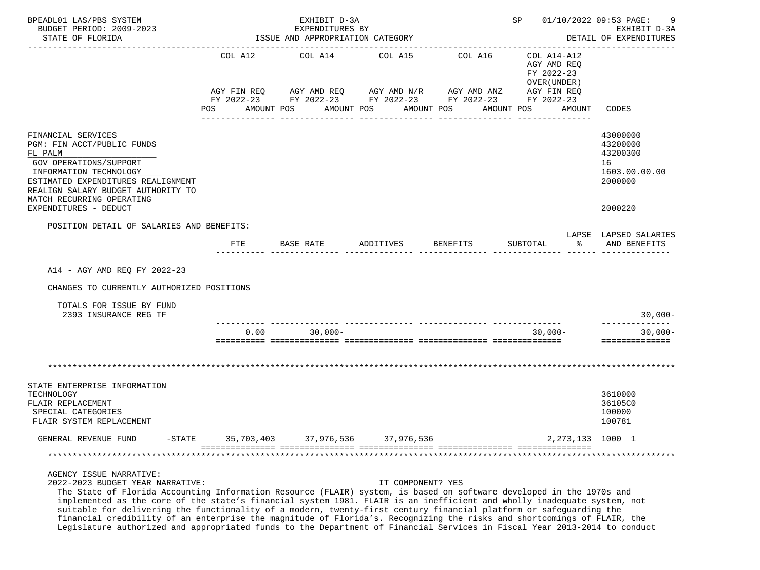| | COL A12 | COL A14 | COL A15 | COL A16 | COL A14-A12 | |
|---|---|---|---|---|---|---|
| | AGY FIN REQ FY 2022-23 | AGY AMD REQ FY 2022-23 | AGY AMD N/R FY 2022-23 | AGY AMD ANZ FY 2022-23 | AGY AMD REQ FY 2022-23 OVER(UNDER) AGY FIN REQ FY 2022-23 | |
| | POS AMOUNT | POS AMOUNT | POS AMOUNT | POS AMOUNT | POS AMOUNT | CODES |
| FINANCIAL SERVICES | | | | | | 43000000 |
| PGM: FIN ACCT/PUBLIC FUNDS | | | | | | 43200000 |
| FL PALM | | | | | | 43200300 |
| GOV OPERATIONS/SUPPORT | | | | | | 16 |
| INFORMATION TECHNOLOGY | | | | | | 1603.00.00.00 |
| ESTIMATED EXPENDITURES REALIGNMENT | | | | | | 2000000 |
| REALIGN SALARY BUDGET AUTHORITY TO MATCH RECURRING OPERATING EXPENDITURES - DEDUCT | | | | | | 2000220 |

POSITION DETAIL OF SALARIES AND BENEFITS:

| | FTE | BASE RATE | ADDITIVES | BENEFITS | SUBTOTAL | LAPSE % | LAPSED SALARIES AND BENEFITS |
|---|---|---|---|---|---|---|---|
| A14 - AGY AMD REQ FY 2022-23 | | | | | | | |
| CHANGES TO CURRENTLY AUTHORIZED POSITIONS | | | | | | | |
| TOTALS FOR ISSUE BY FUND | | | | | | | |
| 2393 INSURANCE REG TF | | | | | | | 30,000- |
| | 0.00 | 30,000- | | | 30,000- | | 30,000- |

***

| | COL A12 | COL A14 | COL A15 | COL A16 | COL A14-A12 | CODES |
|---|---|---|---|---|---|---|
| STATE ENTERPRISE INFORMATION TECHNOLOGY | | | | | | 3610000 |
| FLAIR REPLACEMENT | | | | | | 36105C0 |
| SPECIAL CATEGORIES | | | | | | 100000 |
| FLAIR SYSTEM REPLACEMENT | | | | | | 100781 |
| GENERAL REVENUE FUND -STATE | 35,703,403 | 37,976,536 | 37,976,536 | | 2,273,133 | 1000 1 |

***

AGENCY ISSUE NARRATIVE:

2022-2023 BUDGET YEAR NARRATIVE: IT COMPONENT? YES

The State of Florida Accounting Information Resource (FLAIR) system, is based on software developed in the 1970s and implemented as the core of the state's financial system 1981. FLAIR is an inefficient and wholly inadequate system, not suitable for delivering the functionality of a modern, twenty-first century financial platform or safeguarding the financial credibility of an enterprise the magnitude of Florida's. Recognizing the risks and shortcomings of FLAIR, the Legislature authorized and appropriated funds to the Department of Financial Services in Fiscal Year 2013-2014 to conduct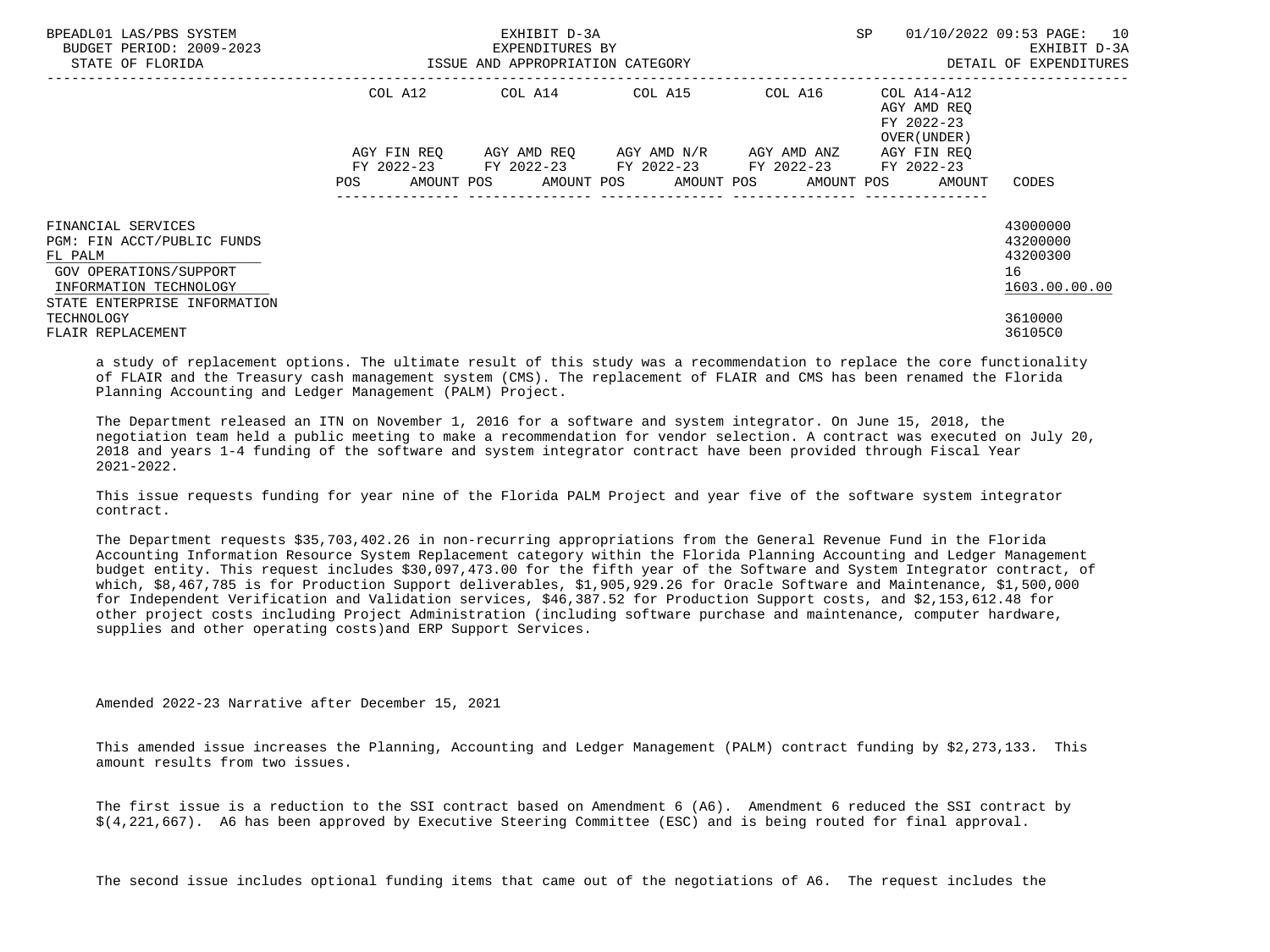| | COL A12 | | COL A14 | | COL A15 | | COL A16 | | COL A14-A12 AGY AMD REQ FY 2022-23 OVER(UNDER) | | |
|---|---|---|---|---|---|---|---|---|---|---|---|
| | AGY FIN REQ FY 2022-23 | | AGY AMD REQ FY 2022-23 | | AGY AMD N/R FY 2022-23 | | AGY AMD ANZ FY 2022-23 | | AGY FIN REQ FY 2022-23 | | |
| | POS | AMOUNT | POS | AMOUNT | POS | AMOUNT | POS | AMOUNT | POS | AMOUNT | CODES |
| FINANCIAL SERVICES | | | | | | | | | | | 43000000 |
| PGM: FIN ACCT/PUBLIC FUNDS | | | | | | | | | | | 43200000 |
| FL PALM | | | | | | | | | | | 43200300 |
| GOV OPERATIONS/SUPPORT | | | | | | | | | | | 16 |
| INFORMATION TECHNOLOGY | | | | | | | | | | | 1603.00.00.00 |
| STATE ENTERPRISE INFORMATION TECHNOLOGY | | | | | | | | | | | 3610000 |
| FLAIR REPLACEMENT | | | | | | | | | | | 36105C0 |

a study of replacement options. The ultimate result of this study was a recommendation to replace the core functionality of FLAIR and the Treasury cash management system (CMS). The replacement of FLAIR and CMS has been renamed the Florida Planning Accounting and Ledger Management (PALM) Project.

The Department released an ITN on November 1, 2016 for a software and system integrator. On June 15, 2018, the negotiation team held a public meeting to make a recommendation for vendor selection. A contract was executed on July 20, 2018 and years 1-4 funding of the software and system integrator contract have been provided through Fiscal Year 2021-2022.

This issue requests funding for year nine of the Florida PALM Project and year five of the software system integrator contract.

The Department requests $35,703,402.26 in non-recurring appropriations from the General Revenue Fund in the Florida Accounting Information Resource System Replacement category within the Florida Planning Accounting and Ledger Management budget entity. This request includes $30,097,473.00 for the fifth year of the Software and System Integrator contract, of which, $8,467,785 is for Production Support deliverables, $1,905,929.26 for Oracle Software and Maintenance, $1,500,000 for Independent Verification and Validation services, $46,387.52 for Production Support costs, and $2,153,612.48 for other project costs including Project Administration (including software purchase and maintenance, computer hardware, supplies and other operating costs)and ERP Support Services.

Amended 2022-23 Narrative after December 15, 2021

This amended issue increases the Planning, Accounting and Ledger Management (PALM) contract funding by $2,273,133. This amount results from two issues.

The first issue is a reduction to the SSI contract based on Amendment 6 (A6). Amendment 6 reduced the SSI contract by $(4,221,667). A6 has been approved by Executive Steering Committee (ESC) and is being routed for final approval.

The second issue includes optional funding items that came out of the negotiations of A6. The request includes the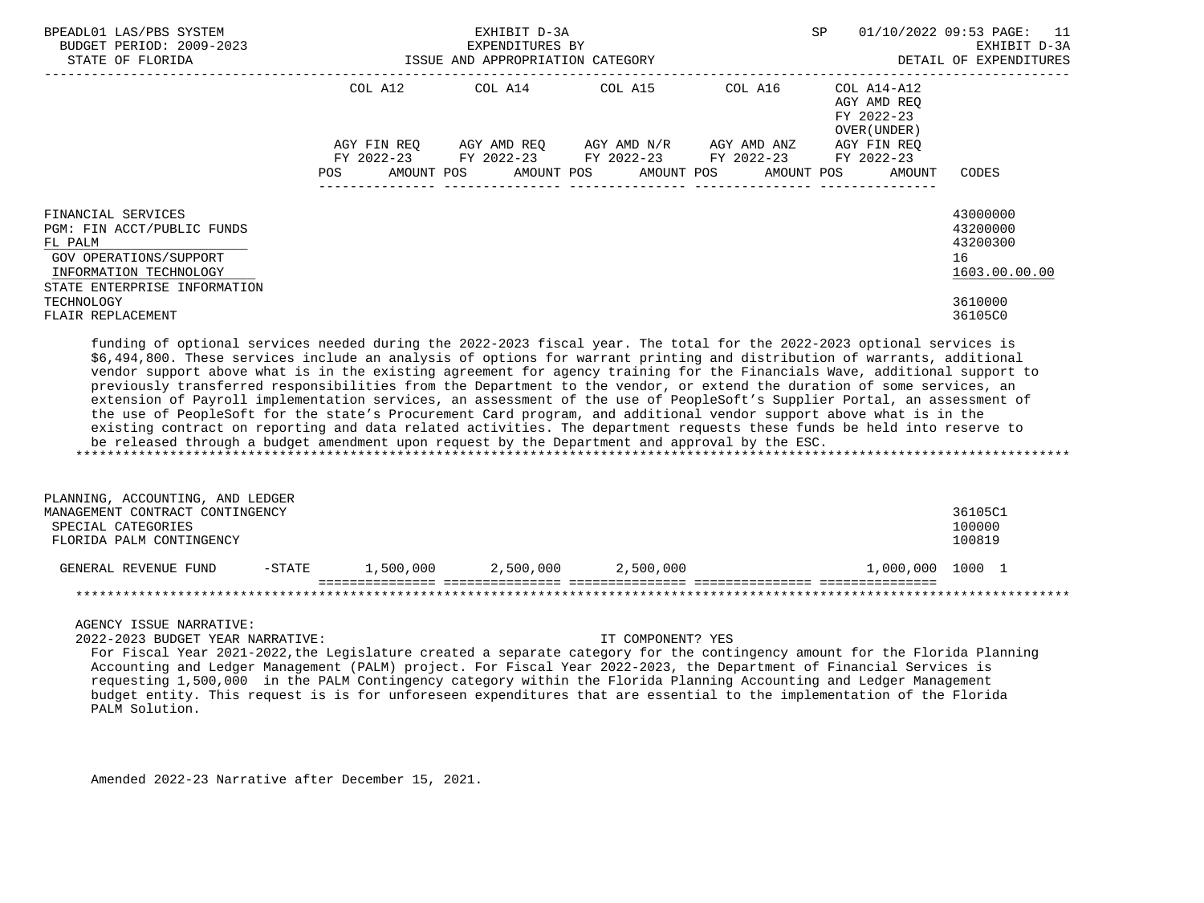| | COL A12 | | COL A14 | | COL A15 | | COL A16 | | COL A14-A12 AGY AMD REQ FY 2022-23 OVER(UNDER) | |
|---|---|---|---|---|---|---|---|---|---|---|
| | AGY FIN REQ FY 2022-23 | | AGY AMD REQ FY 2022-23 | | AGY AMD N/R FY 2022-23 | | AGY AMD ANZ FY 2022-23 | | AGY FIN REQ FY 2022-23 | |
| | POS | AMOUNT | POS | AMOUNT | POS | AMOUNT | POS | AMOUNT | POS | AMOUNT | CODES |

FINANCIAL SERVICES — 43000000
PGM: FIN ACCT/PUBLIC FUNDS — 43200000
FL PALM — 43200300
GOV OPERATIONS/SUPPORT — 16
INFORMATION TECHNOLOGY — 1603.00.00.00
STATE ENTERPRISE INFORMATION TECHNOLOGY — 3610000
FLAIR REPLACEMENT — 36105C0

funding of optional services needed during the 2022-2023 fiscal year. The total for the 2022-2023 optional services is $6,494,800. These services include an analysis of options for warrant printing and distribution of warrants, additional vendor support above what is in the existing agreement for agency training for the Financials Wave, additional support to previously transferred responsibilities from the Department to the vendor, or extend the duration of some services, an extension of Payroll implementation services, an assessment of the use of PeopleSoft's Supplier Portal, an assessment of the use of PeopleSoft for the state's Procurement Card program, and additional vendor support above what is in the existing contract on reporting and data related activities. The department requests these funds be held into reserve to be released through a budget amendment upon request by the Department and approval by the ESC.

PLANNING, ACCOUNTING, AND LEDGER MANAGEMENT CONTRACT CONTINGENCY — 36105C1
SPECIAL CATEGORIES — 100000
FLORIDA PALM CONTINGENCY — 100819

| | COL A12 AGY FIN REQ | COL A14 AGY AMD REQ | COL A15 AGY AMD N/R | COL A16 AGY AMD ANZ | COL A14-A12 | CODES |
|---|---|---|---|---|---|---|
| GENERAL REVENUE FUND -STATE | 1,500,000 | 2,500,000 | 2,500,000 | | 1,000,000 | 1000 1 |

AGENCY ISSUE NARRATIVE:

2022-2023 BUDGET YEAR NARRATIVE: IT COMPONENT? YES

For Fiscal Year 2021-2022,the Legislature created a separate category for the contingency amount for the Florida Planning Accounting and Ledger Management (PALM) project. For Fiscal Year 2022-2023, the Department of Financial Services is requesting 1,500,000 in the PALM Contingency category within the Florida Planning Accounting and Ledger Management budget entity. This request is is for unforeseen expenditures that are essential to the implementation of the Florida PALM Solution.

Amended 2022-23 Narrative after December 15, 2021.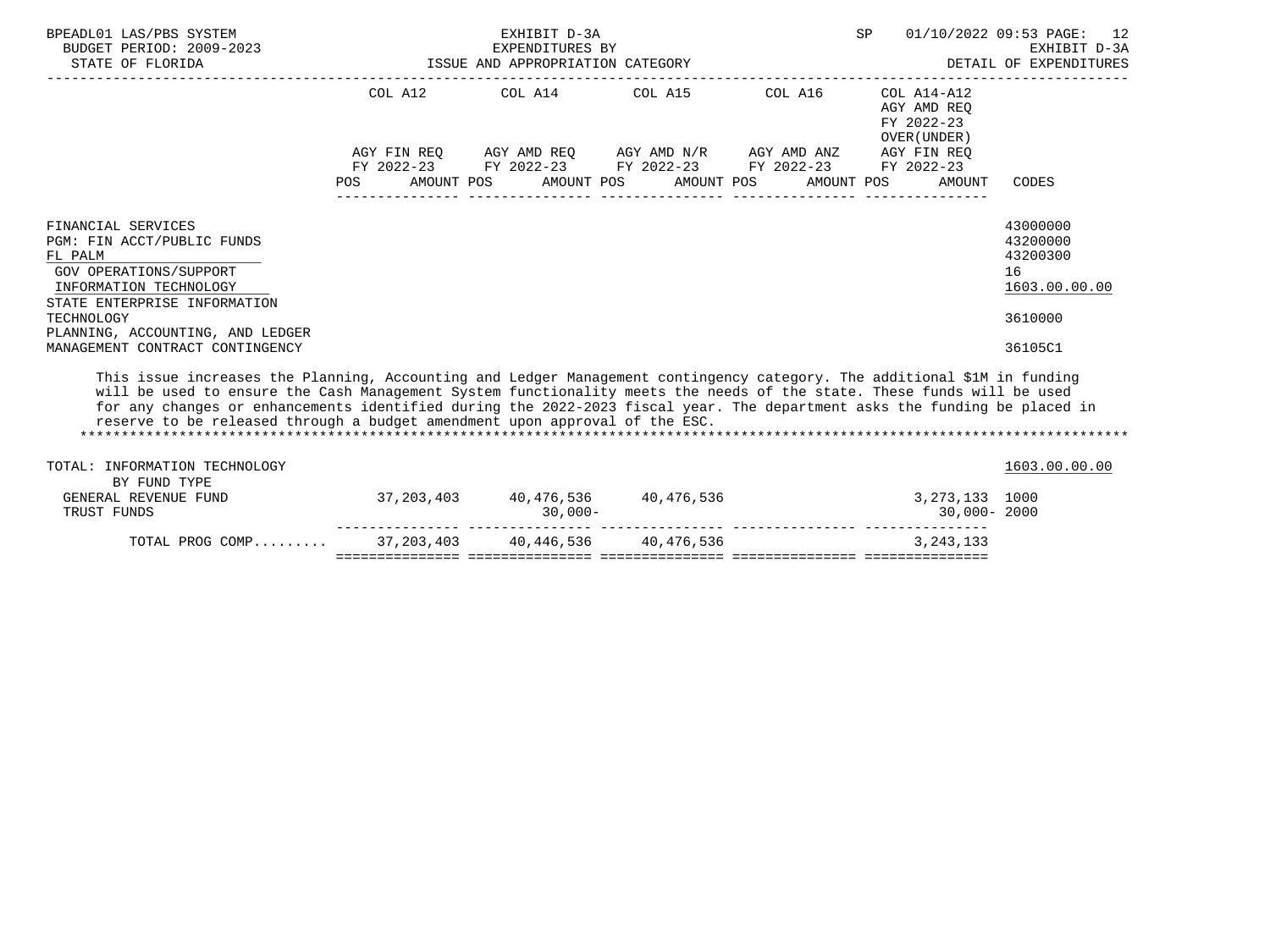BPEADL01 LAS/PBS SYSTEM — EXHIBIT D-3A — EXPENDITURES BY ISSUE AND APPROPRIATION CATEGORY — BUDGET PERIOD: 2009-2023 — STATE OF FLORIDA — SP 01/10/2022 09:53 — EXHIBIT D-3A DETAIL OF EXPENDITURES

| | COL A12 AGY FIN REQ FY 2022-23 POS AMOUNT | COL A14 AGY AMD REQ FY 2022-23 POS AMOUNT | COL A15 AGY AMD N/R FY 2022-23 POS AMOUNT | COL A16 AGY AMD ANZ FY 2022-23 POS AMOUNT | COL A14-A12 AGY AMD REQ FY 2022-23 OVER(UNDER) AGY FIN REQ FY 2022-23 POS AMOUNT | CODES |
|---|---|---|---|---|---|---|
| FINANCIAL SERVICES | | | | | | 43000000 |
| PGM: FIN ACCT/PUBLIC FUNDS | | | | | | 43200000 |
| FL PALM | | | | | | 43200300 |
| GOV OPERATIONS/SUPPORT | | | | | | 16 |
| INFORMATION TECHNOLOGY | | | | | | 1603.00.00.00 |
| STATE ENTERPRISE INFORMATION TECHNOLOGY | | | | | | 3610000 |
| PLANNING, ACCOUNTING, AND LEDGER MANAGEMENT CONTRACT CONTINGENCY | | | | | | 36105C1 |

This issue increases the Planning, Accounting and Ledger Management contingency category. The additional $1M in funding will be used to ensure the Cash Management System functionality meets the needs of the state. These funds will be used for any changes or enhancements identified during the 2022-2023 fiscal year. The department asks the funding be placed in reserve to be released through a budget amendment upon approval of the ESC.

*******************************************************************************************************************************

| | COL A12 | COL A14 | COL A15 | COL A16 | COL A14-A12 | CODES |
|---|---|---|---|---|---|---|
| TOTAL: INFORMATION TECHNOLOGY | | | | | | 1603.00.00.00 |
| BY FUND TYPE | | | | | | |
| GENERAL REVENUE FUND | 37,203,403 | 40,476,536 | 40,476,536 | | 3,273,133 | 1000 |
| TRUST FUNDS | | 30,000- | | | 30,000- | 2000 |
| TOTAL PROG COMP......... | 37,203,403 | 40,446,536 | 40,476,536 | | 3,243,133 | |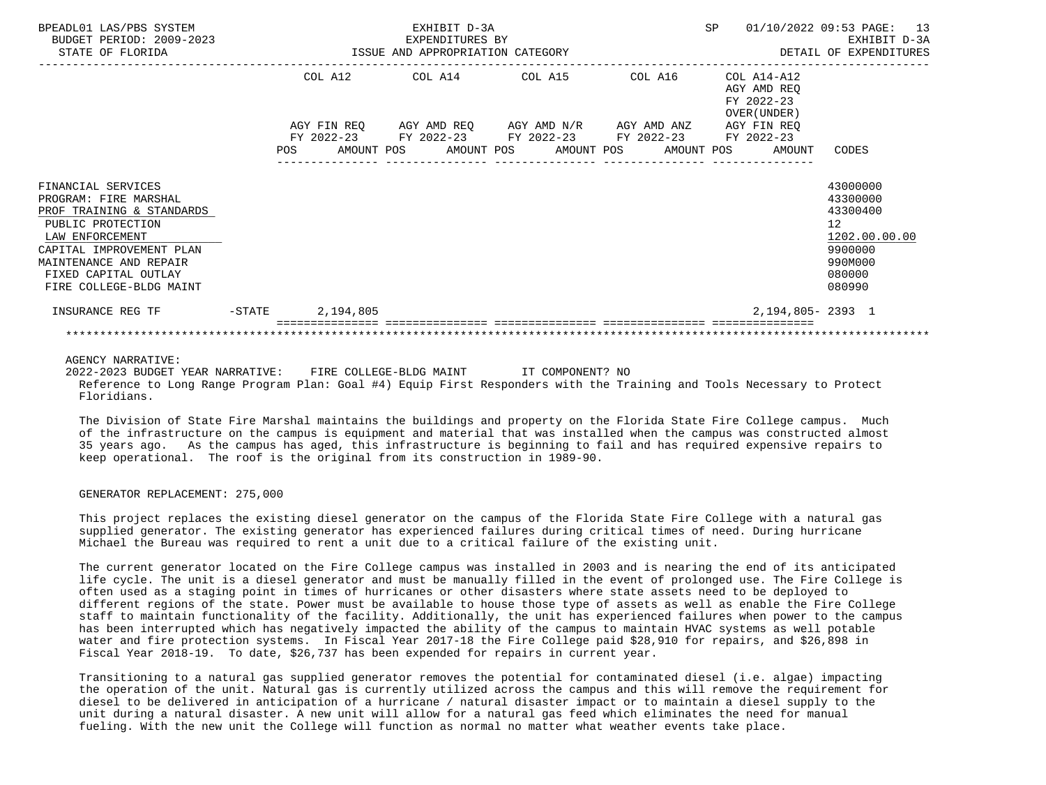| | COL A12 | COL A14 | COL A15 | COL A16 | COL A14-A12 AGY AMD REQ FY 2022-23 OVER(UNDER) | |
|---|---|---|---|---|---|---|
| | AGY FIN REQ FY 2022-23 POS AMOUNT | AGY AMD REQ FY 2022-23 POS AMOUNT | AGY AMD N/R FY 2022-23 POS AMOUNT | AGY AMD ANZ FY 2022-23 POS AMOUNT | AGY FIN REQ FY 2022-23 POS AMOUNT | CODES |
| FINANCIAL SERVICES | | | | | | 43000000 |
| PROGRAM: FIRE MARSHAL | | | | | | 43300000 |
| PROF TRAINING & STANDARDS | | | | | | 43300400 |
| PUBLIC PROTECTION | | | | | | 12 |
| LAW ENFORCEMENT | | | | | | 1202.00.00.00 |
| CAPITAL IMPROVEMENT PLAN | | | | | | 9900000 |
| MAINTENANCE AND REPAIR | | | | | | 990M000 |
| FIXED CAPITAL OUTLAY | | | | | | 080000 |
| FIRE COLLEGE-BLDG MAINT | | | | | | 080990 |
| INSURANCE REG TF -STATE | 2,194,805 | | | | 2,194,805- | 2393 1 |

AGENCY NARRATIVE:

2022-2023 BUDGET YEAR NARRATIVE: FIRE COLLEGE-BLDG MAINT IT COMPONENT? NO

Reference to Long Range Program Plan: Goal #4) Equip First Responders with the Training and Tools Necessary to Protect Floridians.

The Division of State Fire Marshal maintains the buildings and property on the Florida State Fire College campus. Much of the infrastructure on the campus is equipment and material that was installed when the campus was constructed almost 35 years ago. As the campus has aged, this infrastructure is beginning to fail and has required expensive repairs to keep operational. The roof is the original from its construction in 1989-90.

GENERATOR REPLACEMENT: 275,000

This project replaces the existing diesel generator on the campus of the Florida State Fire College with a natural gas supplied generator. The existing generator has experienced failures during critical times of need. During hurricane Michael the Bureau was required to rent a unit due to a critical failure of the existing unit.

The current generator located on the Fire College campus was installed in 2003 and is nearing the end of its anticipated life cycle. The unit is a diesel generator and must be manually filled in the event of prolonged use. The Fire College is often used as a staging point in times of hurricanes or other disasters where state assets need to be deployed to different regions of the state. Power must be available to house those type of assets as well as enable the Fire College staff to maintain functionality of the facility. Additionally, the unit has experienced failures when power to the campus has been interrupted which has negatively impacted the ability of the campus to maintain HVAC systems as well potable water and fire protection systems. In Fiscal Year 2017-18 the Fire College paid $28,910 for repairs, and $26,898 in Fiscal Year 2018-19. To date, $26,737 has been expended for repairs in current year.

Transitioning to a natural gas supplied generator removes the potential for contaminated diesel (i.e. algae) impacting the operation of the unit. Natural gas is currently utilized across the campus and this will remove the requirement for diesel to be delivered in anticipation of a hurricane / natural disaster impact or to maintain a diesel supply to the unit during a natural disaster. A new unit will allow for a natural gas feed which eliminates the need for manual fueling. With the new unit the College will function as normal no matter what weather events take place.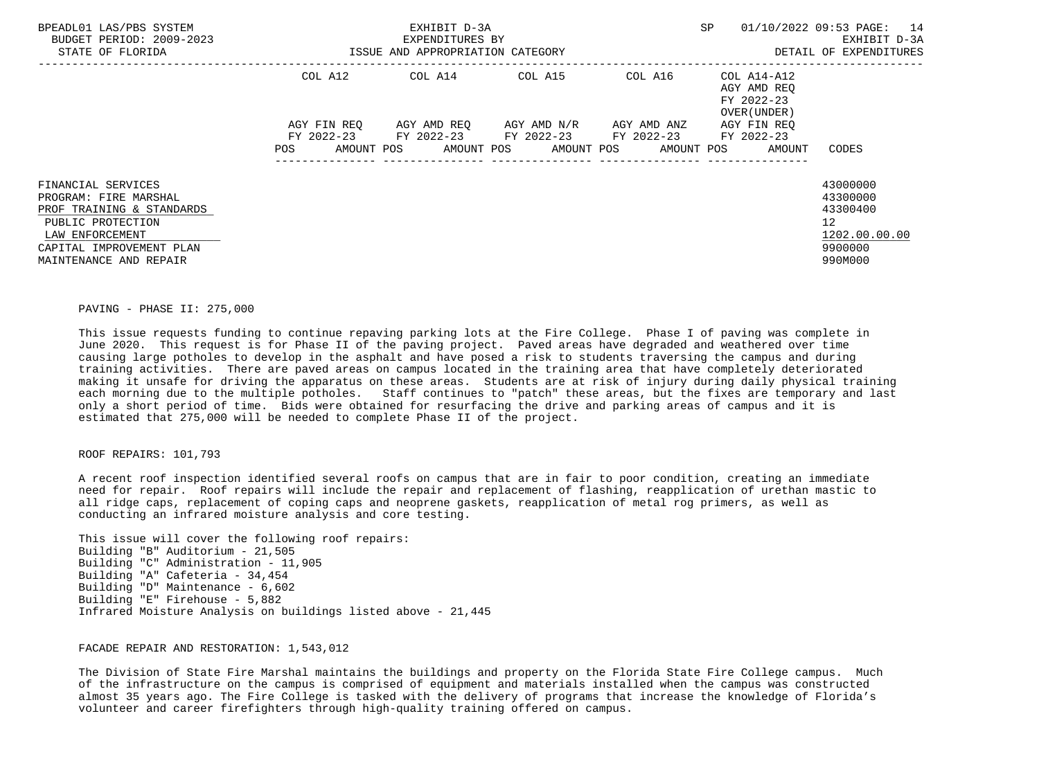BPEADL01 LAS/PBS SYSTEM EXHIBIT D-3A SP 01/10/2022 09:53 PAGE: 14
BUDGET PERIOD: 2009-2023 EXPENDITURES BY EXHIBIT D-3A
STATE OF FLORIDA ISSUE AND APPROPRIATION CATEGORY DETAIL OF EXPENDITURES

| | COL A12 | COL A14 | COL A15 | COL A16 | COL A14-A12 AGY AMD REQ FY 2022-23 OVER(UNDER) | |
|---|---|---|---|---|---|---|
| | AGY FIN REQ FY 2022-23 | AGY AMD REQ FY 2022-23 | AGY AMD N/R FY 2022-23 | AGY AMD ANZ FY 2022-23 | AGY FIN REQ FY 2022-23 | |
| | POS AMOUNT | POS AMOUNT | POS AMOUNT | POS AMOUNT | POS AMOUNT | CODES |
| FINANCIAL SERVICES | | | | | | 43000000 |
| PROGRAM: FIRE MARSHAL | | | | | | 43300000 |
| PROF TRAINING & STANDARDS | | | | | | 43300400 |
| PUBLIC PROTECTION | | | | | | 12 |
| LAW ENFORCEMENT | | | | | | 1202.00.00.00 |
| CAPITAL IMPROVEMENT PLAN | | | | | | 9900000 |
| MAINTENANCE AND REPAIR | | | | | | 990M000 |

PAVING - PHASE II: 275,000

This issue requests funding to continue repaving parking lots at the Fire College. Phase I of paving was complete in June 2020. This request is for Phase II of the paving project. Paved areas have degraded and weathered over time causing large potholes to develop in the asphalt and have posed a risk to students traversing the campus and during training activities. There are paved areas on campus located in the training area that have completely deteriorated making it unsafe for driving the apparatus on these areas. Students are at risk of injury during daily physical training each morning due to the multiple potholes. Staff continues to "patch" these areas, but the fixes are temporary and last only a short period of time. Bids were obtained for resurfacing the drive and parking areas of campus and it is estimated that 275,000 will be needed to complete Phase II of the project.

ROOF REPAIRS: 101,793

A recent roof inspection identified several roofs on campus that are in fair to poor condition, creating an immediate need for repair. Roof repairs will include the repair and replacement of flashing, reapplication of urethan mastic to all ridge caps, replacement of coping caps and neoprene gaskets, reapplication of metal rog primers, as well as conducting an infrared moisture analysis and core testing.

This issue will cover the following roof repairs:
Building "B" Auditorium - 21,505
Building "C" Administration - 11,905
Building "A" Cafeteria - 34,454
Building "D" Maintenance - 6,602
Building "E" Firehouse - 5,882
Infrared Moisture Analysis on buildings listed above - 21,445

FACADE REPAIR AND RESTORATION: 1,543,012

The Division of State Fire Marshal maintains the buildings and property on the Florida State Fire College campus. Much of the infrastructure on the campus is comprised of equipment and materials installed when the campus was constructed almost 35 years ago. The Fire College is tasked with the delivery of programs that increase the knowledge of Florida's volunteer and career firefighters through high-quality training offered on campus.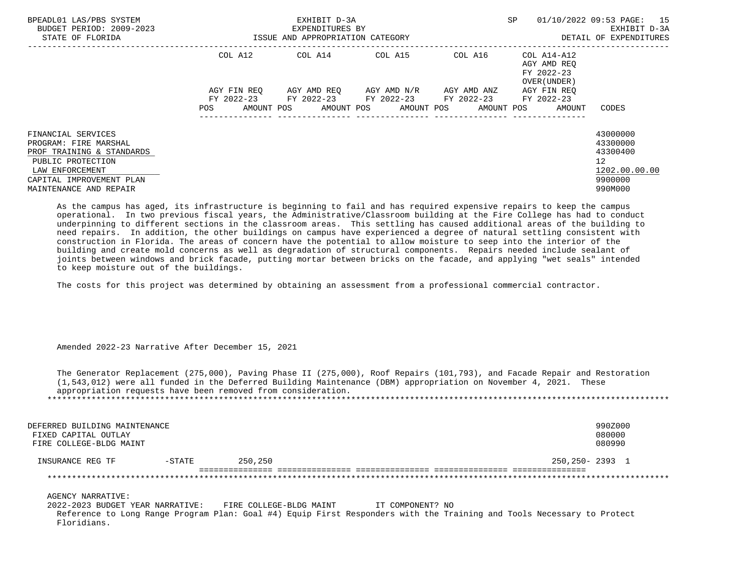BPEADL01 LAS/PBS SYSTEM — EXHIBIT D-3A — EXPENDITURES BY ISSUE AND APPROPRIATION CATEGORY — SP 01/10/2022 09:53 — EXHIBIT D-3A DETAIL OF EXPENDITURES

BUDGET PERIOD: 2009-2023
STATE OF FLORIDA

| | COL A12 AGY FIN REQ FY 2022-23 POS AMOUNT | COL A14 AGY AMD REQ FY 2022-23 POS AMOUNT | COL A15 AGY AMD N/R FY 2022-23 POS AMOUNT | COL A16 AGY AMD ANZ FY 2022-23 POS AMOUNT | COL A14-A12 AGY AMD REQ FY 2022-23 OVER(UNDER) AGY FIN REQ FY 2022-23 POS AMOUNT | CODES |
|---|---|---|---|---|---|---|
| FINANCIAL SERVICES | | | | | | 43000000 |
| PROGRAM: FIRE MARSHAL | | | | | | 43300000 |
| PROF TRAINING & STANDARDS | | | | | | 43300400 |
| PUBLIC PROTECTION | | | | | | 12 |
| LAW ENFORCEMENT | | | | | | 1202.00.00.00 |
| CAPITAL IMPROVEMENT PLAN | | | | | | 9900000 |
| MAINTENANCE AND REPAIR | | | | | | 990M000 |

As the campus has aged, its infrastructure is beginning to fail and has required expensive repairs to keep the campus operational. In two previous fiscal years, the Administrative/Classroom building at the Fire College has had to conduct underpinning to different sections in the classroom areas. This settling has caused additional areas of the building to need repairs. In addition, the other buildings on campus have experienced a degree of natural settling consistent with construction in Florida. The areas of concern have the potential to allow moisture to seep into the interior of the building and create mold concerns as well as degradation of structural components. Repairs needed include sealant of joints between windows and brick facade, putting mortar between bricks on the facade, and applying "wet seals" intended to keep moisture out of the buildings.

The costs for this project was determined by obtaining an assessment from a professional commercial contractor.

Amended 2022-23 Narrative After December 15, 2021

The Generator Replacement (275,000), Paving Phase II (275,000), Roof Repairs (101,793), and Facade Repair and Restoration (1,543,012) were all funded in the Deferred Building Maintenance (DBM) appropriation on November 4, 2021. These appropriation requests have been removed from consideration.

*******************************************************************************************************************

| | COL A12 | COL A14 | COL A15 | COL A16 | COL A14-A12 | CODES |
|---|---|---|---|---|---|---|
| DEFERRED BUILDING MAINTENANCE | | | | | | 990Z000 |
| FIXED CAPITAL OUTLAY | | | | | | 080000 |
| FIRE COLLEGE-BLDG MAINT | | | | | | 080990 |
| INSURANCE REG TF -STATE | 250,250 | | | | 250,250- | 2393 1 |

*******************************************************************************************************************

AGENCY NARRATIVE:
2022-2023 BUDGET YEAR NARRATIVE: FIRE COLLEGE-BLDG MAINT IT COMPONENT? NO
Reference to Long Range Program Plan: Goal #4) Equip First Responders with the Training and Tools Necessary to Protect Floridians.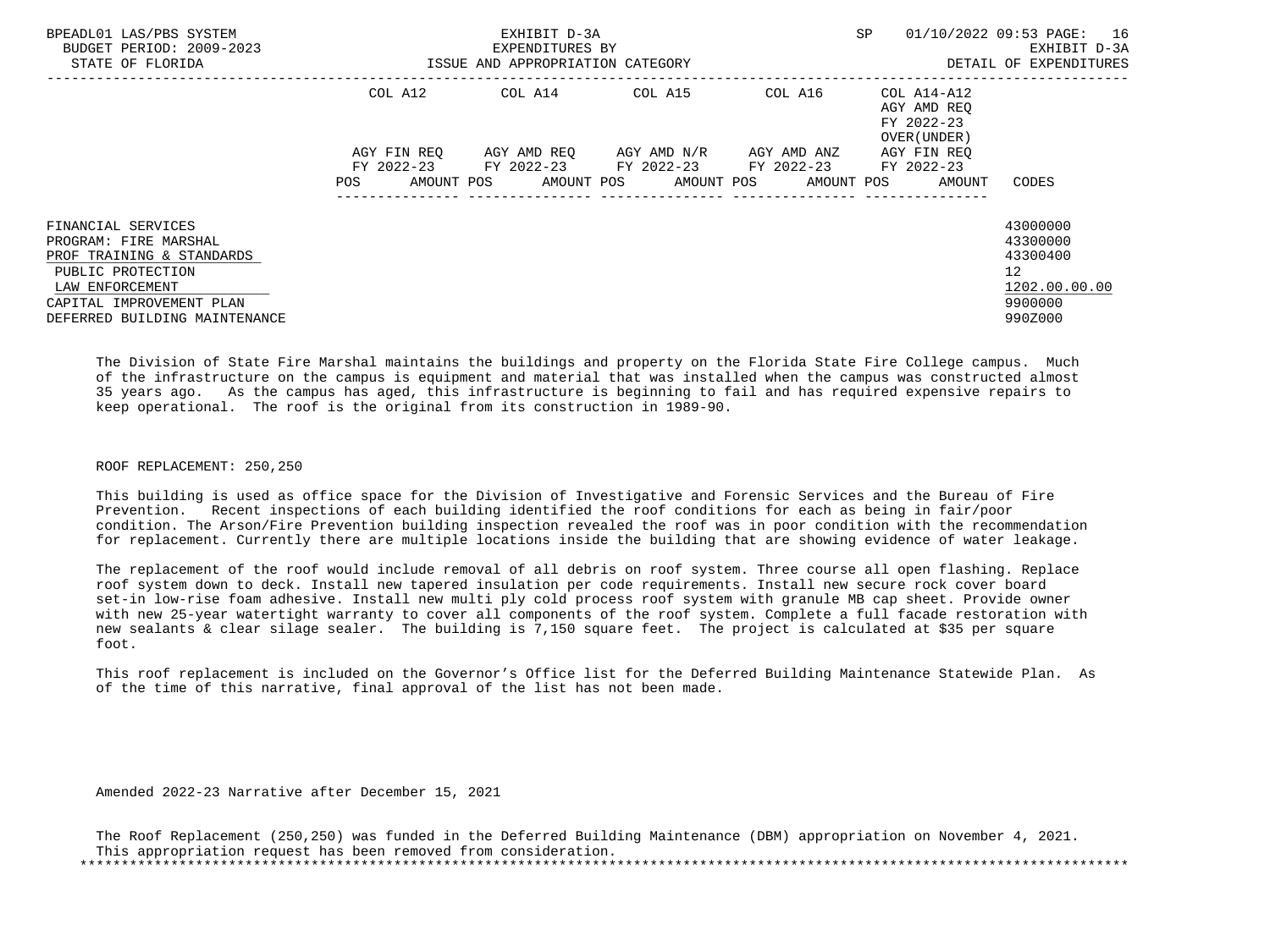| | COL A12 | | COL A14 | | COL A15 | | COL A16 | | COL A14-A12 AGY AMD REQ FY 2022-23 OVER(UNDER) | |
|---|---|---|---|---|---|---|---|---|---|---|
| | AGY FIN REQ FY 2022-23 | | AGY AMD REQ FY 2022-23 | | AGY AMD N/R FY 2022-23 | | AGY AMD ANZ FY 2022-23 | | AGY FIN REQ FY 2022-23 | |
| | POS | AMOUNT | POS | AMOUNT | POS | AMOUNT | POS | AMOUNT | POS | AMOUNT | CODES |

| | CODES |
|---|---|
| FINANCIAL SERVICES | 43000000 |
| PROGRAM: FIRE MARSHAL | 43300000 |
| PROF TRAINING & STANDARDS | 43300400 |
| PUBLIC PROTECTION | 12 |
| LAW ENFORCEMENT | 1202.00.00.00 |
| CAPITAL IMPROVEMENT PLAN | 9900000 |
| DEFERRED BUILDING MAINTENANCE | 990Z000 |

The Division of State Fire Marshal maintains the buildings and property on the Florida State Fire College campus. Much of the infrastructure on the campus is equipment and material that was installed when the campus was constructed almost 35 years ago. As the campus has aged, this infrastructure is beginning to fail and has required expensive repairs to keep operational. The roof is the original from its construction in 1989-90.

ROOF REPLACEMENT: 250,250

This building is used as office space for the Division of Investigative and Forensic Services and the Bureau of Fire Prevention. Recent inspections of each building identified the roof conditions for each as being in fair/poor condition. The Arson/Fire Prevention building inspection revealed the roof was in poor condition with the recommendation for replacement. Currently there are multiple locations inside the building that are showing evidence of water leakage.

The replacement of the roof would include removal of all debris on roof system. Three course all open flashing. Replace roof system down to deck. Install new tapered insulation per code requirements. Install new secure rock cover board set-in low-rise foam adhesive. Install new multi ply cold process roof system with granule MB cap sheet. Provide owner with new 25-year watertight warranty to cover all components of the roof system. Complete a full facade restoration with new sealants & clear silage sealer. The building is 7,150 square feet. The project is calculated at $35 per square foot.

This roof replacement is included on the Governor's Office list for the Deferred Building Maintenance Statewide Plan. As of the time of this narrative, final approval of the list has not been made.

Amended 2022-23 Narrative after December 15, 2021

The Roof Replacement (250,250) was funded in the Deferred Building Maintenance (DBM) appropriation on November 4, 2021. This appropriation request has been removed from consideration.

*******************************************************************************************************************************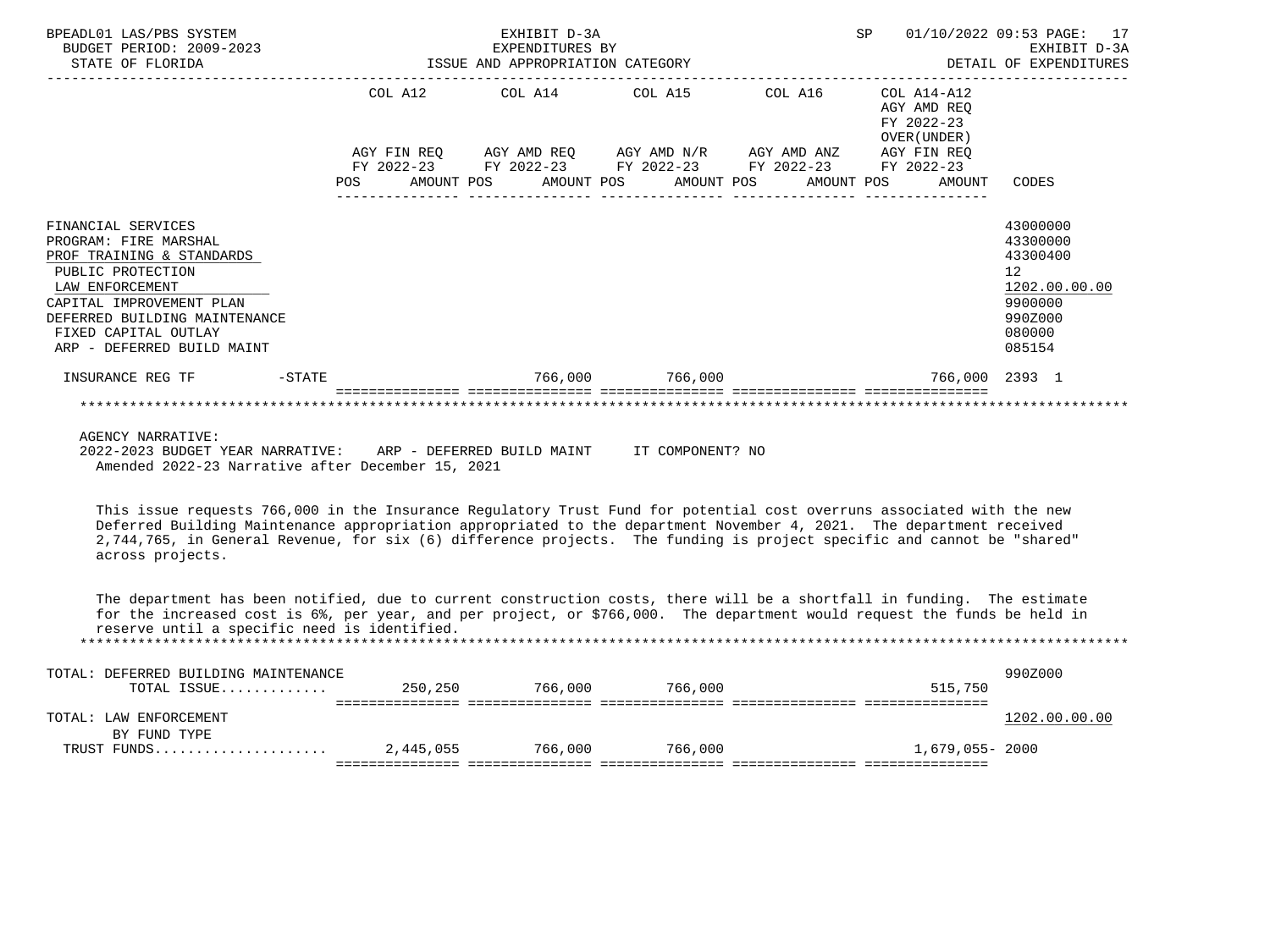BPEADL01 LAS/PBS SYSTEM — EXHIBIT D-3A — SP 01/10/2022 09:53

BUDGET PERIOD: 2009-2023 — EXPENDITURES BY — EXHIBIT D-3A

STATE OF FLORIDA — ISSUE AND APPROPRIATION CATEGORY — DETAIL OF EXPENDITURES

| | COL A12 AGY FIN REQ FY 2022-23 POS AMOUNT | COL A14 AGY AMD REQ FY 2022-23 POS AMOUNT | COL A15 AGY AMD N/R FY 2022-23 POS AMOUNT | COL A16 AGY AMD ANZ FY 2022-23 POS AMOUNT | COL A14-A12 AGY AMD REQ FY 2022-23 OVER(UNDER) AGY FIN REQ FY 2022-23 POS AMOUNT | CODES |
|---|---|---|---|---|---|---|
| FINANCIAL SERVICES | | | | | | 43000000 |
| PROGRAM: FIRE MARSHAL | | | | | | 43300000 |
| PROF TRAINING & STANDARDS | | | | | | 43300400 |
| PUBLIC PROTECTION | | | | | | 12 |
| LAW ENFORCEMENT | | | | | | 1202.00.00.00 |
| CAPITAL IMPROVEMENT PLAN | | | | | | 9900000 |
| DEFERRED BUILDING MAINTENANCE | | | | | | 990Z000 |
| FIXED CAPITAL OUTLAY | | | | | | 080000 |
| ARP - DEFERRED BUILD MAINT | | | | | | 085154 |
| INSURANCE REG TF -STATE | | 766,000 | 766,000 | | 766,000 | 2393 1 |

AGENCY NARRATIVE:

2022-2023 BUDGET YEAR NARRATIVE: ARP - DEFERRED BUILD MAINT IT COMPONENT? NO

Amended 2022-23 Narrative after December 15, 2021

This issue requests 766,000 in the Insurance Regulatory Trust Fund for potential cost overruns associated with the new Deferred Building Maintenance appropriation appropriated to the department November 4, 2021. The department received 2,744,765, in General Revenue, for six (6) difference projects. The funding is project specific and cannot be "shared" across projects.

The department has been notified, due to current construction costs, there will be a shortfall in funding. The estimate for the increased cost is 6%, per year, and per project, or $766,000. The department would request the funds be held in reserve until a specific need is identified.

| | COL A12 | COL A14 | COL A15 | COL A16 | COL A14-A12 | CODES |
|---|---|---|---|---|---|---|
| TOTAL: DEFERRED BUILDING MAINTENANCE | | | | | | 990Z000 |
| TOTAL ISSUE............. | 250,250 | 766,000 | 766,000 | | 515,750 | |
| TOTAL: LAW ENFORCEMENT | | | | | | 1202.00.00.00 |
| BY FUND TYPE | | | | | | |
| TRUST FUNDS..................... | 2,445,055 | 766,000 | 766,000 | | 1,679,055- | 2000 |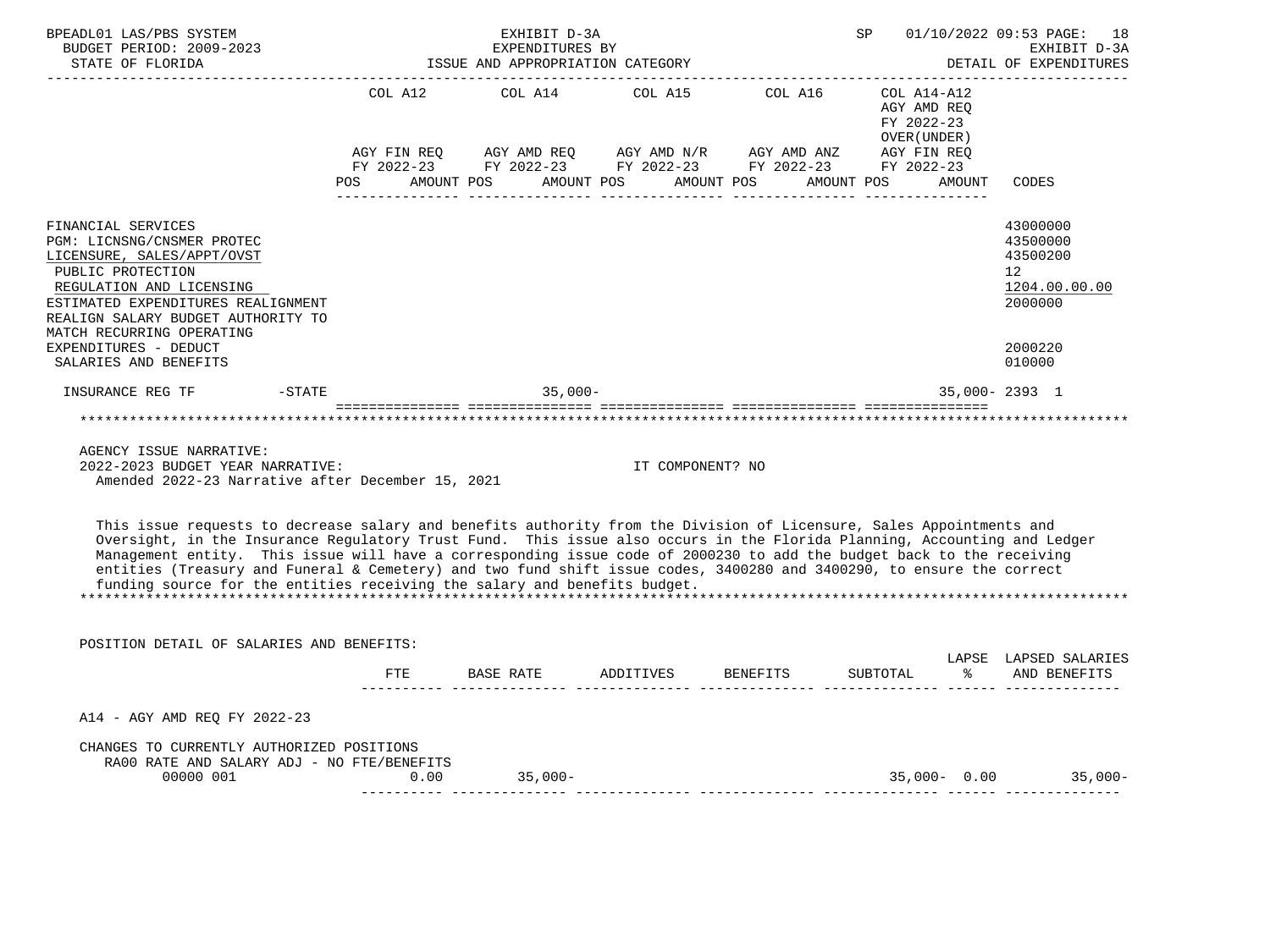BPEADL01 LAS/PBS SYSTEM — EXHIBIT D-3A — EXPENDITURES BY ISSUE AND APPROPRIATION CATEGORY — SP 01/10/2022 09:53 PAGE: 18
BUDGET PERIOD: 2009-2023 — EXHIBIT D-3A
STATE OF FLORIDA — DETAIL OF EXPENDITURES

| | COL A12 AGY FIN REQ FY 2022-23 POS AMOUNT | COL A14 AGY AMD REQ FY 2022-23 POS AMOUNT | COL A15 AGY AMD N/R FY 2022-23 POS AMOUNT | COL A16 AGY AMD ANZ FY 2022-23 POS AMOUNT | COL A14-A12 AGY AMD REQ FY 2022-23 OVER(UNDER) AGY FIN REQ FY 2022-23 POS AMOUNT | CODES |
|---|---|---|---|---|---|---|
| FINANCIAL SERVICES | | | | | | 43000000 |
| PGM: LICNSNG/CNSMER PROTEC | | | | | | 43500000 |
| LICENSURE, SALES/APPT/OVST | | | | | | 43500200 |
| PUBLIC PROTECTION | | | | | | 12 |
| REGULATION AND LICENSING | | | | | | 1204.00.00.00 |
| ESTIMATED EXPENDITURES REALIGNMENT | | | | | | 2000000 |
| REALIGN SALARY BUDGET AUTHORITY TO MATCH RECURRING OPERATING EXPENDITURES - DEDUCT | | | | | | 2000220 |
| SALARIES AND BENEFITS | | | | | | 010000 |
| INSURANCE REG TF -STATE | | 35,000- | | | 35,000- | 2393 1 |

AGENCY ISSUE NARRATIVE:
2022-2023 BUDGET YEAR NARRATIVE: IT COMPONENT? NO
Amended 2022-23 Narrative after December 15, 2021

This issue requests to decrease salary and benefits authority from the Division of Licensure, Sales Appointments and Oversight, in the Insurance Regulatory Trust Fund. This issue also occurs in the Florida Planning, Accounting and Ledger Management entity. This issue will have a corresponding issue code of 2000230 to add the budget back to the receiving entities (Treasury and Funeral & Cemetery) and two fund shift issue codes, 3400280 and 3400290, to ensure the correct funding source for the entities receiving the salary and benefits budget.

POSITION DETAIL OF SALARIES AND BENEFITS:

| | FTE | BASE RATE | ADDITIVES | BENEFITS | SUBTOTAL | LAPSE % | LAPSED SALARIES AND BENEFITS |
|---|---|---|---|---|---|---|---|
| A14 - AGY AMD REQ FY 2022-23 | | | | | | | |
| CHANGES TO CURRENTLY AUTHORIZED POSITIONS | | | | | | | |
| RA00 RATE AND SALARY ADJ - NO FTE/BENEFITS | | | | | | | |
| 00000 001 | 0.00 | 35,000- | | | 35,000- | 0.00 | 35,000- |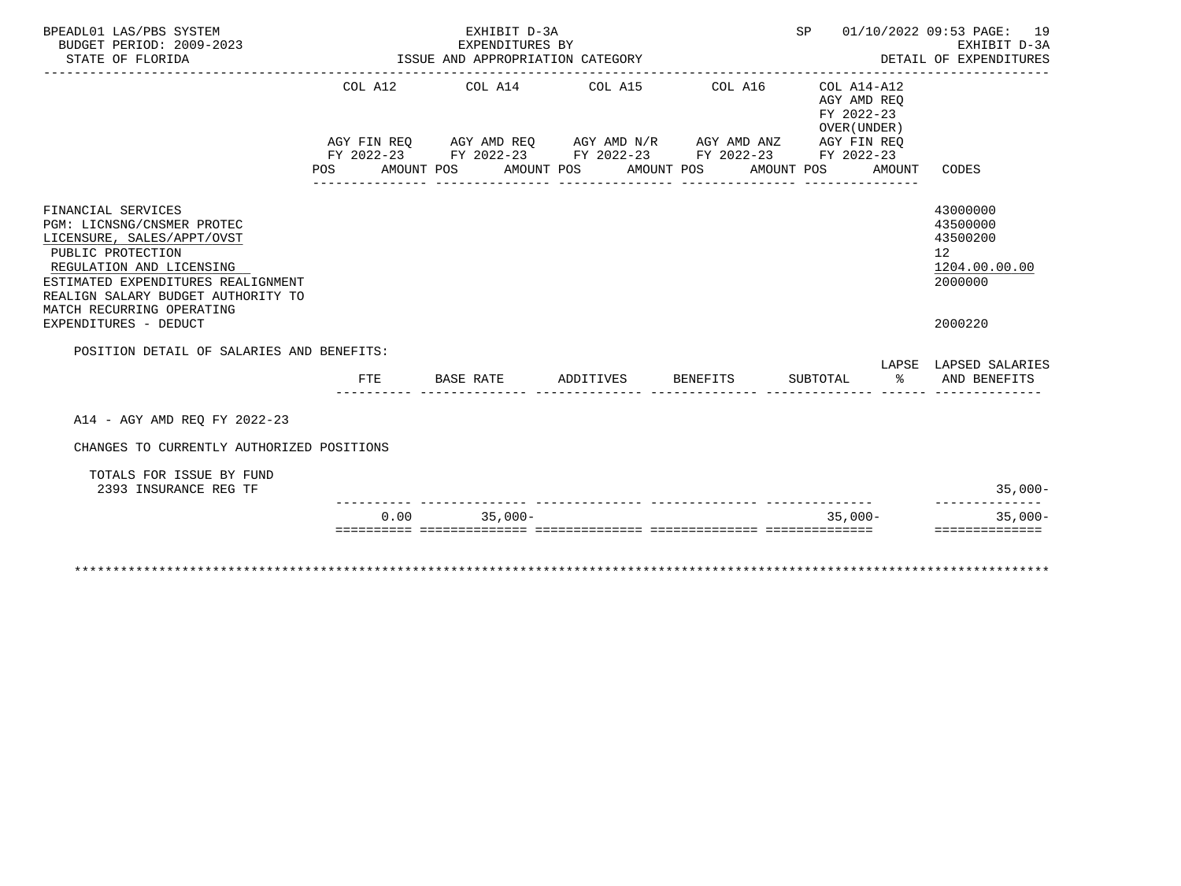BPEADL01 LAS/PBS SYSTEM — EXHIBIT D-3A — EXPENDITURES BY ISSUE AND APPROPRIATION CATEGORY — SP 01/10/2022 09:53 PAGE: 19
BUDGET PERIOD: 2009-2023 — EXHIBIT D-3A
STATE OF FLORIDA — DETAIL OF EXPENDITURES

| | COL A12 AGY FIN REQ FY 2022-23 POS AMOUNT | COL A14 AGY AMD REQ FY 2022-23 POS AMOUNT | COL A15 AGY AMD N/R FY 2022-23 POS AMOUNT | COL A16 AGY AMD ANZ FY 2022-23 POS AMOUNT | COL A14-A12 AGY AMD REQ FY 2022-23 OVER(UNDER) AGY FIN REQ FY 2022-23 POS AMOUNT | CODES |
|---|---|---|---|---|---|---|
| FINANCIAL SERVICES | | | | | | 43000000 |
| PGM: LICNSNG/CNSMER PROTEC | | | | | | 43500000 |
| LICENSURE, SALES/APPT/OVST | | | | | | 43500200 |
| PUBLIC PROTECTION | | | | | | 12 |
| REGULATION AND LICENSING | | | | | | 1204.00.00.00 |
| ESTIMATED EXPENDITURES REALIGNMENT | | | | | | 2000000 |
| REALIGN SALARY BUDGET AUTHORITY TO MATCH RECURRING OPERATING EXPENDITURES - DEDUCT | | | | | | 2000220 |

POSITION DETAIL OF SALARIES AND BENEFITS:

| | FTE | BASE RATE | ADDITIVES | BENEFITS | SUBTOTAL | LAPSE % | LAPSED SALARIES AND BENEFITS |
|---|---|---|---|---|---|---|---|
| A14 - AGY AMD REQ FY 2022-23 | | | | | | | |
| CHANGES TO CURRENTLY AUTHORIZED POSITIONS | | | | | | | |
| TOTALS FOR ISSUE BY FUND | | | | | | | |
| 2393 INSURANCE REG TF | | | | | | | 35,000- |
| | 0.00 | 35,000- | | | 35,000- | | 35,000- |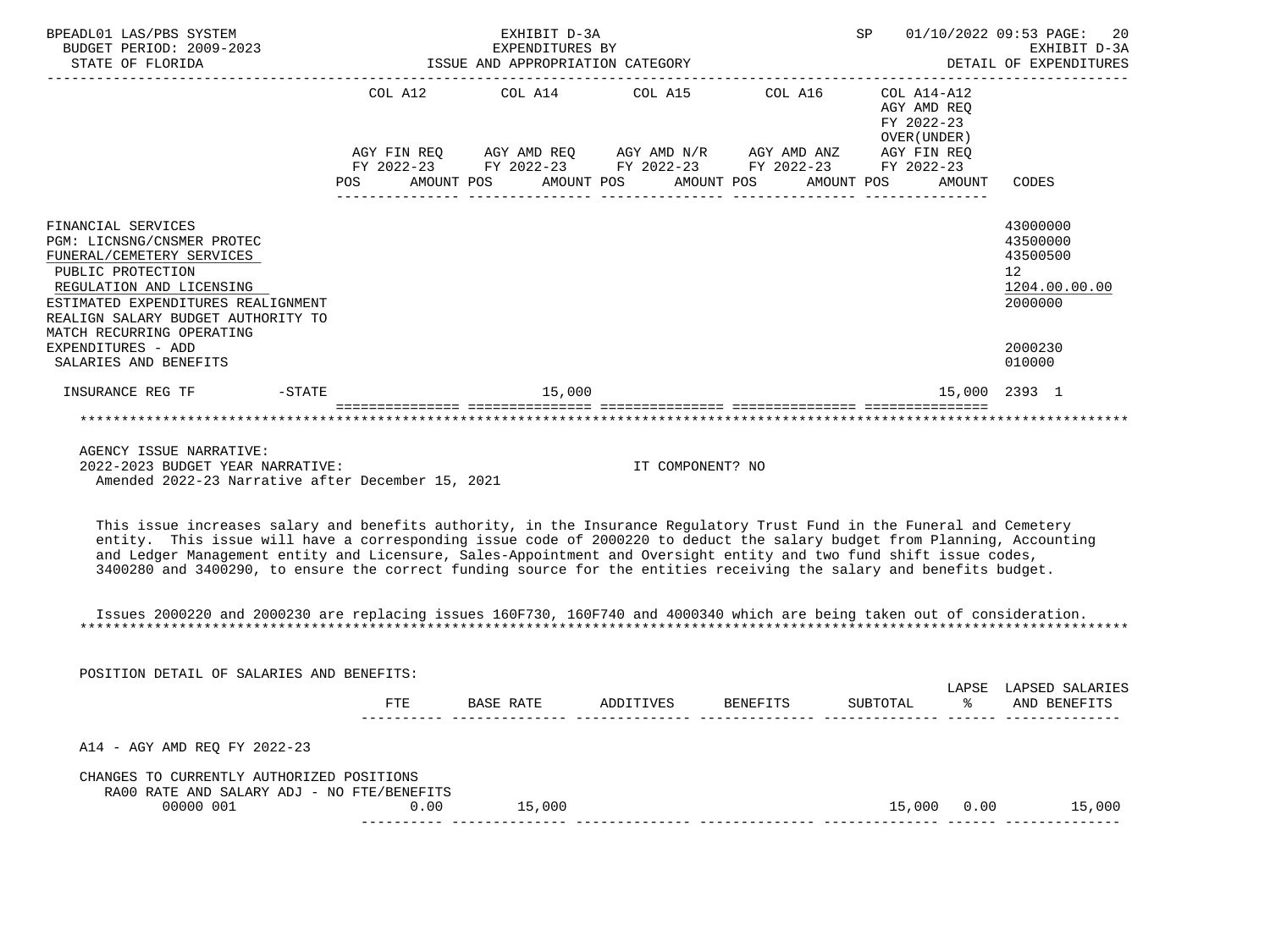BPEADL01 LAS/PBS SYSTEM
BUDGET PERIOD: 2009-2023
STATE OF FLORIDA

EXHIBIT D-3A
EXPENDITURES BY
ISSUE AND APPROPRIATION CATEGORY

SP 01/10/2022 09:53 PAGE: 20
EXHIBIT D-3A
DETAIL OF EXPENDITURES

| | COL A12 AGY FIN REQ FY 2022-23 POS AMOUNT | COL A14 AGY AMD REQ FY 2022-23 POS AMOUNT | COL A15 AGY AMD N/R FY 2022-23 POS AMOUNT | COL A16 AGY AMD ANZ FY 2022-23 POS AMOUNT | COL A14-A12 AGY AMD REQ FY 2022-23 OVER(UNDER) AGY FIN REQ FY 2022-23 POS AMOUNT | CODES |
|---|---|---|---|---|---|---|
| FINANCIAL SERVICES | | | | | | 43000000 |
| PGM: LICNSNG/CNSMER PROTEC | | | | | | 43500000 |
| FUNERAL/CEMETERY SERVICES | | | | | | 43500500 |
| PUBLIC PROTECTION | | | | | | 12 |
| REGULATION AND LICENSING | | | | | | 1204.00.00.00 |
| ESTIMATED EXPENDITURES REALIGNMENT | | | | | | 2000000 |
| REALIGN SALARY BUDGET AUTHORITY TO MATCH RECURRING OPERATING EXPENDITURES - ADD | | | | | | 2000230 |
| SALARIES AND BENEFITS | | | | | | 010000 |
| INSURANCE REG TF -STATE | | 15,000 | | | 15,000 | 2393 1 |

AGENCY ISSUE NARRATIVE:
2022-2023 BUDGET YEAR NARRATIVE: IT COMPONENT? NO
Amended 2022-23 Narrative after December 15, 2021

This issue increases salary and benefits authority, in the Insurance Regulatory Trust Fund in the Funeral and Cemetery entity. This issue will have a corresponding issue code of 2000220 to deduct the salary budget from Planning, Accounting and Ledger Management entity and Licensure, Sales-Appointment and Oversight entity and two fund shift issue codes, 3400280 and 3400290, to ensure the correct funding source for the entities receiving the salary and benefits budget.

Issues 2000220 and 2000230 are replacing issues 160F730, 160F740 and 4000340 which are being taken out of consideration.

POSITION DETAIL OF SALARIES AND BENEFITS:

| | FTE | BASE RATE | ADDITIVES | BENEFITS | SUBTOTAL | LAPSE % | LAPSED SALARIES AND BENEFITS |
|---|---|---|---|---|---|---|---|
| A14 - AGY AMD REQ FY 2022-23 | | | | | | | |
| CHANGES TO CURRENTLY AUTHORIZED POSITIONS | | | | | | | |
| RA00 RATE AND SALARY ADJ - NO FTE/BENEFITS | | | | | | | |
| 00000 001 | 0.00 | 15,000 | | | 15,000 | 0.00 | 15,000 |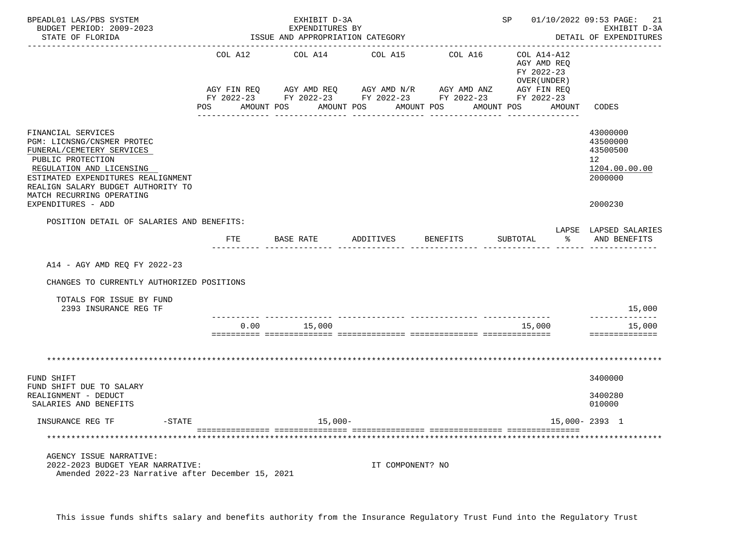BPEADL01 LAS/PBS SYSTEM — EXHIBIT D-3A — EXPENDITURES BY ISSUE AND APPROPRIATION CATEGORY — SP 01/10/2022 09:53 — EXHIBIT D-3A DETAIL OF EXPENDITURES

BUDGET PERIOD: 2009-2023

STATE OF FLORIDA

| | COL A12 AGY FIN REQ FY 2022-23 POS AMOUNT | COL A14 AGY AMD REQ FY 2022-23 POS AMOUNT | COL A15 AGY AMD N/R FY 2022-23 POS AMOUNT | COL A16 AGY AMD ANZ FY 2022-23 POS AMOUNT | COL A14-A12 AGY AMD REQ FY 2022-23 OVER(UNDER) AGY FIN REQ FY 2022-23 POS AMOUNT | CODES |
|---|---|---|---|---|---|---|
| FINANCIAL SERVICES | | | | | | 43000000 |
| PGM: LICNSNG/CNSMER PROTEC | | | | | | 43500000 |
| FUNERAL/CEMETERY SERVICES | | | | | | 43500500 |
| PUBLIC PROTECTION | | | | | | 12 |
| REGULATION AND LICENSING | | | | | | 1204.00.00.00 |
| ESTIMATED EXPENDITURES REALIGNMENT | | | | | | 2000000 |
| REALIGN SALARY BUDGET AUTHORITY TO MATCH RECURRING OPERATING EXPENDITURES - ADD | | | | | | 2000230 |

POSITION DETAIL OF SALARIES AND BENEFITS:

| | FTE | BASE RATE | ADDITIVES | BENEFITS | SUBTOTAL | LAPSE % | LAPSED SALARIES AND BENEFITS |
|---|---|---|---|---|---|---|---|
| A14 - AGY AMD REQ FY 2022-23 | | | | | | | |
| CHANGES TO CURRENTLY AUTHORIZED POSITIONS | | | | | | | |
| TOTALS FOR ISSUE BY FUND | | | | | | | |
| 2393 INSURANCE REG TF | | | | | | | 15,000 |
| | 0.00 | 15,000 | | | 15,000 | | 15,000 |

*******************************************************************************

| | COL A12 | COL A14 | COL A15 | COL A16 | COL A14-A12 | CODES |
|---|---|---|---|---|---|---|
| FUND SHIFT | | | | | | 3400000 |
| FUND SHIFT DUE TO SALARY REALIGNMENT - DEDUCT | | | | | | 3400280 |
| SALARIES AND BENEFITS | | | | | | 010000 |
| INSURANCE REG TF -STATE | | 15,000- | | | 15,000- | 2393 1 |

*******************************************************************************

AGENCY ISSUE NARRATIVE:

2022-2023 BUDGET YEAR NARRATIVE: IT COMPONENT? NO

Amended 2022-23 Narrative after December 15, 2021

This issue funds shifts salary and benefits authority from the Insurance Regulatory Trust Fund into the Regulatory Trust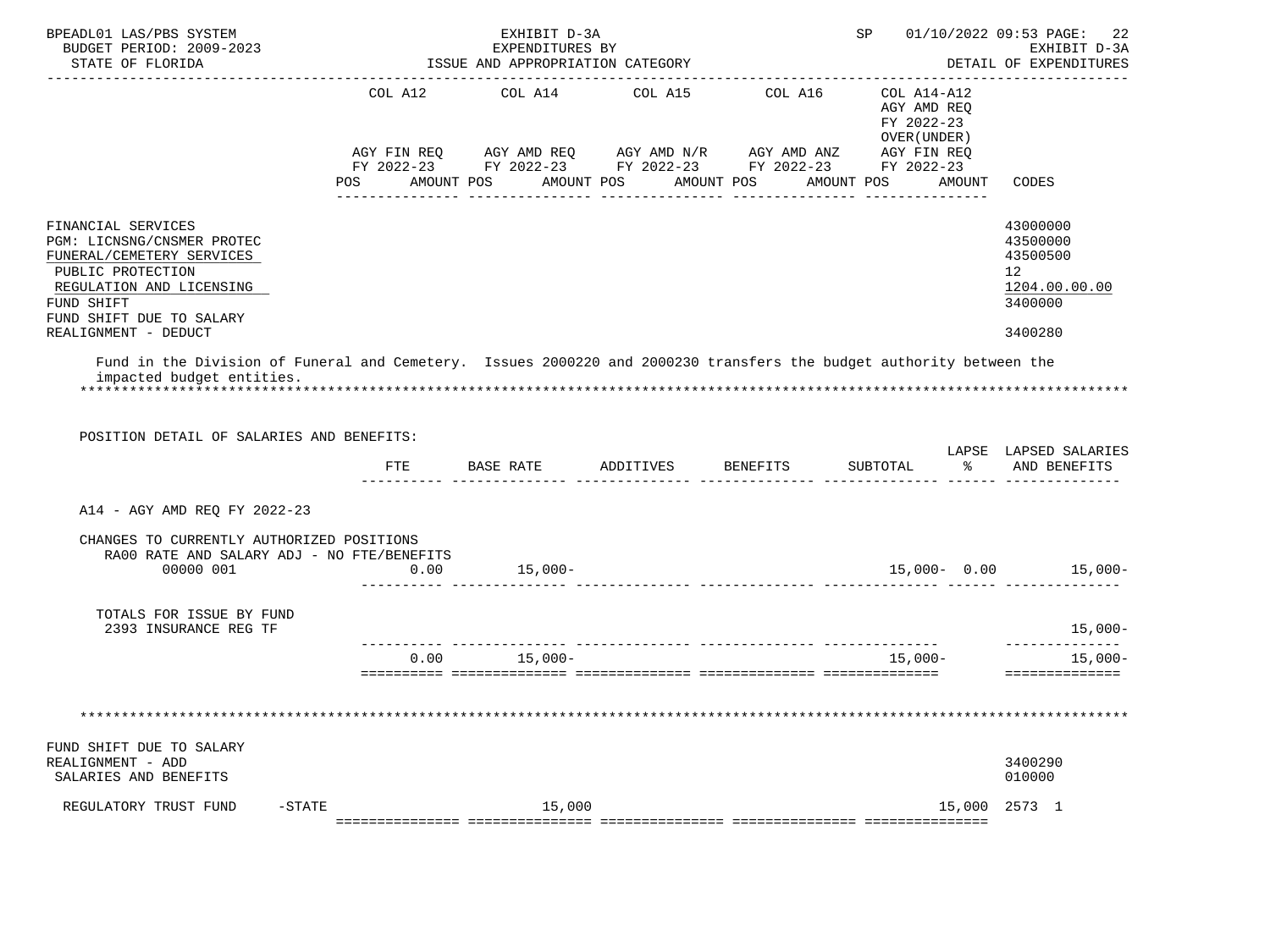| | COL A12 | COL A14 | COL A15 | COL A16 | COL A14-A12 AGY AMD REQ FY 2022-23 OVER(UNDER) | |
|---|---|---|---|---|---|---|
| | AGY FIN REQ FY 2022-23 | AGY AMD REQ FY 2022-23 | AGY AMD N/R FY 2022-23 | AGY AMD ANZ FY 2022-23 | AGY FIN REQ FY 2022-23 | |
| | POS AMOUNT | POS AMOUNT | POS AMOUNT | POS AMOUNT | POS AMOUNT | CODES |

FINANCIAL SERVICES — 43000000
PGM: LICNSNG/CNSMER PROTEC — 43500000
FUNERAL/CEMETERY SERVICES — 43500500
PUBLIC PROTECTION — 12
REGULATION AND LICENSING — 1204.00.00.00
FUND SHIFT — 3400000
FUND SHIFT DUE TO SALARY REALIGNMENT - DEDUCT — 3400280

Fund in the Division of Funeral and Cemetery. Issues 2000220 and 2000230 transfers the budget authority between the impacted budget entities.

********************************************************************************

POSITION DETAIL OF SALARIES AND BENEFITS:

| | FTE | BASE RATE | ADDITIVES | BENEFITS | SUBTOTAL | LAPSE % | LAPSED SALARIES AND BENEFITS |
|---|---|---|---|---|---|---|---|
| A14 - AGY AMD REQ FY 2022-23 | | | | | | | |
| CHANGES TO CURRENTLY AUTHORIZED POSITIONS | | | | | | | |
| RA00 RATE AND SALARY ADJ - NO FTE/BENEFITS | | | | | | | |
| 00000 001 | 0.00 | 15,000- | | | 15,000- | 0.00 | 15,000- |
| TOTALS FOR ISSUE BY FUND | | | | | | | |
| 2393 INSURANCE REG TF | | | | | | | 15,000- |
| | 0.00 | 15,000- | | | 15,000- | | 15,000- |

********************************************************************************

FUND SHIFT DUE TO SALARY REALIGNMENT - ADD — 3400290
SALARIES AND BENEFITS — 010000

| | COL A12 | COL A14 | COL A15 | COL A16 | COL A14-A12 | CODES |
|---|---|---|---|---|---|---|
| REGULATORY TRUST FUND -STATE | | 15,000 | | | 15,000 | 2573 1 |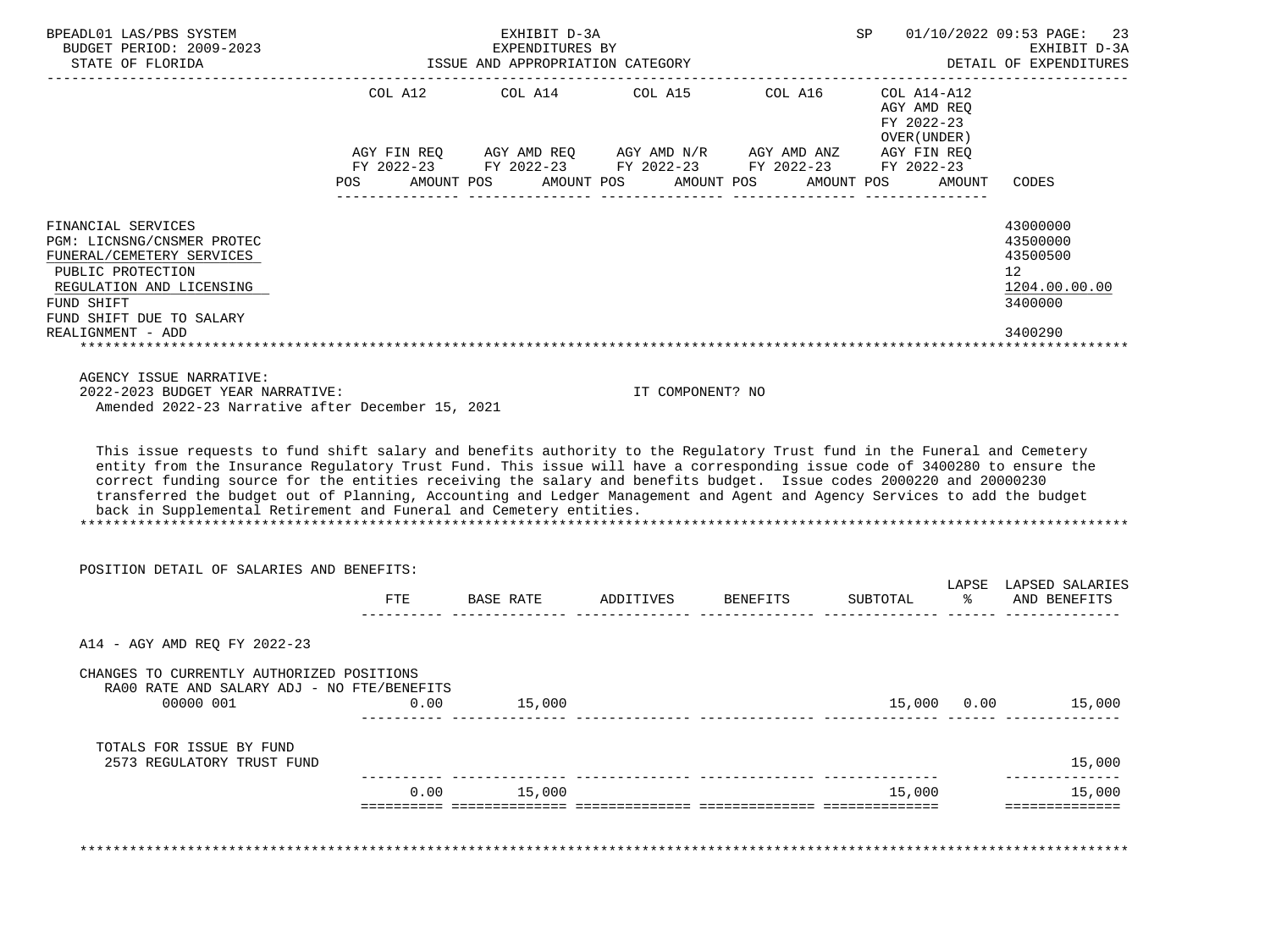BPEADL01 LAS/PBS SYSTEM — EXHIBIT D-3A — EXPENDITURES BY ISSUE AND APPROPRIATION CATEGORY — SP 01/10/2022 09:53 PAGE: 23
BUDGET PERIOD: 2009-2023 — EXHIBIT D-3A
STATE OF FLORIDA — DETAIL OF EXPENDITURES

| | COL A12 AGY FIN REQ FY 2022-23 POS AMOUNT | COL A14 AGY AMD REQ FY 2022-23 POS AMOUNT | COL A15 AGY AMD N/R FY 2022-23 POS AMOUNT | COL A16 AGY AMD ANZ FY 2022-23 POS AMOUNT | COL A14-A12 AGY AMD REQ FY 2022-23 OVER(UNDER) AGY FIN REQ FY 2022-23 POS AMOUNT | CODES |
|---|---|---|---|---|---|---|
| FINANCIAL SERVICES | | | | | | 43000000 |
| PGM: LICNSNG/CNSMER PROTEC | | | | | | 43500000 |
| FUNERAL/CEMETERY SERVICES | | | | | | 43500500 |
| PUBLIC PROTECTION | | | | | | 12 |
| REGULATION AND LICENSING | | | | | | 1204.00.00.00 |
| FUND SHIFT | | | | | | 3400000 |
| FUND SHIFT DUE TO SALARY REALIGNMENT - ADD | | | | | | 3400290 |

AGENCY ISSUE NARRATIVE:
2022-2023 BUDGET YEAR NARRATIVE: IT COMPONENT? NO
Amended 2022-23 Narrative after December 15, 2021

This issue requests to fund shift salary and benefits authority to the Regulatory Trust fund in the Funeral and Cemetery entity from the Insurance Regulatory Trust Fund. This issue will have a corresponding issue code of 3400280 to ensure the correct funding source for the entities receiving the salary and benefits budget. Issue codes 2000220 and 20000230 transferred the budget out of Planning, Accounting and Ledger Management and Agent and Agency Services to add the budget back in Supplemental Retirement and Funeral and Cemetery entities.

POSITION DETAIL OF SALARIES AND BENEFITS:

| | FTE | BASE RATE | ADDITIVES | BENEFITS | SUBTOTAL | LAPSE % | LAPSED SALARIES AND BENEFITS |
|---|---|---|---|---|---|---|---|
| A14 - AGY AMD REQ FY 2022-23 | | | | | | | |
| CHANGES TO CURRENTLY AUTHORIZED POSITIONS | | | | | | | |
| RA00 RATE AND SALARY ADJ - NO FTE/BENEFITS | | | | | | | |
| 00000 001 | 0.00 | 15,000 | | | 15,000 | 0.00 | 15,000 |
| TOTALS FOR ISSUE BY FUND | | | | | | | |
| 2573 REGULATORY TRUST FUND | | | | | | | 15,000 |
| | 0.00 | 15,000 | | | 15,000 | | 15,000 |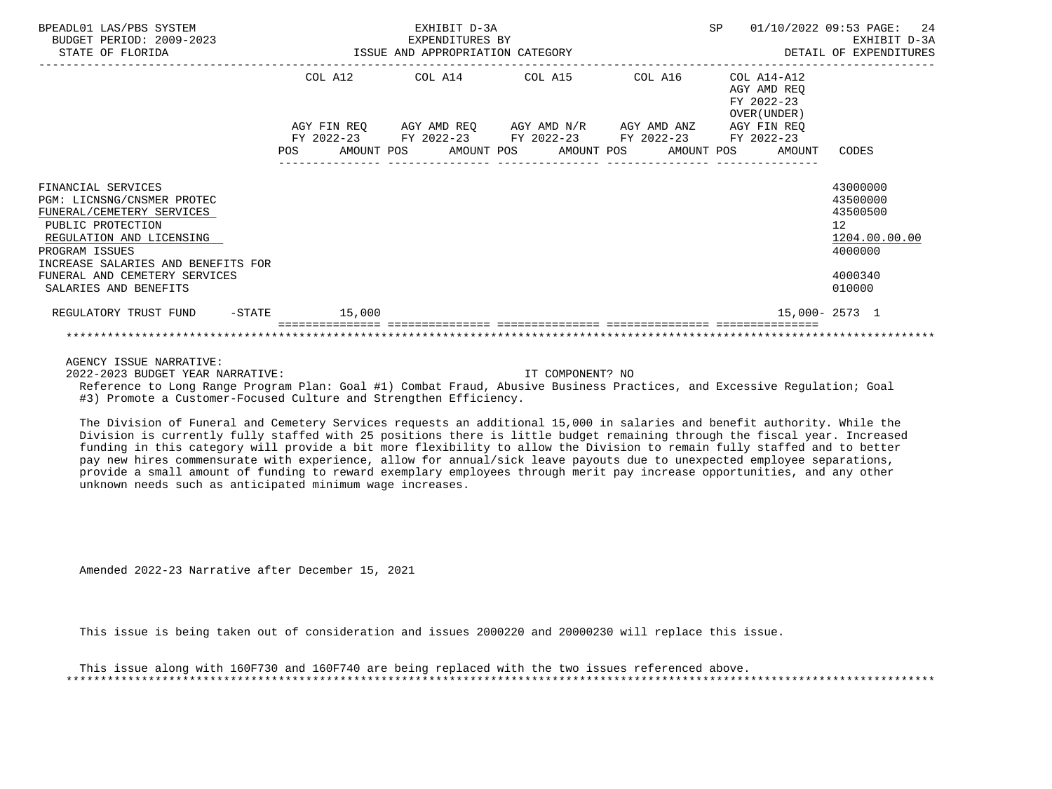BPEADL01 LAS/PBS SYSTEM | EXHIBIT D-3A | SP 01/10/2022 09:53
BUDGET PERIOD: 2009-2023 | EXPENDITURES BY | EXHIBIT D-3A
STATE OF FLORIDA | ISSUE AND APPROPRIATION CATEGORY | DETAIL OF EXPENDITURES

| | COL A12 AGY FIN REQ FY 2022-23 POS AMOUNT | COL A14 AGY AMD REQ FY 2022-23 POS AMOUNT | COL A15 AGY AMD N/R FY 2022-23 POS AMOUNT | COL A16 AGY AMD ANZ FY 2022-23 POS AMOUNT | COL A14-A12 AGY AMD REQ FY 2022-23 OVER(UNDER) AGY FIN REQ FY 2022-23 POS AMOUNT | CODES |
|---|---|---|---|---|---|---|
| FINANCIAL SERVICES | | | | | | 43000000 |
| PGM: LICNSNG/CNSMER PROTEC | | | | | | 43500000 |
| FUNERAL/CEMETERY SERVICES | | | | | | 43500500 |
| PUBLIC PROTECTION | | | | | | 12 |
| REGULATION AND LICENSING | | | | | | 1204.00.00.00 |
| PROGRAM ISSUES | | | | | | 4000000 |
| INCREASE SALARIES AND BENEFITS FOR FUNERAL AND CEMETERY SERVICES | | | | | | 4000340 |
| SALARIES AND BENEFITS | | | | | | 010000 |
| REGULATORY TRUST FUND -STATE | 15,000 | | | | 15,000- | 2573 1 |

AGENCY ISSUE NARRATIVE:
2022-2023 BUDGET YEAR NARRATIVE: IT COMPONENT? NO

Reference to Long Range Program Plan: Goal #1) Combat Fraud, Abusive Business Practices, and Excessive Regulation; Goal #3) Promote a Customer-Focused Culture and Strengthen Efficiency.

The Division of Funeral and Cemetery Services requests an additional 15,000 in salaries and benefit authority. While the Division is currently fully staffed with 25 positions there is little budget remaining through the fiscal year. Increased funding in this category will provide a bit more flexibility to allow the Division to remain fully staffed and to better pay new hires commensurate with experience, allow for annual/sick leave payouts due to unexpected employee separations, provide a small amount of funding to reward exemplary employees through merit pay increase opportunities, and any other unknown needs such as anticipated minimum wage increases.

Amended 2022-23 Narrative after December 15, 2021

This issue is being taken out of consideration and issues 2000220 and 20000230 will replace this issue.

This issue along with 160F730 and 160F740 are being replaced with the two issues referenced above.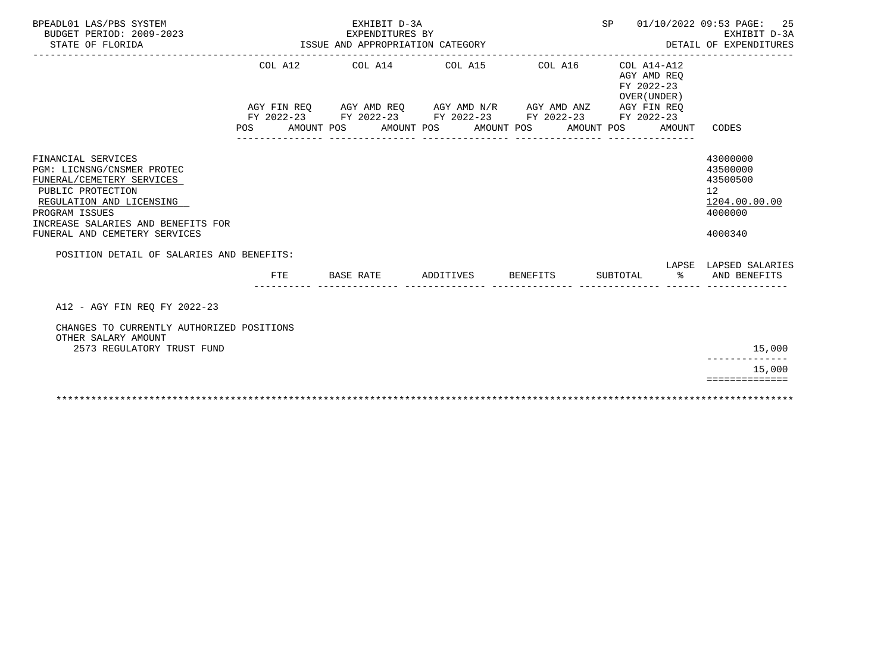BPEADL01 LAS/PBS SYSTEM
BUDGET PERIOD: 2009-2023
STATE OF FLORIDA

EXHIBIT D-3A
EXPENDITURES BY
ISSUE AND APPROPRIATION CATEGORY

SP 01/10/2022 09:53

EXHIBIT D-3A
DETAIL OF EXPENDITURES

| | COL A12 AGY FIN REQ FY 2022-23 POS AMOUNT | COL A14 AGY AMD REQ FY 2022-23 POS AMOUNT | COL A15 AGY AMD N/R FY 2022-23 POS AMOUNT | COL A16 AGY AMD ANZ FY 2022-23 POS AMOUNT | COL A14-A12 AGY AMD REQ FY 2022-23 OVER(UNDER) AGY FIN REQ FY 2022-23 POS AMOUNT | CODES |
|---|---|---|---|---|---|---|
| FINANCIAL SERVICES | | | | | | 43000000 |
| PGM: LICNSNG/CNSMER PROTEC | | | | | | 43500000 |
| FUNERAL/CEMETERY SERVICES | | | | | | 43500500 |
| PUBLIC PROTECTION | | | | | | 12 |
| REGULATION AND LICENSING | | | | | | 1204.00.00.00 |
| PROGRAM ISSUES | | | | | | 4000000 |
| INCREASE SALARIES AND BENEFITS FOR FUNERAL AND CEMETERY SERVICES | | | | | | 4000340 |

POSITION DETAIL OF SALARIES AND BENEFITS:

| | FTE | BASE RATE | ADDITIVES | BENEFITS | SUBTOTAL | LAPSE % | LAPSED SALARIES AND BENEFITS |
|---|---|---|---|---|---|---|---|
| A12 - AGY FIN REQ FY 2022-23 | | | | | | | |
| CHANGES TO CURRENTLY AUTHORIZED POSITIONS | | | | | | | |
| OTHER SALARY AMOUNT | | | | | | | |
| 2573 REGULATORY TRUST FUND | | | | | | | 15,000 |
| | | | | | | | 15,000 |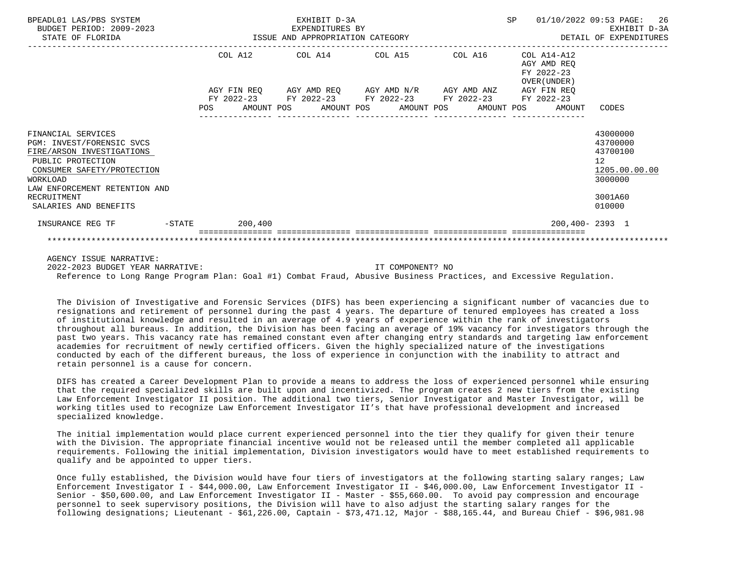| | COL A12 AGY FIN REQ FY 2022-23 POS AMOUNT | COL A14 AGY AMD REQ FY 2022-23 POS AMOUNT | COL A15 AGY AMD N/R FY 2022-23 POS AMOUNT | COL A16 AGY AMD ANZ FY 2022-23 POS AMOUNT | COL A14-A12 AGY AMD REQ FY 2022-23 OVER(UNDER) AGY FIN REQ FY 2022-23 POS AMOUNT | CODES |
|---|---|---|---|---|---|---|
| FINANCIAL SERVICES | | | | | | 43000000 |
| PGM: INVEST/FORENSIC SVCS | | | | | | 43700000 |
| FIRE/ARSON INVESTIGATIONS | | | | | | 43700100 |
| PUBLIC PROTECTION | | | | | | 12 |
| CONSUMER SAFETY/PROTECTION | | | | | | 1205.00.00.00 |
| WORKLOAD | | | | | | 3000000 |
| LAW ENFORCEMENT RETENTION AND RECRUITMENT | | | | | | 3001A60 |
| SALARIES AND BENEFITS | | | | | | 010000 |
| INSURANCE REG TF -STATE | 200,400 | | | | 200,400- | 2393 1 |

AGENCY ISSUE NARRATIVE:

2022-2023 BUDGET YEAR NARRATIVE: IT COMPONENT? NO

Reference to Long Range Program Plan: Goal #1) Combat Fraud, Abusive Business Practices, and Excessive Regulation.

The Division of Investigative and Forensic Services (DIFS) has been experiencing a significant number of vacancies due to resignations and retirement of personnel during the past 4 years. The departure of tenured employees has created a loss of institutional knowledge and resulted in an average of 4.9 years of experience within the rank of investigators throughout all bureaus. In addition, the Division has been facing an average of 19% vacancy for investigators through the past two years. This vacancy rate has remained constant even after changing entry standards and targeting law enforcement academies for recruitment of newly certified officers. Given the highly specialized nature of the investigations conducted by each of the different bureaus, the loss of experience in conjunction with the inability to attract and retain personnel is a cause for concern.

DIFS has created a Career Development Plan to provide a means to address the loss of experienced personnel while ensuring that the required specialized skills are built upon and incentivized. The program creates 2 new tiers from the existing Law Enforcement Investigator II position. The additional two tiers, Senior Investigator and Master Investigator, will be working titles used to recognize Law Enforcement Investigator II's that have professional development and increased specialized knowledge.

The initial implementation would place current experienced personnel into the tier they qualify for given their tenure with the Division. The appropriate financial incentive would not be released until the member completed all applicable requirements. Following the initial implementation, Division investigators would have to meet established requirements to qualify and be appointed to upper tiers.

Once fully established, the Division would have four tiers of investigators at the following starting salary ranges; Law Enforcement Investigator I - $44,000.00, Law Enforcement Investigator II - $46,000.00, Law Enforcement Investigator II - Senior - $50,600.00, and Law Enforcement Investigator II - Master - $55,660.00. To avoid pay compression and encourage personnel to seek supervisory positions, the Division will have to also adjust the starting salary ranges for the following designations; Lieutenant - $61,226.00, Captain - $73,471.12, Major - $88,165.44, and Bureau Chief - $96,981.98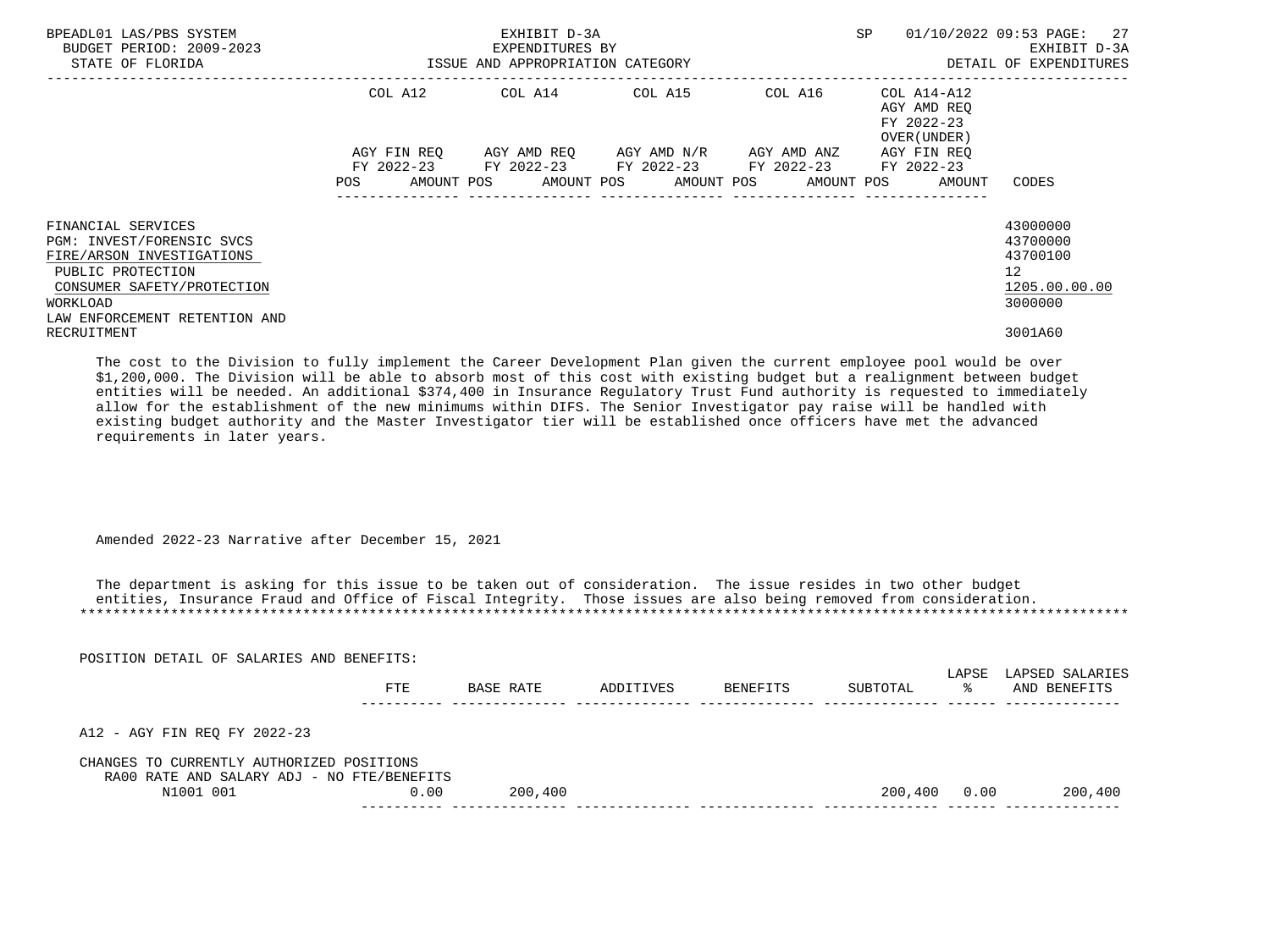| | COL A12 | COL A14 | COL A15 | COL A16 | COL A14-A12 AGY AMD REQ FY 2022-23 OVER(UNDER) | |
|---|---|---|---|---|---|---|
| | AGY FIN REQ FY 2022-23 | AGY AMD REQ FY 2022-23 | AGY AMD N/R FY 2022-23 | AGY AMD ANZ FY 2022-23 | AGY FIN REQ FY 2022-23 | |
| | POS AMOUNT | POS AMOUNT | POS AMOUNT | POS AMOUNT | POS AMOUNT | CODES |

| | CODES |
|---|---|
| FINANCIAL SERVICES | 43000000 |
| PGM: INVEST/FORENSIC SVCS | 43700000 |
| FIRE/ARSON INVESTIGATIONS | 43700100 |
| PUBLIC PROTECTION | 12 |
| CONSUMER SAFETY/PROTECTION | 1205.00.00.00 |
| WORKLOAD | 3000000 |
| LAW ENFORCEMENT RETENTION AND RECRUITMENT | 3001A60 |

The cost to the Division to fully implement the Career Development Plan given the current employee pool would be over $1,200,000. The Division will be able to absorb most of this cost with existing budget but a realignment between budget entities will be needed. An additional $374,400 in Insurance Regulatory Trust Fund authority is requested to immediately allow for the establishment of the new minimums within DIFS. The Senior Investigator pay raise will be handled with existing budget authority and the Master Investigator tier will be established once officers have met the advanced requirements in later years.

Amended 2022-23 Narrative after December 15, 2021

The department is asking for this issue to be taken out of consideration. The issue resides in two other budget entities, Insurance Fraud and Office of Fiscal Integrity. Those issues are also being removed from consideration.

POSITION DETAIL OF SALARIES AND BENEFITS:

| | FTE | BASE RATE | ADDITIVES | BENEFITS | SUBTOTAL | LAPSE % | LAPSED SALARIES AND BENEFITS |
|---|---|---|---|---|---|---|---|
| A12 - AGY FIN REQ FY 2022-23 | | | | | | | |
| CHANGES TO CURRENTLY AUTHORIZED POSITIONS | | | | | | | |
| RA00 RATE AND SALARY ADJ - NO FTE/BENEFITS | | | | | | | |
| N1001 001 | 0.00 | 200,400 | | | 200,400 | 0.00 | 200,400 |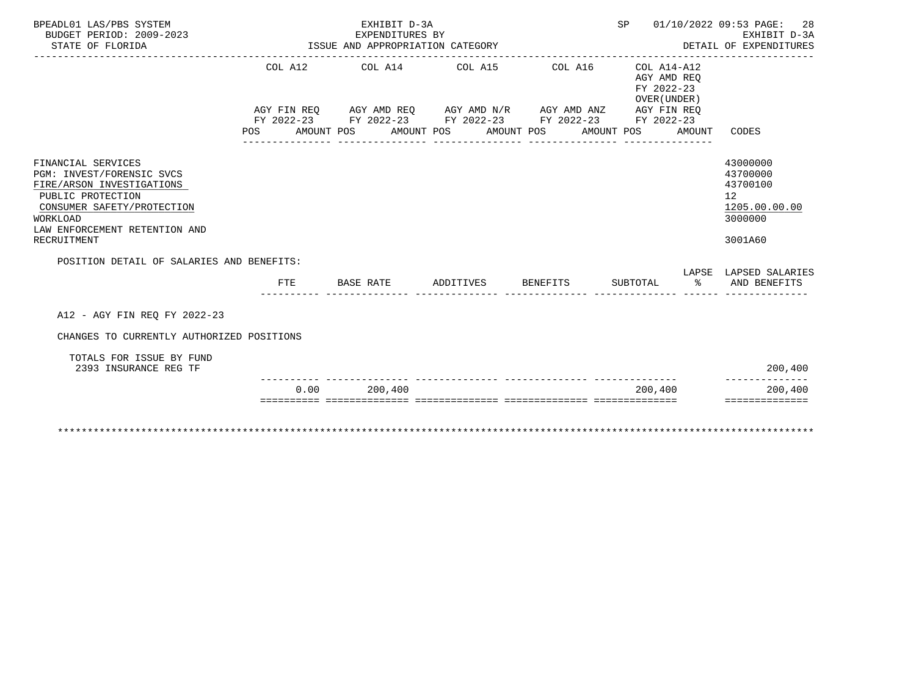BPEADL01 LAS/PBS SYSTEM | EXHIBIT D-3A | SP 01/10/2022 09:53

BUDGET PERIOD: 2009-2023 | EXPENDITURES BY | EXHIBIT D-3A

STATE OF FLORIDA | ISSUE AND APPROPRIATION CATEGORY | DETAIL OF EXPENDITURES

| | COL A12 AGY FIN REQ FY 2022-23 POS AMOUNT | COL A14 AGY AMD REQ FY 2022-23 POS AMOUNT | COL A15 AGY AMD N/R FY 2022-23 POS AMOUNT | COL A16 AGY AMD ANZ FY 2022-23 POS AMOUNT | COL A14-A12 AGY AMD REQ FY 2022-23 OVER(UNDER) AGY FIN REQ FY 2022-23 POS AMOUNT | CODES |
|---|---|---|---|---|---|---|

FINANCIAL SERVICES — 43000000
PGM: INVEST/FORENSIC SVCS — 43700000
FIRE/ARSON INVESTIGATIONS — 43700100
PUBLIC PROTECTION — 12
CONSUMER SAFETY/PROTECTION — 1205.00.00.00
WORKLOAD — 3000000
LAW ENFORCEMENT RETENTION AND RECRUITMENT — 3001A60

POSITION DETAIL OF SALARIES AND BENEFITS:

A12 - AGY FIN REQ FY 2022-23

CHANGES TO CURRENTLY AUTHORIZED POSITIONS

| | FTE | BASE RATE | ADDITIVES | BENEFITS | SUBTOTAL | LAPSE % | LAPSED SALARIES AND BENEFITS |
|---|---|---|---|---|---|---|---|
| TOTALS FOR ISSUE BY FUND 2393 INSURANCE REG TF | | | | | | | 200,400 |
| | 0.00 | 200,400 | | | 200,400 | | 200,400 |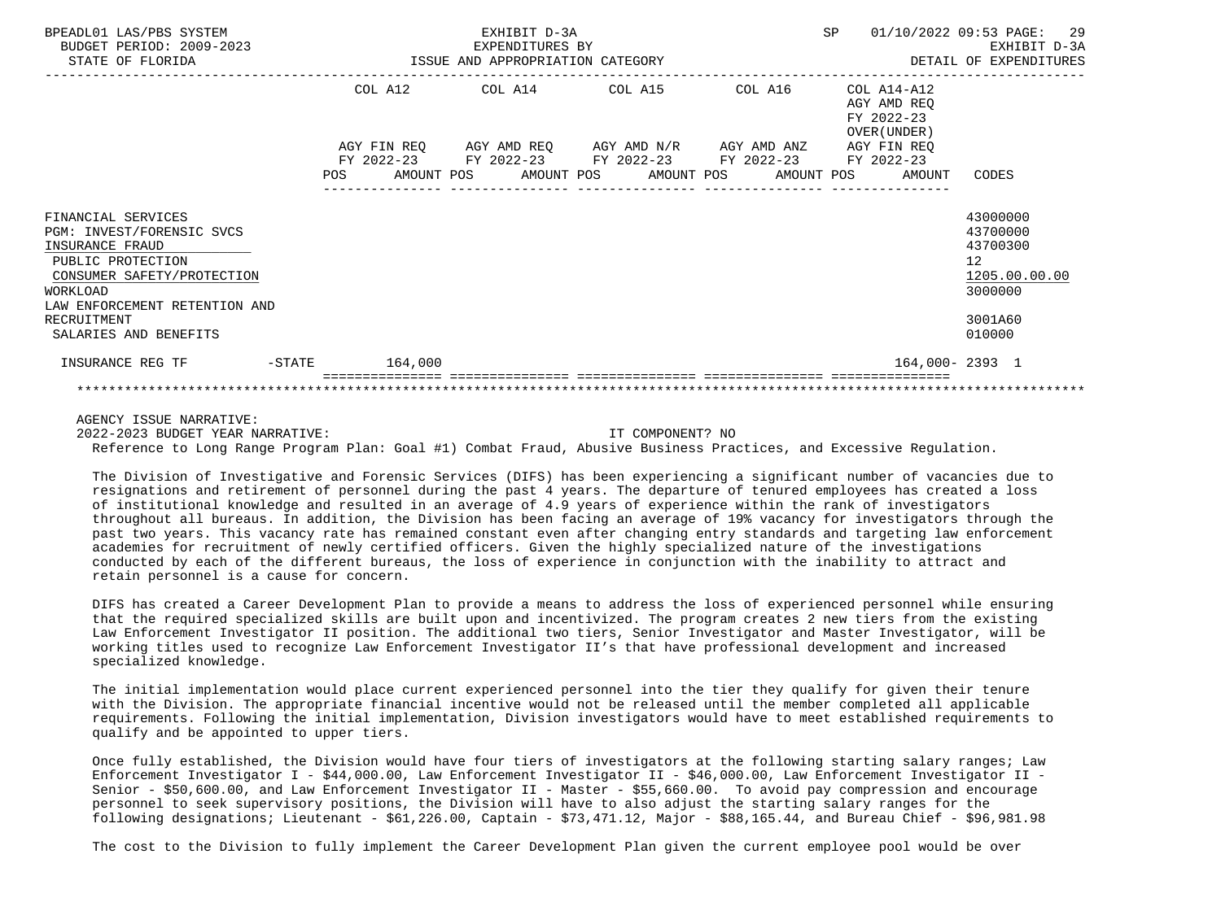BPEADL01 LAS/PBS SYSTEM — EXHIBIT D-3A — EXPENDITURES BY ISSUE AND APPROPRIATION CATEGORY — SP 01/10/2022 09:53 PAGE: 29
BUDGET PERIOD: 2009-2023 — EXHIBIT D-3A
STATE OF FLORIDA — DETAIL OF EXPENDITURES

| | COL A12 AGY FIN REQ FY 2022-23 POS AMOUNT | COL A14 AGY AMD REQ FY 2022-23 POS AMOUNT | COL A15 AGY AMD N/R FY 2022-23 POS AMOUNT | COL A16 AGY AMD ANZ FY 2022-23 POS AMOUNT | COL A14-A12 AGY AMD REQ FY 2022-23 OVER(UNDER) AGY FIN REQ FY 2022-23 POS AMOUNT | CODES |
|---|---|---|---|---|---|---|
| FINANCIAL SERVICES | | | | | | 43000000 |
| PGM: INVEST/FORENSIC SVCS | | | | | | 43700000 |
| INSURANCE FRAUD | | | | | | 43700300 |
| PUBLIC PROTECTION | | | | | | 12 |
| CONSUMER SAFETY/PROTECTION | | | | | | 1205.00.00.00 |
| WORKLOAD | | | | | | 3000000 |
| LAW ENFORCEMENT RETENTION AND RECRUITMENT | | | | | | 3001A60 |
| SALARIES AND BENEFITS | | | | | | 010000 |
| INSURANCE REG TF -STATE | 164,000 | | | | 164,000- | 2393 1 |

AGENCY ISSUE NARRATIVE:

2022-2023 BUDGET YEAR NARRATIVE: IT COMPONENT? NO

Reference to Long Range Program Plan: Goal #1) Combat Fraud, Abusive Business Practices, and Excessive Regulation.

The Division of Investigative and Forensic Services (DIFS) has been experiencing a significant number of vacancies due to resignations and retirement of personnel during the past 4 years. The departure of tenured employees has created a loss of institutional knowledge and resulted in an average of 4.9 years of experience within the rank of investigators throughout all bureaus. In addition, the Division has been facing an average of 19% vacancy for investigators through the past two years. This vacancy rate has remained constant even after changing entry standards and targeting law enforcement academies for recruitment of newly certified officers. Given the highly specialized nature of the investigations conducted by each of the different bureaus, the loss of experience in conjunction with the inability to attract and retain personnel is a cause for concern.

DIFS has created a Career Development Plan to provide a means to address the loss of experienced personnel while ensuring that the required specialized skills are built upon and incentivized. The program creates 2 new tiers from the existing Law Enforcement Investigator II position. The additional two tiers, Senior Investigator and Master Investigator, will be working titles used to recognize Law Enforcement Investigator II's that have professional development and increased specialized knowledge.

The initial implementation would place current experienced personnel into the tier they qualify for given their tenure with the Division. The appropriate financial incentive would not be released until the member completed all applicable requirements. Following the initial implementation, Division investigators would have to meet established requirements to qualify and be appointed to upper tiers.

Once fully established, the Division would have four tiers of investigators at the following starting salary ranges; Law Enforcement Investigator I - $44,000.00, Law Enforcement Investigator II - $46,000.00, Law Enforcement Investigator II - Senior - $50,600.00, and Law Enforcement Investigator II - Master - $55,660.00. To avoid pay compression and encourage personnel to seek supervisory positions, the Division will have to also adjust the starting salary ranges for the following designations; Lieutenant - $61,226.00, Captain - $73,471.12, Major - $88,165.44, and Bureau Chief - $96,981.98

The cost to the Division to fully implement the Career Development Plan given the current employee pool would be over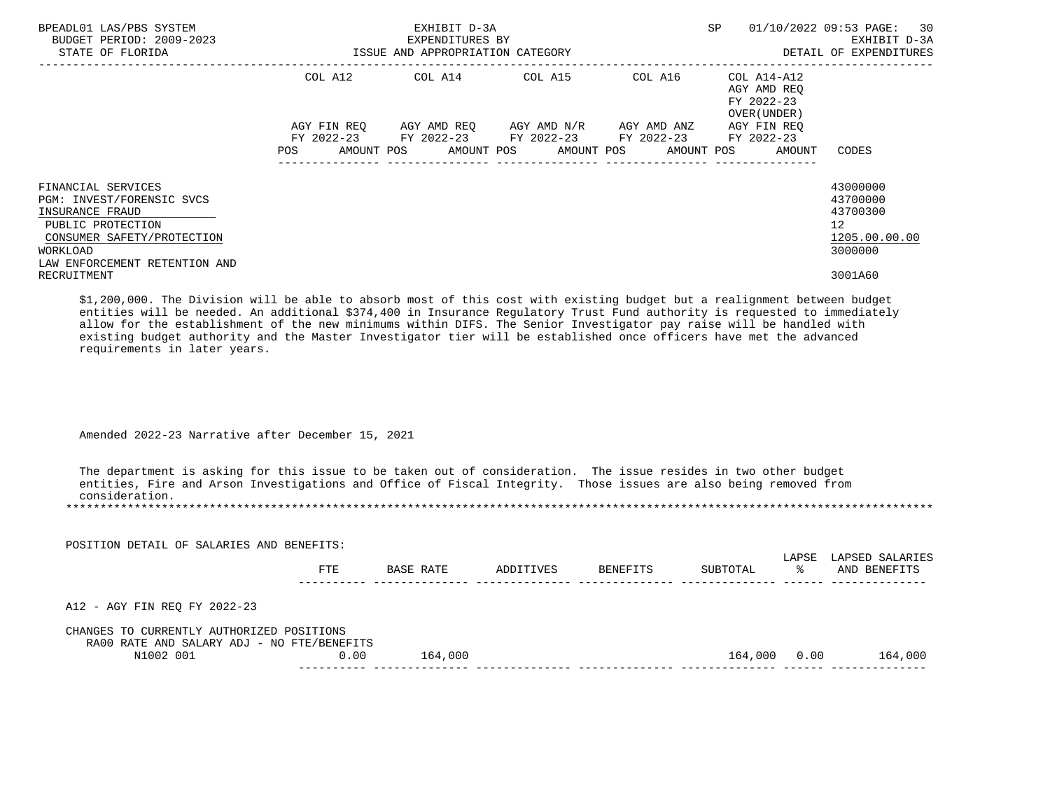| | COL A12 | COL A14 | COL A15 | COL A16 | COL A14-A12 AGY AMD REQ FY 2022-23 OVER(UNDER) | |
|---|---|---|---|---|---|---|
| | AGY FIN REQ FY 2022-23 | AGY AMD REQ FY 2022-23 | AGY AMD N/R FY 2022-23 | AGY AMD ANZ FY 2022-23 | AGY FIN REQ FY 2022-23 | |
| | POS AMOUNT | POS AMOUNT | POS AMOUNT | POS AMOUNT | POS AMOUNT | CODES |
| FINANCIAL SERVICES | | | | | | 43000000 |
| PGM: INVEST/FORENSIC SVCS | | | | | | 43700000 |
| INSURANCE FRAUD | | | | | | 43700300 |
| PUBLIC PROTECTION | | | | | | 12 |
| CONSUMER SAFETY/PROTECTION | | | | | | 1205.00.00.00 |
| WORKLOAD | | | | | | 3000000 |
| LAW ENFORCEMENT RETENTION AND RECRUITMENT | | | | | | 3001A60 |

$1,200,000. The Division will be able to absorb most of this cost with existing budget but a realignment between budget entities will be needed. An additional $374,400 in Insurance Regulatory Trust Fund authority is requested to immediately allow for the establishment of the new minimums within DIFS. The Senior Investigator pay raise will be handled with existing budget authority and the Master Investigator tier will be established once officers have met the advanced requirements in later years.

Amended 2022-23 Narrative after December 15, 2021

The department is asking for this issue to be taken out of consideration. The issue resides in two other budget entities, Fire and Arson Investigations and Office of Fiscal Integrity. Those issues are also being removed from consideration.

POSITION DETAIL OF SALARIES AND BENEFITS:

| | FTE | BASE RATE | ADDITIVES | BENEFITS | SUBTOTAL | LAPSE % | LAPSED SALARIES AND BENEFITS |
|---|---|---|---|---|---|---|---|
| A12 - AGY FIN REQ FY 2022-23 | | | | | | | |
| CHANGES TO CURRENTLY AUTHORIZED POSITIONS | | | | | | | |
| RA00 RATE AND SALARY ADJ - NO FTE/BENEFITS | | | | | | | |
| N1002 001 | 0.00 | 164,000 | | | 164,000 | 0.00 | 164,000 |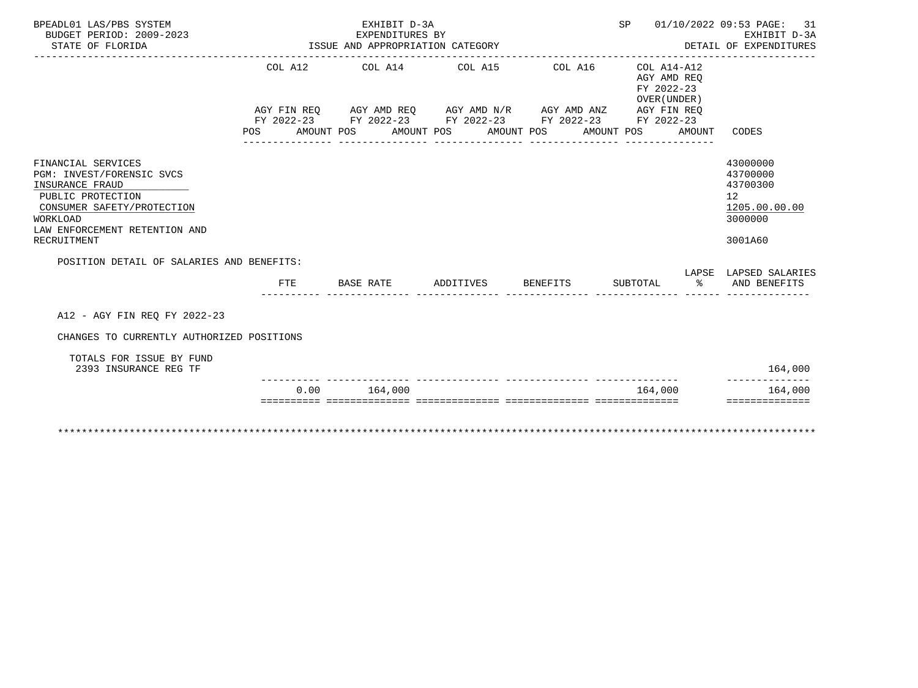BPEADL01 LAS/PBS SYSTEM | EXHIBIT D-3A | SP 01/10/2022 09:53

BUDGET PERIOD: 2009-2023 | EXPENDITURES BY | EXHIBIT D-3A

STATE OF FLORIDA | ISSUE AND APPROPRIATION CATEGORY | DETAIL OF EXPENDITURES

| | COL A12 AGY FIN REQ FY 2022-23 | | COL A14 AGY AMD REQ FY 2022-23 | | COL A15 AGY AMD N/R FY 2022-23 | | COL A16 AGY AMD ANZ FY 2022-23 | | COL A14-A12 AGY AMD REQ FY 2022-23 OVER(UNDER) AGY FIN REQ FY 2022-23 | | |
|---|---|---|---|---|---|---|---|---|---|---|---|
| | POS | AMOUNT | POS | AMOUNT | POS | AMOUNT | POS | AMOUNT | POS | AMOUNT | CODES |

FINANCIAL SERVICES — 43000000
PGM: INVEST/FORENSIC SVCS — 43700000
INSURANCE FRAUD — 43700300
PUBLIC PROTECTION — 12
CONSUMER SAFETY/PROTECTION — 1205.00.00.00
WORKLOAD — 3000000
LAW ENFORCEMENT RETENTION AND RECRUITMENT — 3001A60

POSITION DETAIL OF SALARIES AND BENEFITS:

| | FTE | BASE RATE | ADDITIVES | BENEFITS | SUBTOTAL | LAPSE % | LAPSED SALARIES AND BENEFITS |
|---|---|---|---|---|---|---|---|
| A12 - AGY FIN REQ FY 2022-23 | | | | | | | |
| CHANGES TO CURRENTLY AUTHORIZED POSITIONS | | | | | | | |
| TOTALS FOR ISSUE BY FUND 2393 INSURANCE REG TF | | | | | | | 164,000 |
| | 0.00 | 164,000 | | | 164,000 | | 164,000 |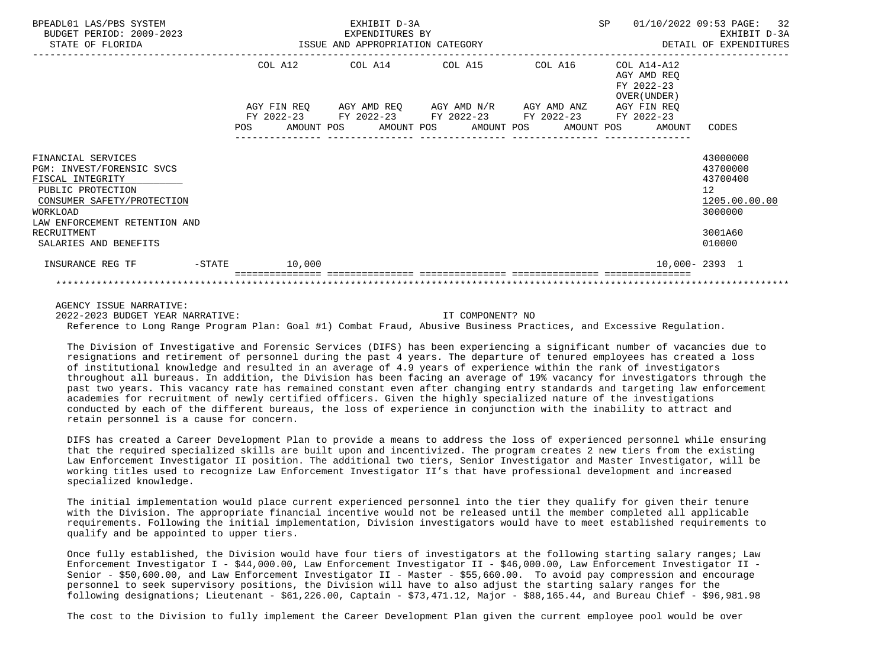BPEADL01 LAS/PBS SYSTEM | EXHIBIT D-3A | SP 01/10/2022 09:53 PAGE: 32
BUDGET PERIOD: 2009-2023 | EXPENDITURES BY | EXHIBIT D-3A
STATE OF FLORIDA | ISSUE AND APPROPRIATION CATEGORY | DETAIL OF EXPENDITURES

| | COL A12 AGY FIN REQ FY 2022-23 POS AMOUNT | COL A14 AGY AMD REQ FY 2022-23 POS AMOUNT | COL A15 AGY AMD N/R FY 2022-23 POS AMOUNT | COL A16 AGY AMD ANZ FY 2022-23 POS AMOUNT | COL A14-A12 AGY AMD REQ FY 2022-23 OVER(UNDER) AGY FIN REQ FY 2022-23 POS AMOUNT | CODES |
|---|---|---|---|---|---|---|
| FINANCIAL SERVICES | | | | | | 43000000 |
| PGM: INVEST/FORENSIC SVCS | | | | | | 43700000 |
| FISCAL INTEGRITY | | | | | | 43700400 |
| PUBLIC PROTECTION | | | | | | 12 |
| CONSUMER SAFETY/PROTECTION | | | | | | 1205.00.00.00 |
| WORKLOAD | | | | | | 3000000 |
| LAW ENFORCEMENT RETENTION AND RECRUITMENT | | | | | | 3001A60 |
| SALARIES AND BENEFITS | | | | | | 010000 |
| INSURANCE REG TF -STATE | 10,000 | | | | 10,000- | 2393 1 |

AGENCY ISSUE NARRATIVE:

2022-2023 BUDGET YEAR NARRATIVE: IT COMPONENT? NO

Reference to Long Range Program Plan: Goal #1) Combat Fraud, Abusive Business Practices, and Excessive Regulation.

The Division of Investigative and Forensic Services (DIFS) has been experiencing a significant number of vacancies due to resignations and retirement of personnel during the past 4 years. The departure of tenured employees has created a loss of institutional knowledge and resulted in an average of 4.9 years of experience within the rank of investigators throughout all bureaus. In addition, the Division has been facing an average of 19% vacancy for investigators through the past two years. This vacancy rate has remained constant even after changing entry standards and targeting law enforcement academies for recruitment of newly certified officers. Given the highly specialized nature of the investigations conducted by each of the different bureaus, the loss of experience in conjunction with the inability to attract and retain personnel is a cause for concern.

DIFS has created a Career Development Plan to provide a means to address the loss of experienced personnel while ensuring that the required specialized skills are built upon and incentivized. The program creates 2 new tiers from the existing Law Enforcement Investigator II position. The additional two tiers, Senior Investigator and Master Investigator, will be working titles used to recognize Law Enforcement Investigator II's that have professional development and increased specialized knowledge.

The initial implementation would place current experienced personnel into the tier they qualify for given their tenure with the Division. The appropriate financial incentive would not be released until the member completed all applicable requirements. Following the initial implementation, Division investigators would have to meet established requirements to qualify and be appointed to upper tiers.

Once fully established, the Division would have four tiers of investigators at the following starting salary ranges; Law Enforcement Investigator I - $44,000.00, Law Enforcement Investigator II - $46,000.00, Law Enforcement Investigator II - Senior - $50,600.00, and Law Enforcement Investigator II - Master - $55,660.00. To avoid pay compression and encourage personnel to seek supervisory positions, the Division will have to also adjust the starting salary ranges for the following designations; Lieutenant - $61,226.00, Captain - $73,471.12, Major - $88,165.44, and Bureau Chief - $96,981.98

The cost to the Division to fully implement the Career Development Plan given the current employee pool would be over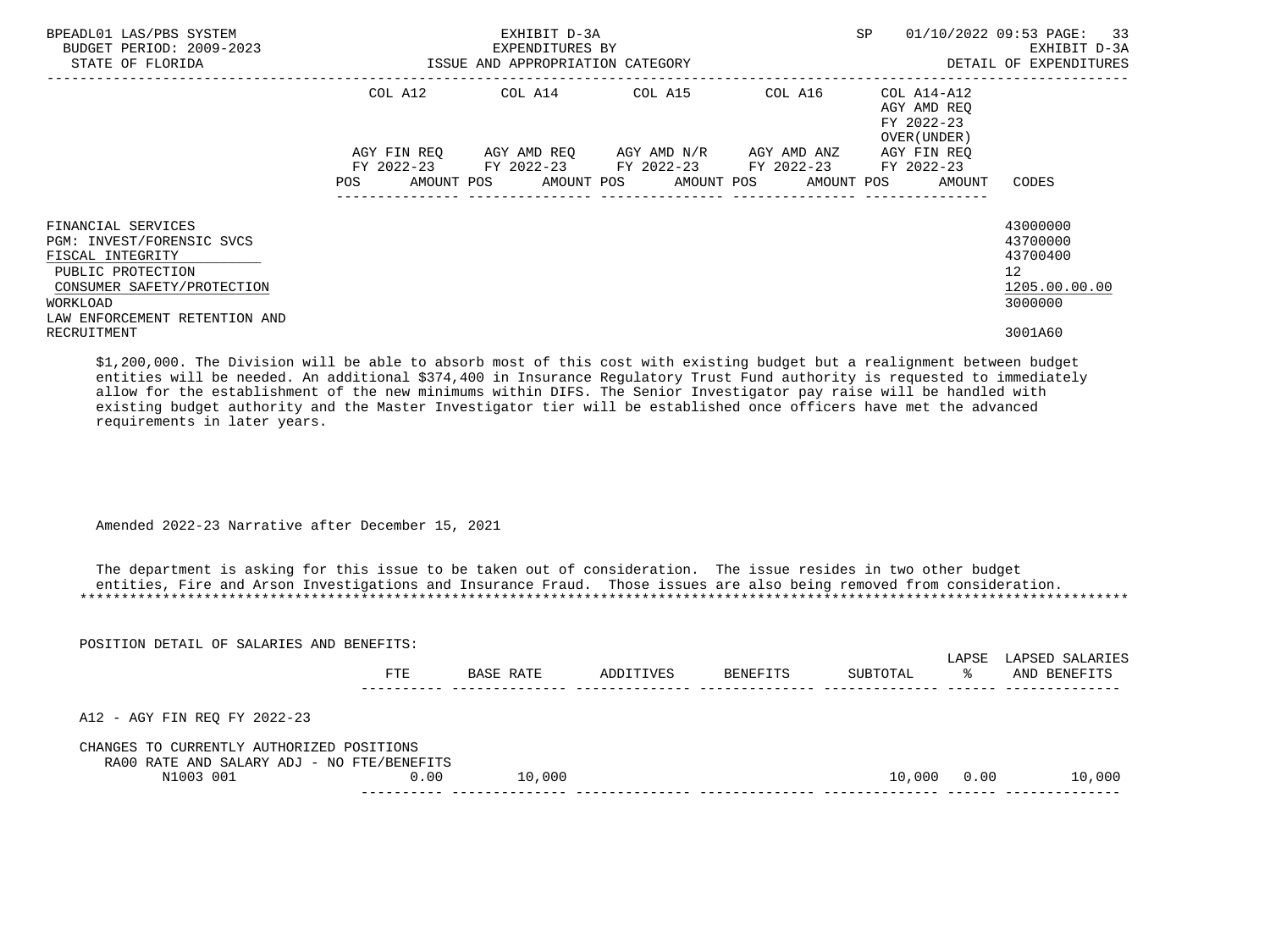| | COL A12 | COL A14 | COL A15 | COL A16 | COL A14-A12 AGY AMD REQ FY 2022-23 OVER(UNDER) | |
|---|---|---|---|---|---|---|
| | AGY FIN REQ FY 2022-23 | AGY AMD REQ FY 2022-23 | AGY AMD N/R FY 2022-23 | AGY AMD ANZ FY 2022-23 | AGY FIN REQ FY 2022-23 | |
| | POS AMOUNT | POS AMOUNT | POS AMOUNT | POS AMOUNT | POS AMOUNT | CODES |

FINANCIAL SERVICES — 43000000
PGM: INVEST/FORENSIC SVCS — 43700000
FISCAL INTEGRITY — 43700400
PUBLIC PROTECTION — 12
CONSUMER SAFETY/PROTECTION — 1205.00.00.00
WORKLOAD — 3000000
LAW ENFORCEMENT RETENTION AND RECRUITMENT — 3001A60

$1,200,000. The Division will be able to absorb most of this cost with existing budget but a realignment between budget entities will be needed. An additional $374,400 in Insurance Regulatory Trust Fund authority is requested to immediately allow for the establishment of the new minimums within DIFS. The Senior Investigator pay raise will be handled with existing budget authority and the Master Investigator tier will be established once officers have met the advanced requirements in later years.

Amended 2022-23 Narrative after December 15, 2021

The department is asking for this issue to be taken out of consideration. The issue resides in two other budget entities, Fire and Arson Investigations and Insurance Fraud. Those issues are also being removed from consideration.

*******************************************************************************************************************************

POSITION DETAIL OF SALARIES AND BENEFITS:

| | FTE | BASE RATE | ADDITIVES | BENEFITS | SUBTOTAL | LAPSE % | LAPSED SALARIES AND BENEFITS |
|---|---|---|---|---|---|---|---|
| A12 - AGY FIN REQ FY 2022-23 | | | | | | | |
| CHANGES TO CURRENTLY AUTHORIZED POSITIONS | | | | | | | |
| RA00 RATE AND SALARY ADJ - NO FTE/BENEFITS | | | | | | | |
| N1003 001 | 0.00 | 10,000 | | | 10,000 | 0.00 | 10,000 |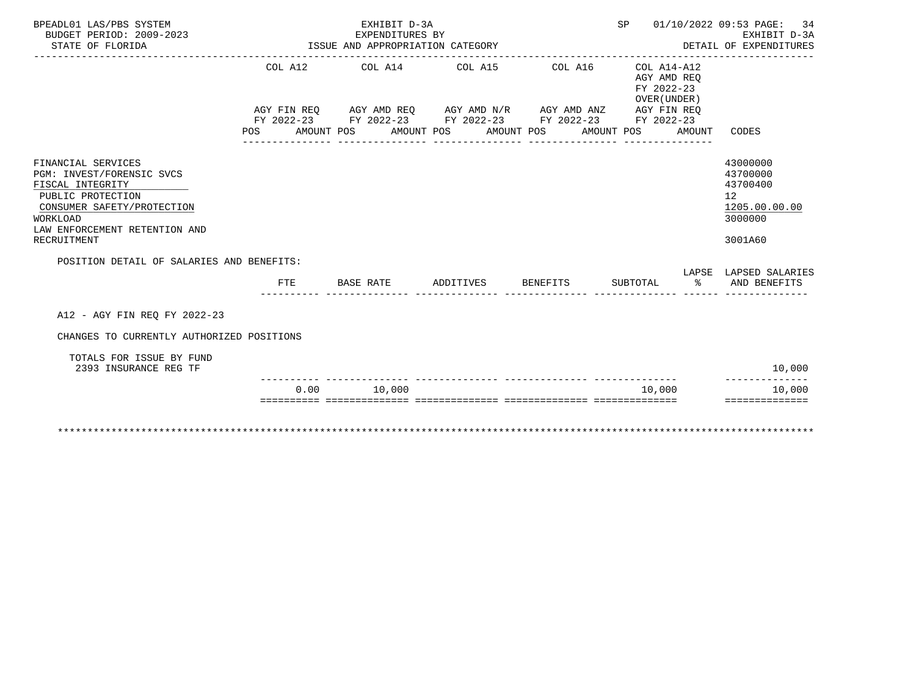BPEADL01 LAS/PBS SYSTEM
BUDGET PERIOD: 2009-2023
STATE OF FLORIDA

EXHIBIT D-3A
EXPENDITURES BY
ISSUE AND APPROPRIATION CATEGORY

SP 01/10/2022 09:53

EXHIBIT D-3A
DETAIL OF EXPENDITURES

| | COL A12 | | COL A14 | | COL A15 | | COL A16 | | COL A14-A12 AGY AMD REQ FY 2022-23 OVER(UNDER) AGY FIN REQ FY 2022-23 | | |
|---|---|---|---|---|---|---|---|---|---|---|---|
| | AGY FIN REQ FY 2022-23 | | AGY AMD REQ FY 2022-23 | | AGY AMD N/R FY 2022-23 | | AGY AMD ANZ FY 2022-23 | | | | |
| | POS | AMOUNT | POS | AMOUNT | POS | AMOUNT | POS | AMOUNT | POS | AMOUNT | CODES |
| FINANCIAL SERVICES | | | | | | | | | | | 43000000 |
| PGM: INVEST/FORENSIC SVCS | | | | | | | | | | | 43700000 |
| FISCAL INTEGRITY | | | | | | | | | | | 43700400 |
| PUBLIC PROTECTION | | | | | | | | | | | 12 |
| CONSUMER SAFETY/PROTECTION | | | | | | | | | | | 1205.00.00.00 |
| WORKLOAD | | | | | | | | | | | 3000000 |
| LAW ENFORCEMENT RETENTION AND RECRUITMENT | | | | | | | | | | | 3001A60 |

POSITION DETAIL OF SALARIES AND BENEFITS:

| | FTE | BASE RATE | ADDITIVES | BENEFITS | SUBTOTAL | LAPSE % | LAPSED SALARIES AND BENEFITS |
|---|---|---|---|---|---|---|---|
| A12 - AGY FIN REQ FY 2022-23 | | | | | | | |
| CHANGES TO CURRENTLY AUTHORIZED POSITIONS | | | | | | | |
| TOTALS FOR ISSUE BY FUND | | | | | | | |
| 2393 INSURANCE REG TF | | | | | | | 10,000 |
| | 0.00 | 10,000 | | | 10,000 | | 10,000 |

********************************************************************************************************************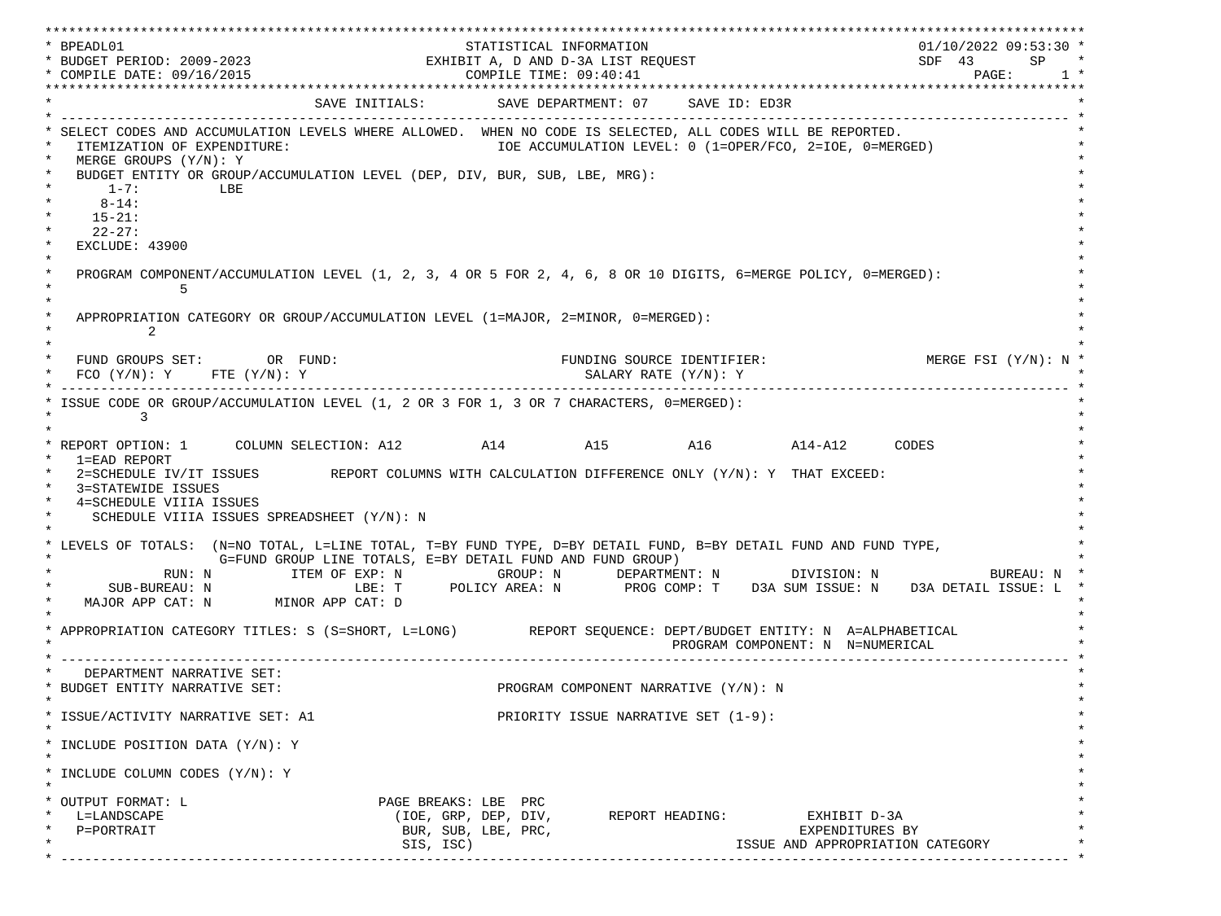```
********************************************************************************************************************************
* BPEADL01                                        STATISTICAL INFORMATION                                   01/10/2022 09:53:30 *
* BUDGET PERIOD: 2009-2023                   EXHIBIT A, D AND D-3A LIST REQUEST                            SDF  43      SP     *
* COMPILE DATE: 09/16/2015                            COMPILE TIME: 09:40:41                                          PAGE:     1 *
********************************************************************************************************************************
*                                 SAVE INITIALS:         SAVE DEPARTMENT: 07     SAVE ID: ED3R                                  *
* ---------------------------------------------------------------------------------------------------------------------------- *
* SELECT CODES AND ACCUMULATION LEVELS WHERE ALLOWED.  WHEN NO CODE IS SELECTED, ALL CODES WILL BE REPORTED.                   *
*   ITEMIZATION OF EXPENDITURE:                          IOE ACCUMULATION LEVEL: 0 (1=OPER/FCO, 2=IOE, 0=MERGED)               *
*   MERGE GROUPS (Y/N): Y                                                                                                      *
*   BUDGET ENTITY OR GROUP/ACCUMULATION LEVEL (DEP, DIV, BUR, SUB, LBE, MRG):                                                  *
*      1-7:         LBE                                                                                                        *
*     8-14:                                                                                                                    *
*    15-21:                                                                                                                    *
*    22-27:                                                                                                                    *
*   EXCLUDE: 43900                                                                                                             *
*                                                                                                                              *
*   PROGRAM COMPONENT/ACCUMULATION LEVEL (1, 2, 3, 4 OR 5 FOR 2, 4, 6, 8 OR 10 DIGITS, 6=MERGE POLICY, 0=MERGED):              *
*              5                                                                                                               *
*                                                                                                                              *
*   APPROPRIATION CATEGORY OR GROUP/ACCUMULATION LEVEL (1=MAJOR, 2=MINOR, 0=MERGED):                                           *
*          2                                                                                                                   *
*                                                                                                                              *
*   FUND GROUPS SET:        OR  FUND:                            FUNDING SOURCE IDENTIFIER:                 MERGE FSI (Y/N): N *
*   FCO (Y/N): Y     FTE (Y/N): Y                                   SALARY RATE (Y/N): Y                                       *
* ---------------------------------------------------------------------------------------------------------------------------- *
* ISSUE CODE OR GROUP/ACCUMULATION LEVEL (1, 2 OR 3 FOR 1, 3 OR 7 CHARACTERS, 0=MERGED):                                       *
*         3                                                                                                                    *
*                                                                                                                              *
* REPORT OPTION: 1      COLUMN SELECTION: A12          A14          A15          A16          A14-A12      CODES               *
*   1=EAD REPORT                                                                                                               *
*   2=SCHEDULE IV/IT ISSUES         REPORT COLUMNS WITH CALCULATION DIFFERENCE ONLY (Y/N): Y  THAT EXCEED:                     *
*   3=STATEWIDE ISSUES                                                                                                         *
*   4=SCHEDULE VIIIA ISSUES                                                                                                    *
*     SCHEDULE VIIIA ISSUES SPREADSHEET (Y/N): N                                                                               *
*                                                                                                                              *
* LEVELS OF TOTALS:  (N=NO TOTAL, L=LINE TOTAL, T=BY FUND TYPE, D=BY DETAIL FUND, B=BY DETAIL FUND AND FUND TYPE,              *
*                     G=FUND GROUP LINE TOTALS, E=BY DETAIL FUND AND FUND GROUP)                                               *
*              RUN: N          ITEM OF EXP: N            GROUP: N       DEPARTMENT: N         DIVISION: N             BUREAU: N *
*        SUB-BUREAU: N                 LBE: T      POLICY AREA: N        PROG COMP: T    D3A SUM ISSUE: N    D3A DETAIL ISSUE: L *
*    MAJOR APP CAT: N       MINOR APP CAT: D                                                                                   *
*                                                                                                                              *
* APPROPRIATION CATEGORY TITLES: S (S=SHORT, L=LONG)         REPORT SEQUENCE: DEPT/BUDGET ENTITY: N  A=ALPHABETICAL            *
*                                                                             PROGRAM COMPONENT: N  N=NUMERICAL                *
* ---------------------------------------------------------------------------------------------------------------------------- *
*    DEPARTMENT NARRATIVE SET:                                                                                                 *
* BUDGET ENTITY NARRATIVE SET:                           PROGRAM COMPONENT NARRATIVE (Y/N): N                                  *
*                                                                                                                              *
* ISSUE/ACTIVITY NARRATIVE SET: A1                       PRIORITY ISSUE NARRATIVE SET (1-9):                                   *
*                                                                                                                              *
* INCLUDE POSITION DATA (Y/N): Y                                                                                               *
*                                                                                                                              *
* INCLUDE COLUMN CODES (Y/N): Y                                                                                                *
*                                                                                                                              *
* OUTPUT FORMAT: L                        PAGE BREAKS: LBE  PRC                                                                *
*   L=LANDSCAPE                            (IOE, GRP, DEP, DIV,       REPORT HEADING:          EXHIBIT D-3A                    *
*   P=PORTRAIT                              BUR, SUB, LBE, PRC,                               EXPENDITURES BY                  *
*                                           SIS, ISC)                                   ISSUE AND APPROPRIATION CATEGORY       *
* ---------------------------------------------------------------------------------------------------------------------------- *
```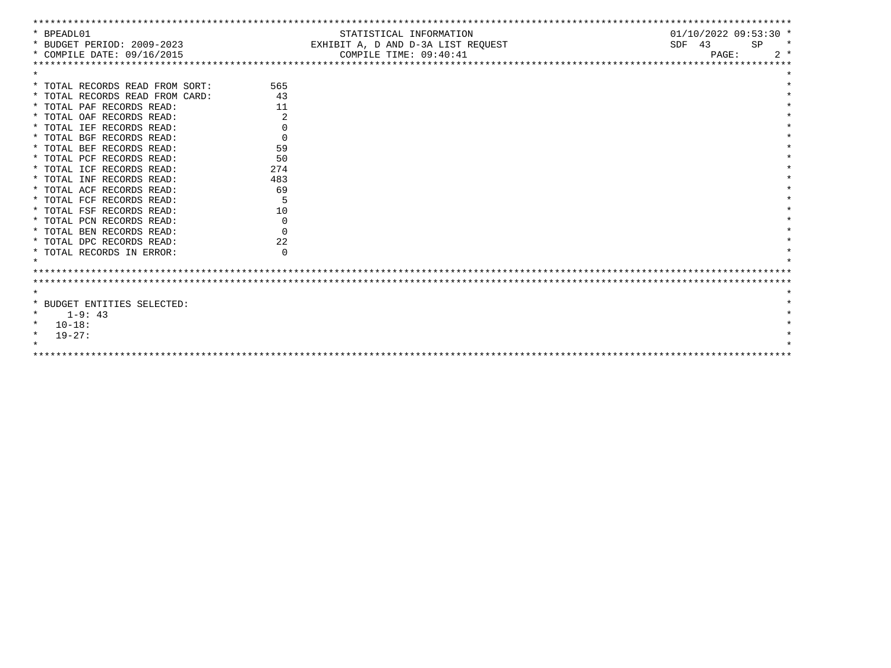BPEADL01 — STATISTICAL INFORMATION — 01/10/2022 09:53:30

BUDGET PERIOD: 2009-2023 — EXHIBIT A, D AND D-3A LIST REQUEST — SDF 43 SP

COMPILE DATE: 09/16/2015 — COMPILE TIME: 09:40:41

| | |
|---|---|
| TOTAL RECORDS READ FROM SORT: | 565 |
| TOTAL RECORDS READ FROM CARD: | 43 |
| TOTAL PAF RECORDS READ: | 11 |
| TOTAL OAF RECORDS READ: | 2 |
| TOTAL IEF RECORDS READ: | 0 |
| TOTAL BGF RECORDS READ: | 0 |
| TOTAL BEF RECORDS READ: | 59 |
| TOTAL PCF RECORDS READ: | 50 |
| TOTAL ICF RECORDS READ: | 274 |
| TOTAL INF RECORDS READ: | 483 |
| TOTAL ACF RECORDS READ: | 69 |
| TOTAL FCF RECORDS READ: | 5 |
| TOTAL FSF RECORDS READ: | 10 |
| TOTAL PCN RECORDS READ: | 0 |
| TOTAL BEN RECORDS READ: | 0 |
| TOTAL DPC RECORDS READ: | 22 |
| TOTAL RECORDS IN ERROR: | 0 |

BUDGET ENTITIES SELECTED:

- 1-9: 43
- 10-18:
- 19-27: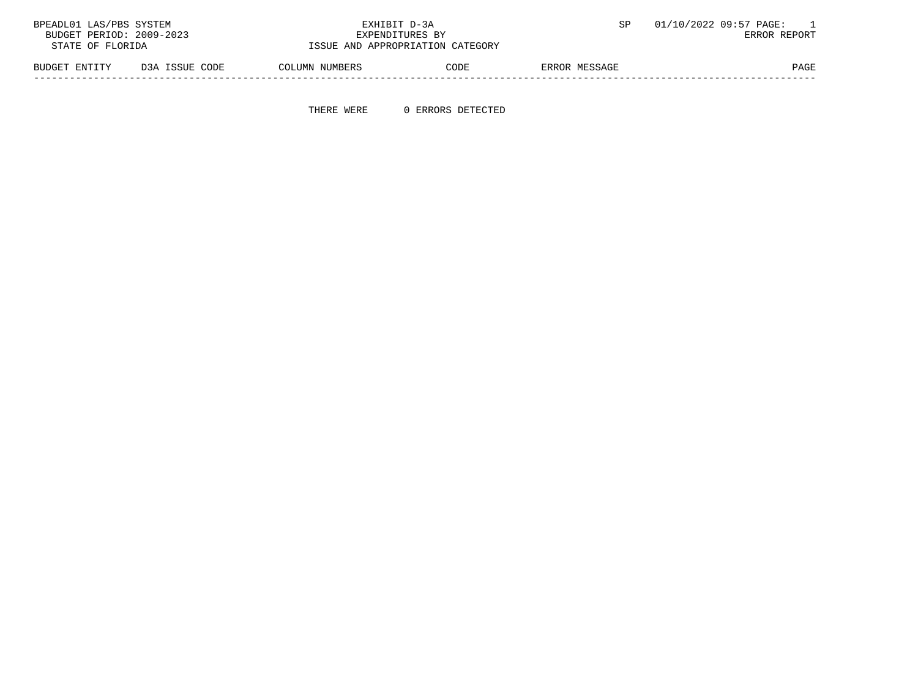BPEADL01 LAS/PBS SYSTEM
BUDGET PERIOD: 2009-2023
STATE OF FLORIDA

EXHIBIT D-3A
EXPENDITURES BY
ISSUE AND APPROPRIATION CATEGORY

SP 01/10/2022 09:57
ERROR REPORT

| BUDGET ENTITY | D3A ISSUE CODE | COLUMN NUMBERS | CODE | ERROR MESSAGE | PAGE |
|---|---|---|---|---|---|

THERE WERE 0 ERRORS DETECTED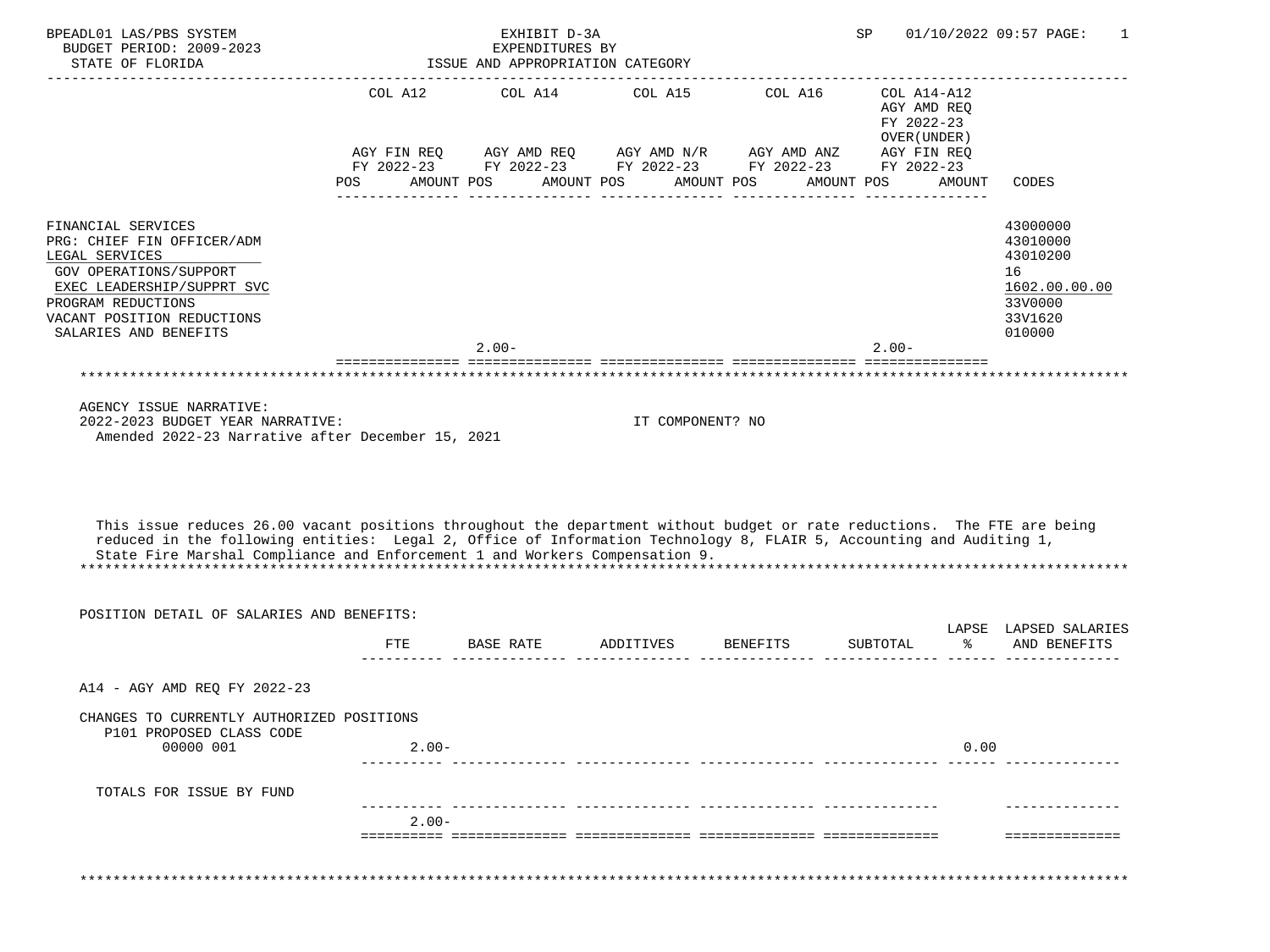BPEADL01 LAS/PBS SYSTEM
BUDGET PERIOD: 2009-2023
STATE OF FLORIDA

EXHIBIT D-3A
EXPENDITURES BY
ISSUE AND APPROPRIATION CATEGORY

SP 01/10/2022 09:57

| | COL A12 AGY FIN REQ FY 2022-23 POS AMOUNT | COL A14 AGY AMD REQ FY 2022-23 POS AMOUNT | COL A15 AGY AMD N/R FY 2022-23 POS AMOUNT | COL A16 AGY AMD ANZ FY 2022-23 POS AMOUNT | COL A14-A12 AGY AMD REQ FY 2022-23 OVER(UNDER) AGY FIN REQ FY 2022-23 POS AMOUNT | CODES |
|---|---|---|---|---|---|---|
| FINANCIAL SERVICES | | | | | | 43000000 |
| PRG: CHIEF FIN OFFICER/ADM | | | | | | 43010000 |
| LEGAL SERVICES | | | | | | 43010200 |
| GOV OPERATIONS/SUPPORT | | | | | | 16 |
| EXEC LEADERSHIP/SUPPRT SVC | | | | | | 1602.00.00.00 |
| PROGRAM REDUCTIONS | | | | | | 33V0000 |
| VACANT POSITION REDUCTIONS | | | | | | 33V1620 |
| SALARIES AND BENEFITS | | | | | | 010000 |
| | | 2.00- | | | 2.00- | |

AGENCY ISSUE NARRATIVE:
2022-2023 BUDGET YEAR NARRATIVE: IT COMPONENT? NO
Amended 2022-23 Narrative after December 15, 2021

This issue reduces 26.00 vacant positions throughout the department without budget or rate reductions. The FTE are being reduced in the following entities: Legal 2, Office of Information Technology 8, FLAIR 5, Accounting and Auditing 1, State Fire Marshal Compliance and Enforcement 1 and Workers Compensation 9.

POSITION DETAIL OF SALARIES AND BENEFITS:

| | FTE | BASE RATE | ADDITIVES | BENEFITS | SUBTOTAL | LAPSE % | LAPSED SALARIES AND BENEFITS |
|---|---|---|---|---|---|---|---|
| A14 - AGY AMD REQ FY 2022-23 | | | | | | | |
| CHANGES TO CURRENTLY AUTHORIZED POSITIONS | | | | | | | |
| P101 PROPOSED CLASS CODE 00000 001 | 2.00- | | | | | 0.00 | |
| TOTALS FOR ISSUE BY FUND | | | | | | | |
| | 2.00- | | | | | | |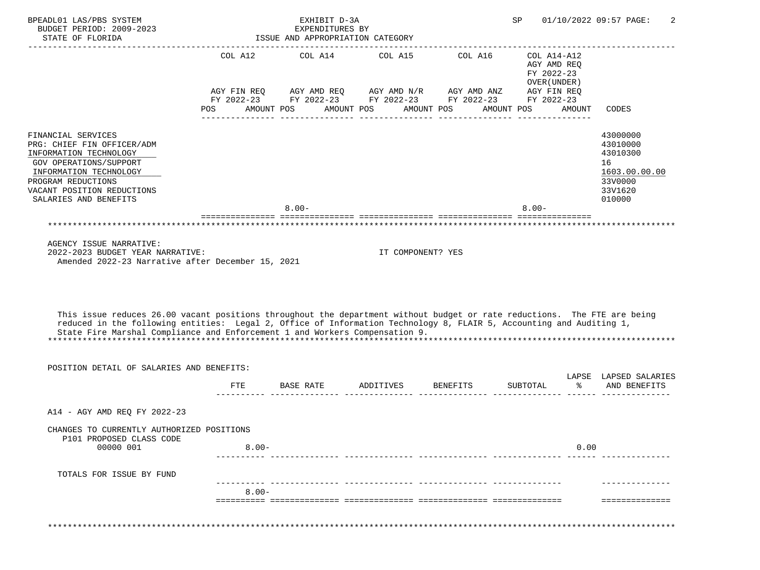BPEADL01 LAS/PBS SYSTEM — EXHIBIT D-3A — EXPENDITURES BY ISSUE AND APPROPRIATION CATEGORY
BUDGET PERIOD: 2009-2023
STATE OF FLORIDA
SP 01/10/2022 09:57

| | COL A12 AGY FIN REQ FY 2022-23 POS | AMOUNT | COL A14 AGY AMD REQ FY 2022-23 POS | AMOUNT | COL A15 AGY AMD N/R FY 2022-23 POS | AMOUNT | COL A16 AGY AMD ANZ FY 2022-23 POS | AMOUNT | COL A14-A12 AGY AMD REQ FY 2022-23 OVER(UNDER) AGY FIN REQ FY 2022-23 POS | AMOUNT | CODES |
|---|---|---|---|---|---|---|---|---|---|---|---|
| FINANCIAL SERVICES | | | | | | | | | | | 43000000 |
| PRG: CHIEF FIN OFFICER/ADM | | | | | | | | | | | 43010000 |
| INFORMATION TECHNOLOGY | | | | | | | | | | | 43010300 |
| GOV OPERATIONS/SUPPORT | | | | | | | | | | | 16 |
| INFORMATION TECHNOLOGY | | | | | | | | | | | 1603.00.00.00 |
| PROGRAM REDUCTIONS | | | | | | | | | | | 33V0000 |
| VACANT POSITION REDUCTIONS | | | | | | | | | | | 33V1620 |
| SALARIES AND BENEFITS | | | | | | | | | | | 010000 |
| | | | 8.00- | | | | | | 8.00- | | |

AGENCY ISSUE NARRATIVE:
2022-2023 BUDGET YEAR NARRATIVE: IT COMPONENT? YES
Amended 2022-23 Narrative after December 15, 2021

This issue reduces 26.00 vacant positions throughout the department without budget or rate reductions. The FTE are being reduced in the following entities: Legal 2, Office of Information Technology 8, FLAIR 5, Accounting and Auditing 1, State Fire Marshal Compliance and Enforcement 1 and Workers Compensation 9.

POSITION DETAIL OF SALARIES AND BENEFITS:

| | FTE | BASE RATE | ADDITIVES | BENEFITS | SUBTOTAL | LAPSE % | LAPSED SALARIES AND BENEFITS |
|---|---|---|---|---|---|---|---|
| A14 - AGY AMD REQ FY 2022-23 | | | | | | | |
| CHANGES TO CURRENTLY AUTHORIZED POSITIONS | | | | | | | |
| P101 PROPOSED CLASS CODE 00000 001 | 8.00- | | | | | 0.00 | |
| TOTALS FOR ISSUE BY FUND | 8.00- | | | | | | |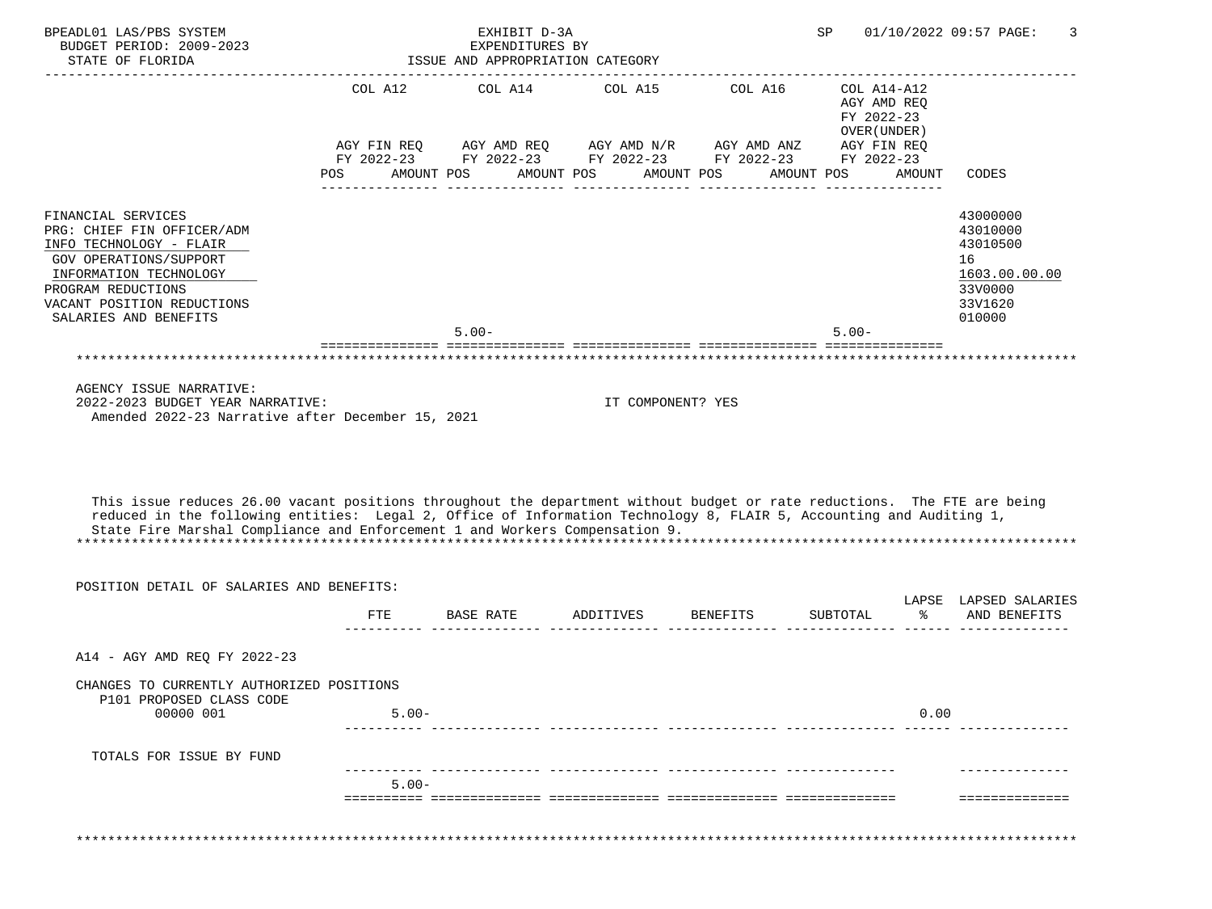BPEADL01 LAS/PBS SYSTEM
BUDGET PERIOD: 2009-2023
STATE OF FLORIDA

EXHIBIT D-3A
EXPENDITURES BY
ISSUE AND APPROPRIATION CATEGORY

SP 01/10/2022 09:57

| | COL A12 AGY FIN REQ FY 2022-23 POS AMOUNT | COL A14 AGY AMD REQ FY 2022-23 POS AMOUNT | COL A15 AGY AMD N/R FY 2022-23 POS AMOUNT | COL A16 AGY AMD ANZ FY 2022-23 POS AMOUNT | COL A14-A12 AGY AMD REQ FY 2022-23 OVER(UNDER) AGY FIN REQ FY 2022-23 POS AMOUNT | CODES |
|---|---|---|---|---|---|---|
| FINANCIAL SERVICES | | | | | | 43000000 |
| PRG: CHIEF FIN OFFICER/ADM | | | | | | 43010000 |
| INFO TECHNOLOGY - FLAIR | | | | | | 43010500 |
| GOV OPERATIONS/SUPPORT | | | | | | 16 |
| INFORMATION TECHNOLOGY | | | | | | 1603.00.00.00 |
| PROGRAM REDUCTIONS | | | | | | 33V0000 |
| VACANT POSITION REDUCTIONS | | | | | | 33V1620 |
| SALARIES AND BENEFITS | | | | | | 010000 |
| | | 5.00- | | | 5.00- | |

AGENCY ISSUE NARRATIVE:
2022-2023 BUDGET YEAR NARRATIVE: IT COMPONENT? YES
Amended 2022-23 Narrative after December 15, 2021

This issue reduces 26.00 vacant positions throughout the department without budget or rate reductions. The FTE are being reduced in the following entities: Legal 2, Office of Information Technology 8, FLAIR 5, Accounting and Auditing 1, State Fire Marshal Compliance and Enforcement 1 and Workers Compensation 9.

POSITION DETAIL OF SALARIES AND BENEFITS:

| | FTE | BASE RATE | ADDITIVES | BENEFITS | SUBTOTAL | LAPSE % | LAPSED SALARIES AND BENEFITS |
|---|---|---|---|---|---|---|---|
| A14 - AGY AMD REQ FY 2022-23 | | | | | | | |
| CHANGES TO CURRENTLY AUTHORIZED POSITIONS | | | | | | | |
| P101 PROPOSED CLASS CODE 00000 001 | 5.00- | | | | | 0.00 | |
| TOTALS FOR ISSUE BY FUND | 5.00- | | | | | | |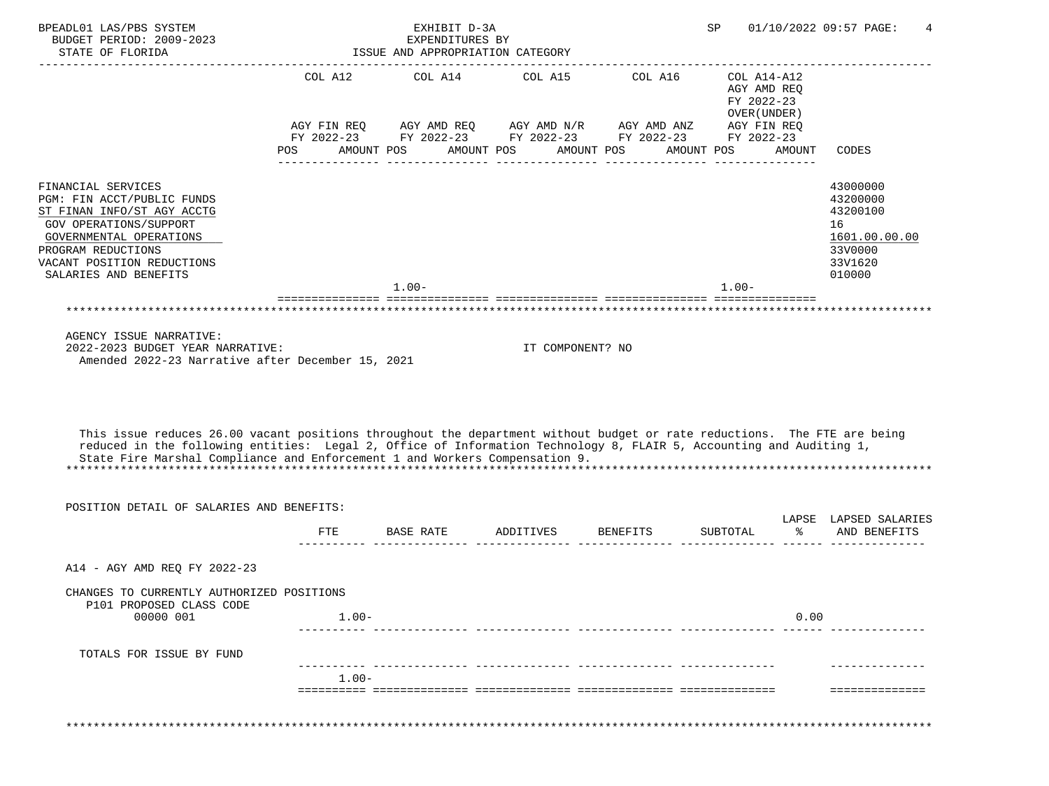BPEADL01 LAS/PBS SYSTEM | EXHIBIT D-3A | SP 01/10/2022 09:57 PAGE: 4
BUDGET PERIOD: 2009-2023 | EXPENDITURES BY
STATE OF FLORIDA | ISSUE AND APPROPRIATION CATEGORY

| | COL A12 AGY FIN REQ FY 2022-23 POS AMOUNT | COL A14 AGY AMD REQ FY 2022-23 POS AMOUNT | COL A15 AGY AMD N/R FY 2022-23 POS AMOUNT | COL A16 AGY AMD ANZ FY 2022-23 POS AMOUNT | COL A14-A12 AGY AMD REQ FY 2022-23 OVER(UNDER) AGY FIN REQ FY 2022-23 POS AMOUNT | CODES |
|---|---|---|---|---|---|---|
| FINANCIAL SERVICES | | | | | | 43000000 |
| PGM: FIN ACCT/PUBLIC FUNDS | | | | | | 43200000 |
| ST FINAN INFO/ST AGY ACCTG | | | | | | 43200100 |
| GOV OPERATIONS/SUPPORT | | | | | | 16 |
| GOVERNMENTAL OPERATIONS | | | | | | 1601.00.00.00 |
| PROGRAM REDUCTIONS | | | | | | 33V0000 |
| VACANT POSITION REDUCTIONS | | | | | | 33V1620 |
| SALARIES AND BENEFITS | | | | | | 010000 |
| | | 1.00- | | | 1.00- | |

AGENCY ISSUE NARRATIVE:
2022-2023 BUDGET YEAR NARRATIVE: IT COMPONENT? NO
Amended 2022-23 Narrative after December 15, 2021

This issue reduces 26.00 vacant positions throughout the department without budget or rate reductions. The FTE are being reduced in the following entities: Legal 2, Office of Information Technology 8, FLAIR 5, Accounting and Auditing 1, State Fire Marshal Compliance and Enforcement 1 and Workers Compensation 9.

POSITION DETAIL OF SALARIES AND BENEFITS:

| | FTE | BASE RATE | ADDITIVES | BENEFITS | SUBTOTAL | LAPSE % | LAPSED SALARIES AND BENEFITS |
|---|---|---|---|---|---|---|---|
| A14 - AGY AMD REQ FY 2022-23 | | | | | | | |
| CHANGES TO CURRENTLY AUTHORIZED POSITIONS | | | | | | | |
| P101 PROPOSED CLASS CODE | | | | | | | |
| 00000 001 | 1.00- | | | | | 0.00 | |
| TOTALS FOR ISSUE BY FUND | | | | | | | |
| | 1.00- | | | | | | |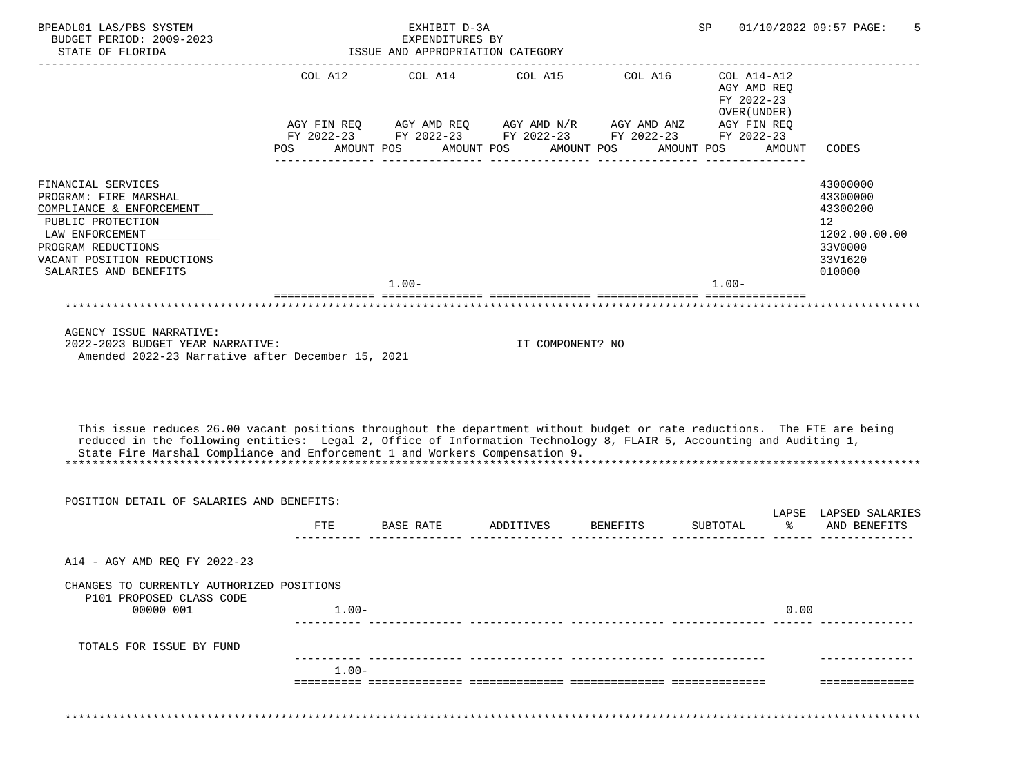BPEADL01 LAS/PBS SYSTEM — EXHIBIT D-3A — SP 01/10/2022 09:57 PAGE: 5
BUDGET PERIOD: 2009-2023 — EXPENDITURES BY
STATE OF FLORIDA — ISSUE AND APPROPRIATION CATEGORY

| | COL A12 AGY FIN REQ FY 2022-23 POS AMOUNT | COL A14 AGY AMD REQ FY 2022-23 POS AMOUNT | COL A15 AGY AMD N/R FY 2022-23 POS AMOUNT | COL A16 AGY AMD ANZ FY 2022-23 POS AMOUNT | COL A14-A12 AGY AMD REQ FY 2022-23 OVER(UNDER) AGY FIN REQ FY 2022-23 POS AMOUNT | CODES |
|---|---|---|---|---|---|---|
| FINANCIAL SERVICES | | | | | | 43000000 |
| PROGRAM: FIRE MARSHAL | | | | | | 43300000 |
| COMPLIANCE & ENFORCEMENT | | | | | | 43300200 |
| PUBLIC PROTECTION | | | | | | 12 |
| LAW ENFORCEMENT | | | | | | 1202.00.00.00 |
| PROGRAM REDUCTIONS | | | | | | 33V0000 |
| VACANT POSITION REDUCTIONS | | | | | | 33V1620 |
| SALARIES AND BENEFITS | | | | | | 010000 |
| | | 1.00- | | | 1.00- | |

AGENCY ISSUE NARRATIVE:
2022-2023 BUDGET YEAR NARRATIVE: IT COMPONENT? NO
Amended 2022-23 Narrative after December 15, 2021

This issue reduces 26.00 vacant positions throughout the department without budget or rate reductions. The FTE are being reduced in the following entities: Legal 2, Office of Information Technology 8, FLAIR 5, Accounting and Auditing 1, State Fire Marshal Compliance and Enforcement 1 and Workers Compensation 9.

POSITION DETAIL OF SALARIES AND BENEFITS:

| | FTE | BASE RATE | ADDITIVES | BENEFITS | SUBTOTAL | LAPSE % | LAPSED SALARIES AND BENEFITS |
|---|---|---|---|---|---|---|---|
| A14 - AGY AMD REQ FY 2022-23 | | | | | | | |
| CHANGES TO CURRENTLY AUTHORIZED POSITIONS | | | | | | | |
| P101 PROPOSED CLASS CODE 00000 001 | 1.00- | | | | | 0.00 | |
| TOTALS FOR ISSUE BY FUND | 1.00- | | | | | | |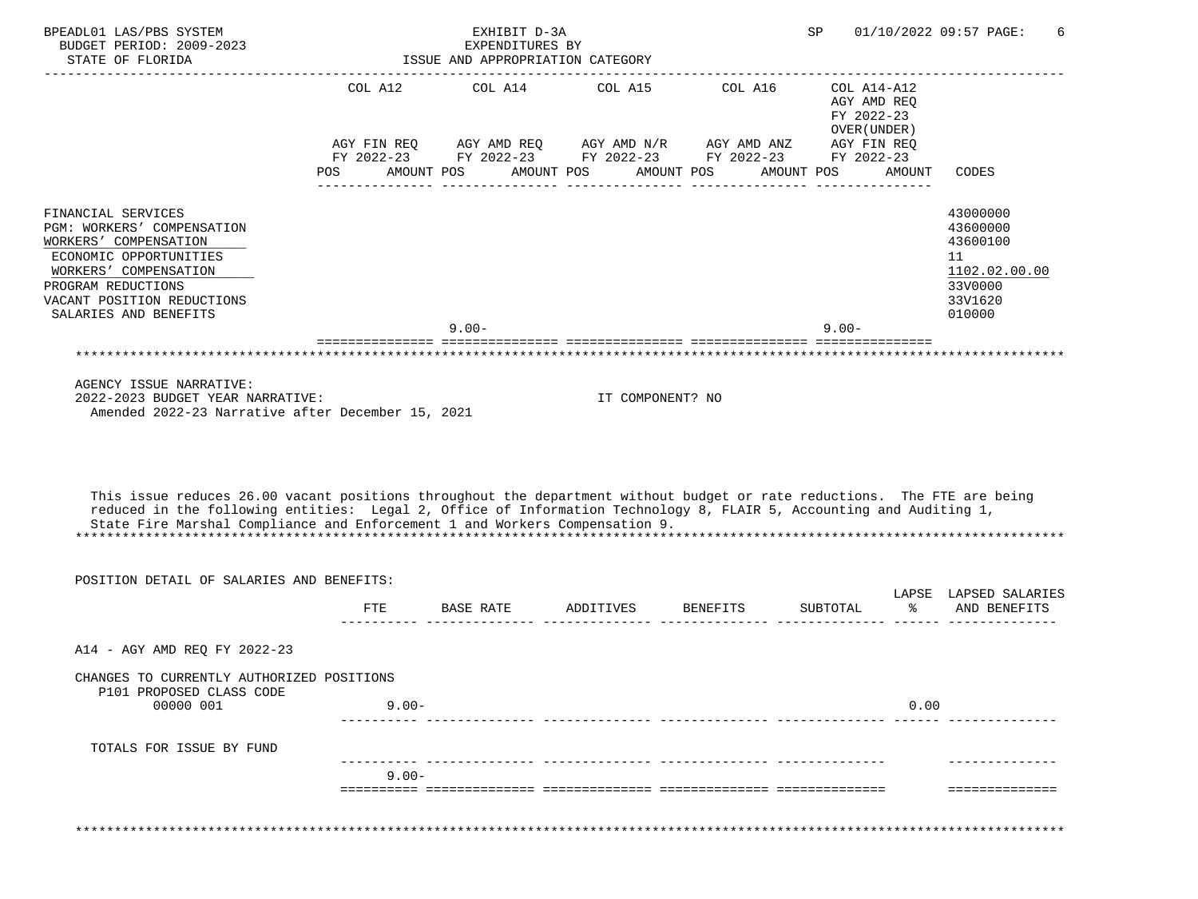BPEADL01 LAS/PBS SYSTEM — EXHIBIT D-3A — EXPENDITURES BY ISSUE AND APPROPRIATION CATEGORY — SP 01/10/2022 09:57

BUDGET PERIOD: 2009-2023
STATE OF FLORIDA

| | COL A12 AGY FIN REQ FY 2022-23 POS | AMOUNT | COL A14 AGY AMD REQ FY 2022-23 POS | AMOUNT | COL A15 AGY AMD N/R FY 2022-23 POS | AMOUNT | COL A16 AGY AMD ANZ FY 2022-23 POS | AMOUNT | COL A14-A12 AGY AMD REQ FY 2022-23 OVER(UNDER) AGY FIN REQ FY 2022-23 POS | AMOUNT | CODES |
|---|---|---|---|---|---|---|---|---|---|---|---|
| FINANCIAL SERVICES | | | | | | | | | | | 43000000 |
| PGM: WORKERS' COMPENSATION | | | | | | | | | | | 43600000 |
| WORKERS' COMPENSATION | | | | | | | | | | | 43600100 |
| ECONOMIC OPPORTUNITIES | | | | | | | | | | | 11 |
| WORKERS' COMPENSATION | | | | | | | | | | | 1102.02.00.00 |
| PROGRAM REDUCTIONS | | | | | | | | | | | 33V0000 |
| VACANT POSITION REDUCTIONS | | | | | | | | | | | 33V1620 |
| SALARIES AND BENEFITS | | | | | | | | | | | 010000 |
| | | | 9.00- | | | | | | 9.00- | | |

AGENCY ISSUE NARRATIVE:
2022-2023 BUDGET YEAR NARRATIVE: IT COMPONENT? NO
Amended 2022-23 Narrative after December 15, 2021

This issue reduces 26.00 vacant positions throughout the department without budget or rate reductions. The FTE are being reduced in the following entities: Legal 2, Office of Information Technology 8, FLAIR 5, Accounting and Auditing 1, State Fire Marshal Compliance and Enforcement 1 and Workers Compensation 9.

POSITION DETAIL OF SALARIES AND BENEFITS:

| | FTE | BASE RATE | ADDITIVES | BENEFITS | SUBTOTAL | LAPSE % | LAPSED SALARIES AND BENEFITS |
|---|---|---|---|---|---|---|---|
| A14 - AGY AMD REQ FY 2022-23 | | | | | | | |
| CHANGES TO CURRENTLY AUTHORIZED POSITIONS | | | | | | | |
| P101 PROPOSED CLASS CODE | | | | | | | |
| 00000 001 | 9.00- | | | | | 0.00 | |
| TOTALS FOR ISSUE BY FUND | 9.00- | | | | | | |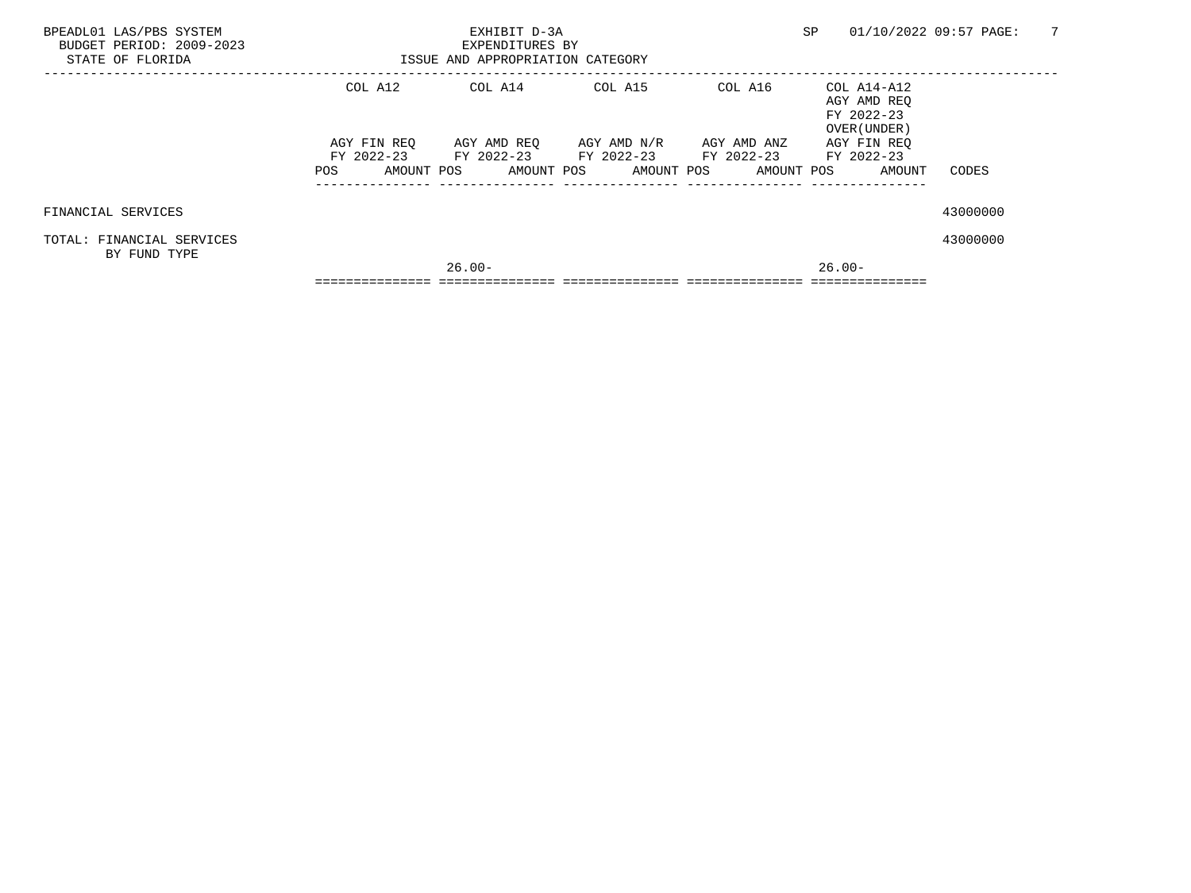BPEADL01 LAS/PBS SYSTEM
BUDGET PERIOD: 2009-2023
STATE OF FLORIDA

EXHIBIT D-3A
EXPENDITURES BY
ISSUE AND APPROPRIATION CATEGORY

SP 01/10/2022 09:57

| | COL A12 AGY FIN REQ FY 2022-23 POS | AMOUNT | COL A14 AGY AMD REQ FY 2022-23 POS | AMOUNT | COL A15 AGY AMD N/R FY 2022-23 POS | AMOUNT | COL A16 AGY AMD ANZ FY 2022-23 POS | AMOUNT | COL A14-A12 AGY AMD REQ FY 2022-23 OVER(UNDER) AGY FIN REQ FY 2022-23 POS | AMOUNT | CODES |
|---|---|---|---|---|---|---|---|---|---|---|---|
| FINANCIAL SERVICES | | | | | | | | | | | 43000000 |
| TOTAL: FINANCIAL SERVICES BY FUND TYPE | | | 26.00- | | | | | | 26.00- | | 43000000 |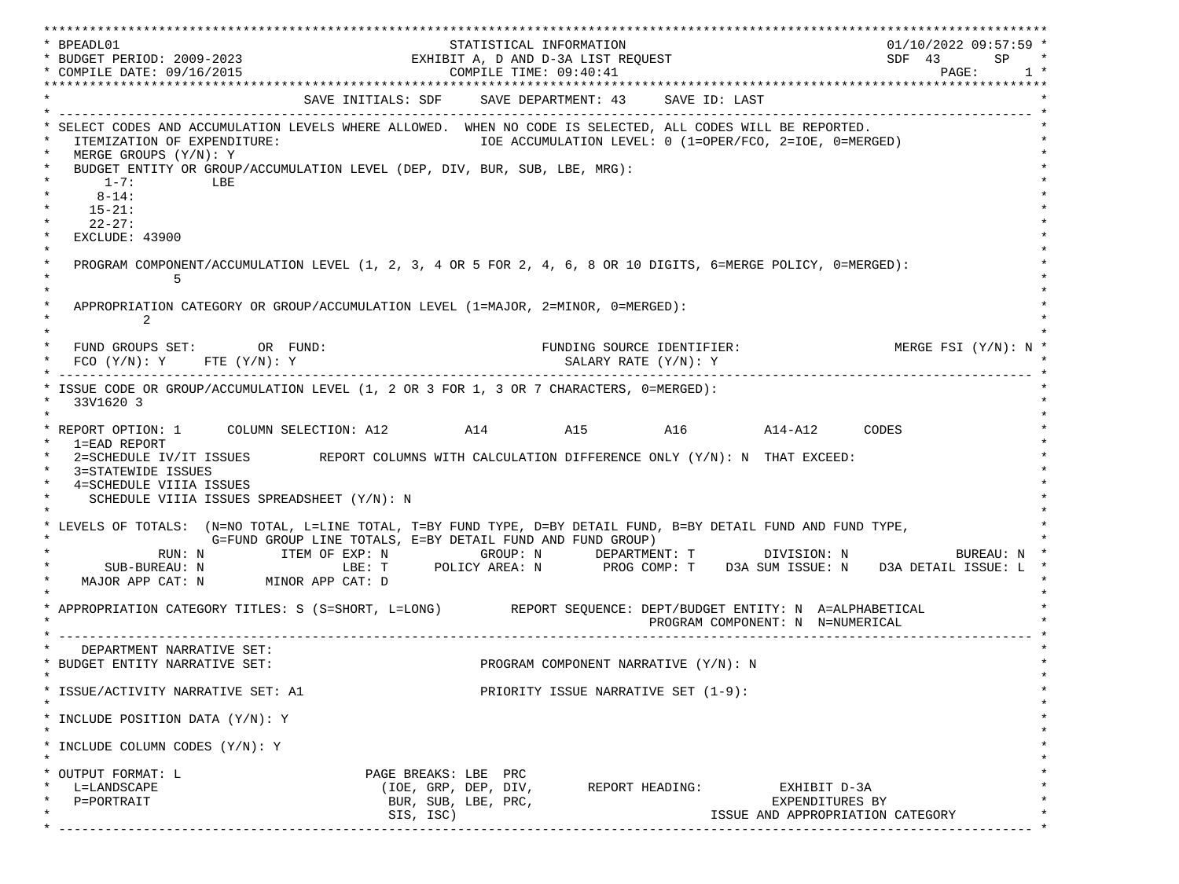```
************************************************************************************************************************************
* BPEADL01                                        STATISTICAL INFORMATION                                        01/10/2022 09:57:59 *
* BUDGET PERIOD: 2009-2023                  EXHIBIT A, D AND D-3A LIST REQUEST                                  SDF  43      SP    *
* COMPILE DATE: 09/16/2015                          COMPILE TIME: 09:40:41                                               PAGE:      1 *
************************************************************************************************************************************
*                                 SAVE INITIALS: SDF     SAVE DEPARTMENT: 43     SAVE ID: LAST                                        *
* ---------------------------------------------------------------------------------------------------------------------------------- *
* SELECT CODES AND ACCUMULATION LEVELS WHERE ALLOWED.  WHEN NO CODE IS SELECTED, ALL CODES WILL BE REPORTED.                          *
*   ITEMIZATION OF EXPENDITURE:                         IOE ACCUMULATION LEVEL: 0 (1=OPER/FCO, 2=IOE, 0=MERGED)                       *
*   MERGE GROUPS (Y/N): Y                                                                                                            *
*   BUDGET ENTITY OR GROUP/ACCUMULATION LEVEL (DEP, DIV, BUR, SUB, LBE, MRG):                                                        *
*       1-7:         LBE                                                                                                             *
*      8-14:                                                                                                                         *
*     15-21:                                                                                                                         *
*     22-27:                                                                                                                         *
*   EXCLUDE: 43900                                                                                                                   *
*                                                                                                                                    *
*   PROGRAM COMPONENT/ACCUMULATION LEVEL (1, 2, 3, 4 OR 5 FOR 2, 4, 6, 8 OR 10 DIGITS, 6=MERGE POLICY, 0=MERGED):                    *
*              5                                                                                                                     *
*                                                                                                                                    *
*   APPROPRIATION CATEGORY OR GROUP/ACCUMULATION LEVEL (1=MAJOR, 2=MINOR, 0=MERGED):                                                 *
*           2                                                                                                                        *
*                                                                                                                                    *
*   FUND GROUPS SET:        OR  FUND:                           FUNDING SOURCE IDENTIFIER:                     MERGE FSI (Y/N): N *
*   FCO (Y/N): Y     FTE (Y/N): Y                                 SALARY RATE (Y/N): Y                                               *
* ---------------------------------------------------------------------------------------------------------------------------------- *
* ISSUE CODE OR GROUP/ACCUMULATION LEVEL (1, 2 OR 3 FOR 1, 3 OR 7 CHARACTERS, 0=MERGED):                                             *
*   33V1620 3                                                                                                                        *
*                                                                                                                                    *
* REPORT OPTION: 1      COLUMN SELECTION: A12          A14          A15          A16          A14-A12      CODES                    *
*   1=EAD REPORT                                                                                                                     *
*   2=SCHEDULE IV/IT ISSUES         REPORT COLUMNS WITH CALCULATION DIFFERENCE ONLY (Y/N): N  THAT EXCEED:                           *
*   3=STATEWIDE ISSUES                                                                                                               *
*   4=SCHEDULE VIIIA ISSUES                                                                                                          *
*     SCHEDULE VIIIA ISSUES SPREADSHEET (Y/N): N                                                                                     *
*                                                                                                                                    *
* LEVELS OF TOTALS:  (N=NO TOTAL, L=LINE TOTAL, T=BY FUND TYPE, D=BY DETAIL FUND, B=BY DETAIL FUND AND FUND TYPE,                    *
*                    G=FUND GROUP LINE TOTALS, E=BY DETAIL FUND AND FUND GROUP)                                                      *
*              RUN: N         ITEM OF EXP: N            GROUP: N       DEPARTMENT: T         DIVISION: N              BUREAU: N *
*       SUB-BUREAU: N                  LBE: T      POLICY AREA: N        PROG COMP: T    D3A SUM ISSUE: N    D3A DETAIL ISSUE: L *
*    MAJOR APP CAT: N       MINOR APP CAT: D                                                                                         *
*                                                                                                                                    *
* APPROPRIATION CATEGORY TITLES: S (S=SHORT, L=LONG)         REPORT SEQUENCE: DEPT/BUDGET ENTITY: N  A=ALPHABETICAL                 *
*                                                                              PROGRAM COMPONENT: N  N=NUMERICAL                     *
* ---------------------------------------------------------------------------------------------------------------------------------- *
*    DEPARTMENT NARRATIVE SET:                                                                                                       *
* BUDGET ENTITY NARRATIVE SET:                          PROGRAM COMPONENT NARRATIVE (Y/N): N                                         *
*                                                                                                                                    *
* ISSUE/ACTIVITY NARRATIVE SET: A1                      PRIORITY ISSUE NARRATIVE SET (1-9):                                          *
*                                                                                                                                    *
* INCLUDE POSITION DATA (Y/N): Y                                                                                                     *
*                                                                                                                                    *
* INCLUDE COLUMN CODES (Y/N): Y                                                                                                      *
*                                                                                                                                    *
* OUTPUT FORMAT: L                       PAGE BREAKS: LBE  PRC                                                                       *
*   L=LANDSCAPE                           (IOE, GRP, DEP, DIV,       REPORT HEADING:          EXHIBIT D-3A                           *
*   P=PORTRAIT                             BUR, SUB, LBE, PRC,                               EXPENDITURES BY                         *
*                                          SIS, ISC)                                 ISSUE AND APPROPRIATION CATEGORY                *
* ---------------------------------------------------------------------------------------------------------------------------------- *
```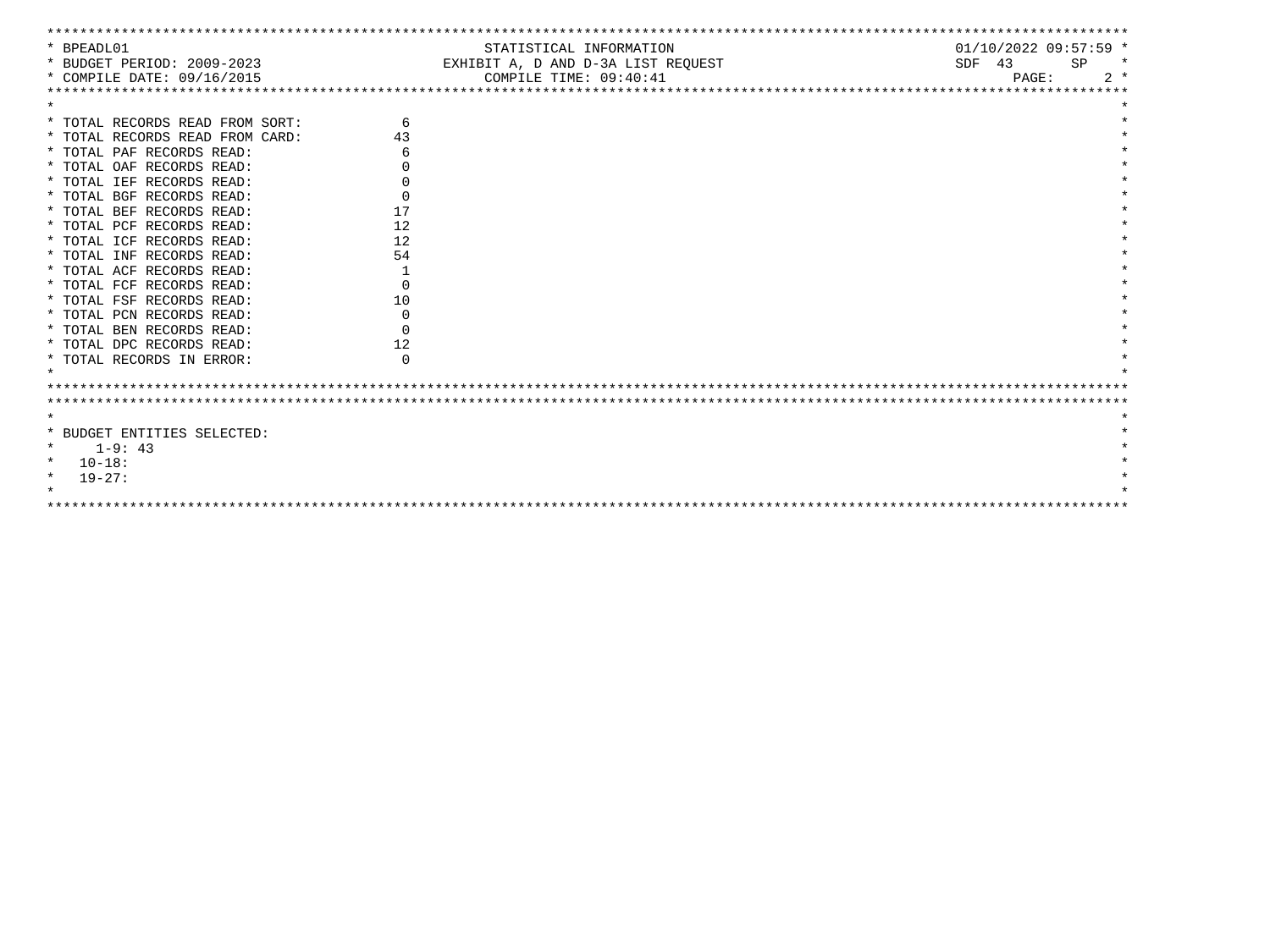BPEADL01 | STATISTICAL INFORMATION | 01/10/2022 09:57:59

BUDGET PERIOD: 2009-2023 | EXHIBIT A, D AND D-3A LIST REQUEST | SDF 43 SP

COMPILE DATE: 09/16/2015 | COMPILE TIME: 09:40:41 | PAGE: 2

| | |
|---|---|
| TOTAL RECORDS READ FROM SORT: | 6 |
| TOTAL RECORDS READ FROM CARD: | 43 |
| TOTAL PAF RECORDS READ: | 6 |
| TOTAL OAF RECORDS READ: | 0 |
| TOTAL IEF RECORDS READ: | 0 |
| TOTAL BGF RECORDS READ: | 0 |
| TOTAL BEF RECORDS READ: | 17 |
| TOTAL PCF RECORDS READ: | 12 |
| TOTAL ICF RECORDS READ: | 12 |
| TOTAL INF RECORDS READ: | 54 |
| TOTAL ACF RECORDS READ: | 1 |
| TOTAL FCF RECORDS READ: | 0 |
| TOTAL FSF RECORDS READ: | 10 |
| TOTAL PCN RECORDS READ: | 0 |
| TOTAL BEN RECORDS READ: | 0 |
| TOTAL DPC RECORDS READ: | 12 |
| TOTAL RECORDS IN ERROR: | 0 |

BUDGET ENTITIES SELECTED:

1-9: 43

10-18:

19-27: